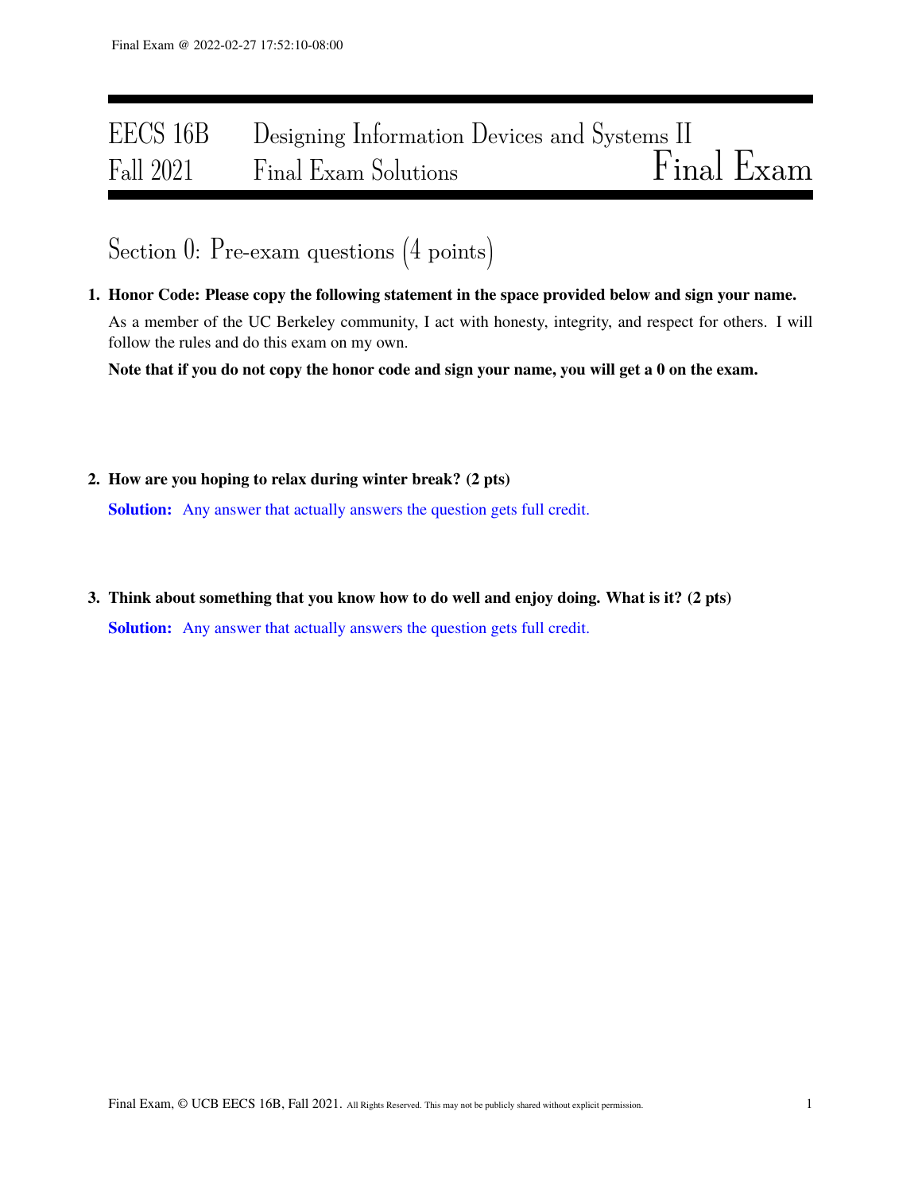# EECS 16B Designing Information Devices and Systems II
## Fall 2021 Final Exam Solutions — Final Exam

## Section 0: Pre-exam questions (4 points)

**1. Honor Code: Please copy the following statement in the space provided below and sign your name.**

As a member of the UC Berkeley community, I act with honesty, integrity, and respect for others. I will follow the rules and do this exam on my own.

**Note that if you do not copy the honor code and sign your name, you will get a 0 on the exam.**

**2. How are you hoping to relax during winter break? (2 pts)**

**Solution:** Any answer that actually answers the question gets full credit.

**3. Think about something that you know how to do well and enjoy doing. What is it? (2 pts)**

**Solution:** Any answer that actually answers the question gets full credit.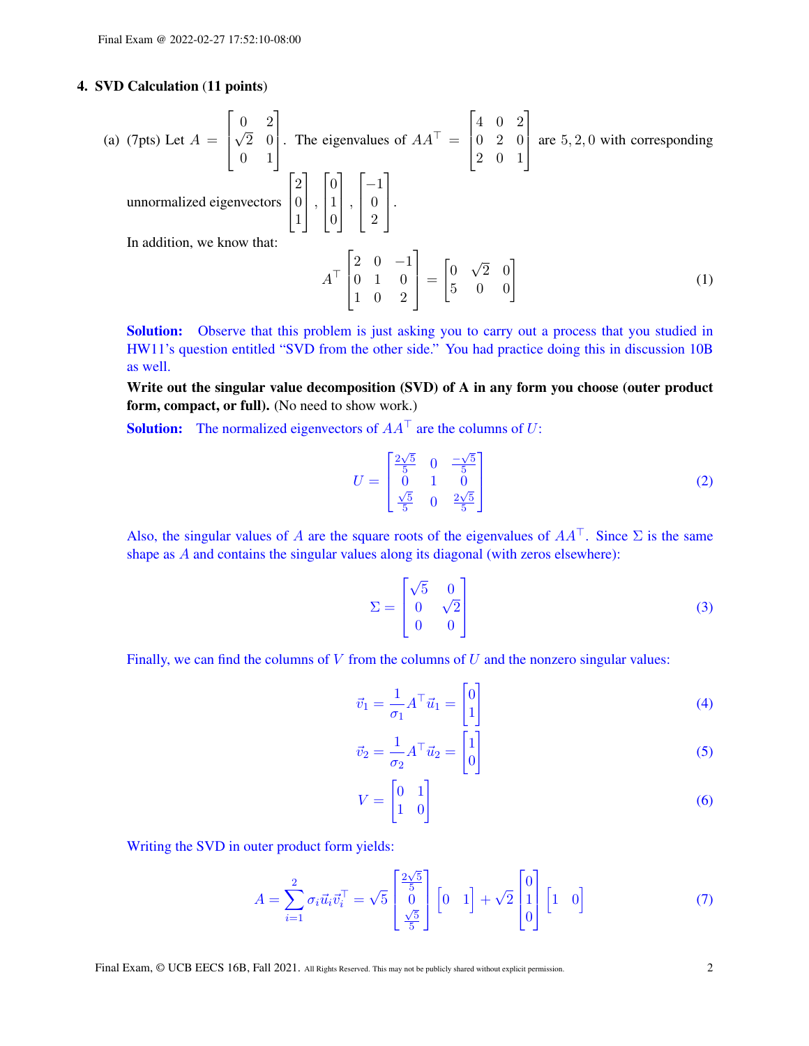## 4. SVD Calculation (11 points)

(a) (7pts) Let $A = \begin{bmatrix} 0 & 2 \\ \sqrt{2} & 0 \\ 0 & 1 \end{bmatrix}$. The eigenvalues of $AA^\top = \begin{bmatrix} 4 & 0 & 2 \\ 0 & 2 & 0 \\ 2 & 0 & 1 \end{bmatrix}$ are $5, 2, 0$ with corresponding unnormalized eigenvectors $\begin{bmatrix} 2 \\ 0 \\ 1 \end{bmatrix}, \begin{bmatrix} 0 \\ 1 \\ 0 \end{bmatrix}, \begin{bmatrix} -1 \\ 0 \\ 2 \end{bmatrix}$.

In addition, we know that:

$$A^\top \begin{bmatrix} 2 & 0 & -1 \\ 0 & 1 & 0 \\ 1 & 0 & 2 \end{bmatrix} = \begin{bmatrix} 0 & \sqrt{2} & 0 \\ 5 & 0 & 0 \end{bmatrix} \tag{1}$$

**Solution:** Observe that this problem is just asking you to carry out a process that you studied in HW11's question entitled "SVD from the other side." You had practice doing this in discussion 10B as well.

**Write out the singular value decomposition (SVD) of A in any form you choose (outer product form, compact, or full).** (No need to show work.)

**Solution:** The normalized eigenvectors of $AA^\top$ are the columns of $U$:

$$U = \begin{bmatrix} \frac{2\sqrt{5}}{5} & 0 & \frac{-\sqrt{5}}{5} \\ 0 & 1 & 0 \\ \frac{\sqrt{5}}{5} & 0 & \frac{2\sqrt{5}}{5} \end{bmatrix} \tag{2}$$

Also, the singular values of $A$ are the square roots of the eigenvalues of $AA^\top$. Since $\Sigma$ is the same shape as $A$ and contains the singular values along its diagonal (with zeros elsewhere):

$$\Sigma = \begin{bmatrix} \sqrt{5} & 0 \\ 0 & \sqrt{2} \\ 0 & 0 \end{bmatrix} \tag{3}$$

Finally, we can find the columns of $V$ from the columns of $U$ and the nonzero singular values:

$$\vec{v}_1 = \frac{1}{\sigma_1} A^\top \vec{u}_1 = \begin{bmatrix} 0 \\ 1 \end{bmatrix} \tag{4}$$

$$\vec{v}_2 = \frac{1}{\sigma_2} A^\top \vec{u}_2 = \begin{bmatrix} 1 \\ 0 \end{bmatrix} \tag{5}$$

$$V = \begin{bmatrix} 0 & 1 \\ 1 & 0 \end{bmatrix} \tag{6}$$

Writing the SVD in outer product form yields:

$$A = \sum_{i=1}^{2} \sigma_i \vec{u}_i \vec{v}_i^\top = \sqrt{5} \begin{bmatrix} \frac{2\sqrt{5}}{5} \\ 0 \\ \frac{\sqrt{5}}{5} \end{bmatrix} \begin{bmatrix} 0 & 1 \end{bmatrix} + \sqrt{2} \begin{bmatrix} 0 \\ 1 \\ 0 \end{bmatrix} \begin{bmatrix} 1 & 0 \end{bmatrix} \tag{7}$$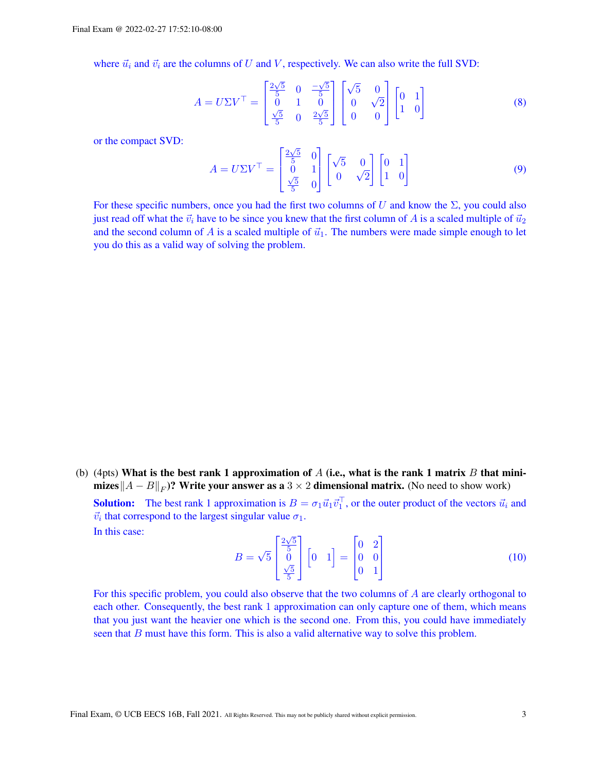where $\vec{u}_i$ and $\vec{v}_i$ are the columns of $U$ and $V$, respectively. We can also write the full SVD:

$$A = U\Sigma V^\top = \begin{bmatrix} \frac{2\sqrt{5}}{5} & 0 & \frac{-\sqrt{5}}{5} \\ 0 & 1 & 0 \\ \frac{\sqrt{5}}{5} & 0 & \frac{2\sqrt{5}}{5} \end{bmatrix} \begin{bmatrix} \sqrt{5} & 0 \\ 0 & \sqrt{2} \\ 0 & 0 \end{bmatrix} \begin{bmatrix} 0 & 1 \\ 1 & 0 \end{bmatrix} \tag{8}$$

or the compact SVD:

$$A = U\Sigma V^\top = \begin{bmatrix} \frac{2\sqrt{5}}{5} & 0 \\ 0 & 1 \\ \frac{\sqrt{5}}{5} & 0 \end{bmatrix} \begin{bmatrix} \sqrt{5} & 0 \\ 0 & \sqrt{2} \end{bmatrix} \begin{bmatrix} 0 & 1 \\ 1 & 0 \end{bmatrix} \tag{9}$$

For these specific numbers, once you had the first two columns of $U$ and know the $\Sigma$, you could also just read off what the $\vec{v}_i$ have to be since you knew that the first column of $A$ is a scaled multiple of $\vec{u}_2$ and the second column of $A$ is a scaled multiple of $\vec{u}_1$. The numbers were made simple enough to let you do this as a valid way of solving the problem.

(b) (4pts) **What is the best rank 1 approximation of $A$ (i.e., what is the rank 1 matrix $B$ that minimizes $\|A - B\|_F$)? Write your answer as a $3 \times 2$ dimensional matrix.** (No need to show work)

**Solution:** The best rank 1 approximation is $B = \sigma_1 \vec{u}_1 \vec{v}_1^\top$, or the outer product of the vectors $\vec{u}_i$ and $\vec{v}_i$ that correspond to the largest singular value $\sigma_1$.

In this case:

$$B = \sqrt{5} \begin{bmatrix} \frac{2\sqrt{5}}{5} \\ 0 \\ \frac{\sqrt{5}}{5} \end{bmatrix} \begin{bmatrix} 0 & 1 \end{bmatrix} = \begin{bmatrix} 0 & 2 \\ 0 & 0 \\ 0 & 1 \end{bmatrix} \tag{10}$$

For this specific problem, you could also observe that the two columns of $A$ are clearly orthogonal to each other. Consequently, the best rank 1 approximation can only capture one of them, which means that you just want the heavier one which is the second one. From this, you could have immediately seen that $B$ must have this form. This is also a valid alternative way to solve this problem.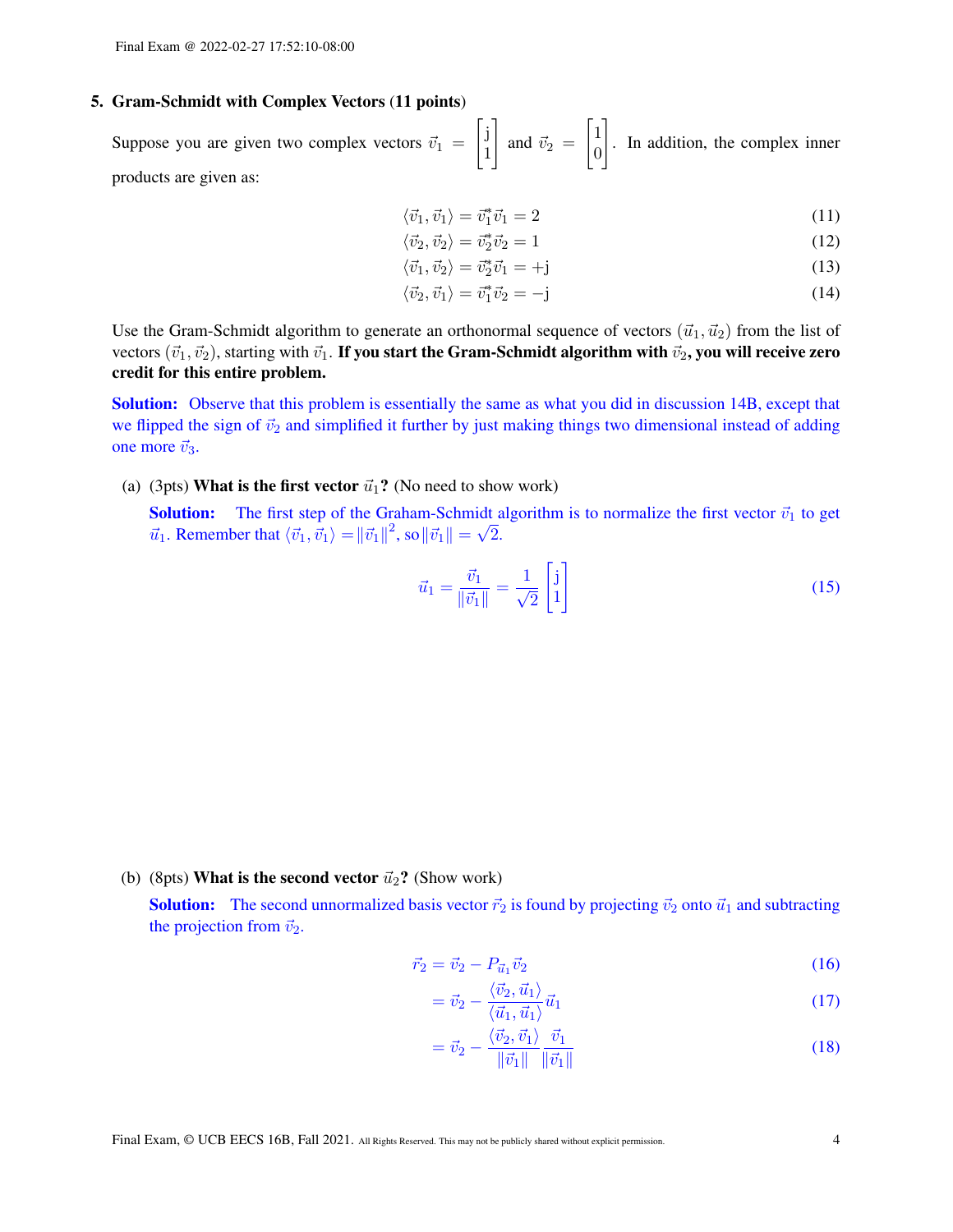## 5. Gram-Schmidt with Complex Vectors (11 points)

Suppose you are given two complex vectors $\vec{v}_1 = \begin{bmatrix} \mathrm{j} \\ 1 \end{bmatrix}$ and $\vec{v}_2 = \begin{bmatrix} 1 \\ 0 \end{bmatrix}$. In addition, the complex inner products are given as:

$$\langle \vec{v}_1, \vec{v}_1 \rangle = \vec{v}_1^* \vec{v}_1 = 2 \tag{11}$$

$$\langle \vec{v}_2, \vec{v}_2 \rangle = \vec{v}_2^* \vec{v}_2 = 1 \tag{12}$$

$$\langle \vec{v}_1, \vec{v}_2 \rangle = \vec{v}_2^* \vec{v}_1 = +\mathrm{j} \tag{13}$$

$$\langle \vec{v}_2, \vec{v}_1 \rangle = \vec{v}_1^* \vec{v}_2 = -\mathrm{j} \tag{14}$$

Use the Gram-Schmidt algorithm to generate an orthonormal sequence of vectors $(\vec{u}_1, \vec{u}_2)$ from the list of vectors $(\vec{v}_1, \vec{v}_2)$, starting with $\vec{v}_1$. **If you start the Gram-Schmidt algorithm with $\vec{v}_2$, you will receive zero credit for this entire problem.**

**Solution:** Observe that this problem is essentially the same as what you did in discussion 14B, except that we flipped the sign of $\vec{v}_2$ and simplified it further by just making things two dimensional instead of adding one more $\vec{v}_3$.

(a) (3pts) **What is the first vector $\vec{u}_1$?** (No need to show work)

**Solution:** The first step of the Graham-Schmidt algorithm is to normalize the first vector $\vec{v}_1$ to get $\vec{u}_1$. Remember that $\langle \vec{v}_1, \vec{v}_1 \rangle = \|\vec{v}_1\|^2$, so $\|\vec{v}_1\| = \sqrt{2}$.

$$\vec{u}_1 = \frac{\vec{v}_1}{\|\vec{v}_1\|} = \frac{1}{\sqrt{2}} \begin{bmatrix} \mathrm{j} \\ 1 \end{bmatrix} \tag{15}$$

(b) (8pts) **What is the second vector $\vec{u}_2$?** (Show work)

**Solution:** The second unnormalized basis vector $\vec{r}_2$ is found by projecting $\vec{v}_2$ onto $\vec{u}_1$ and subtracting the projection from $\vec{v}_2$.

$$\vec{r}_2 = \vec{v}_2 - P_{\vec{u}_1} \vec{v}_2 \tag{16}$$

$$= \vec{v}_2 - \frac{\langle \vec{v}_2, \vec{u}_1 \rangle}{\langle \vec{u}_1, \vec{u}_1 \rangle} \vec{u}_1 \tag{17}$$

$$= \vec{v}_2 - \frac{\langle \vec{v}_2, \vec{v}_1 \rangle}{\|\vec{v}_1\|} \frac{\vec{v}_1}{\|\vec{v}_1\|} \tag{18}$$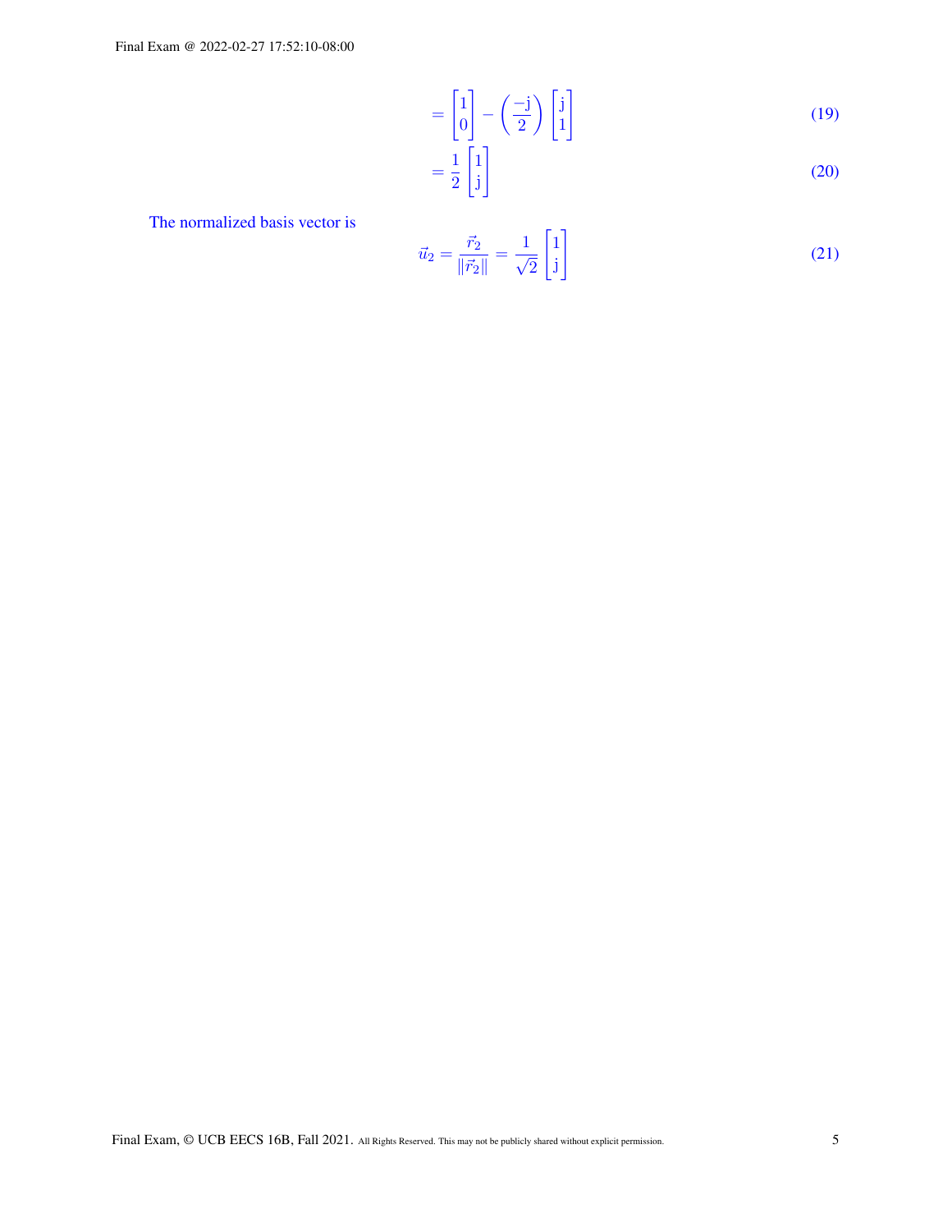$$= \begin{bmatrix} 1 \\ 0 \end{bmatrix} - \left( \frac{-\mathrm{j}}{2} \right) \begin{bmatrix} \mathrm{j} \\ 1 \end{bmatrix} \tag{19}$$

$$= \frac{1}{2} \begin{bmatrix} 1 \\ \mathrm{j} \end{bmatrix} \tag{20}$$

The normalized basis vector is

$$\vec{u}_2 = \frac{\vec{r}_2}{\|\vec{r}_2\|} = \frac{1}{\sqrt{2}} \begin{bmatrix} 1 \\ \mathrm{j} \end{bmatrix} \tag{21}$$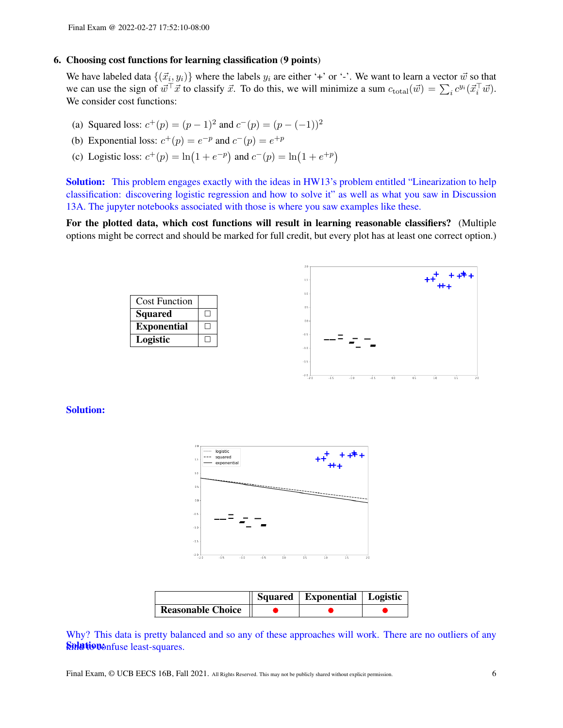## 6. Choosing cost functions for learning classification (9 points)

We have labeled data $\{(\vec{x}_i, y_i)\}$ where the labels $y_i$ are either '+' or '-'. We want to learn a vector $\vec{w}$ so that we can use the sign of $\vec{w}^\top \vec{x}$ to classify $\vec{x}$. To do this, we will minimize a sum $c_{\text{total}}(\vec{w}) = \sum_i c^{y_i}(\vec{x}_i^\top \vec{w})$. We consider cost functions:

(a) Squared loss: $c^+(p) = (p-1)^2$ and $c^-(p) = (p-(-1))^2$

(b) Exponential loss: $c^+(p) = e^{-p}$ and $c^-(p) = e^{+p}$

(c) Logistic loss: $c^+(p) = \ln(1+e^{-p})$ and $c^-(p) = \ln(1+e^{+p})$

**Solution:** This problem engages exactly with the ideas in HW13's problem entitled "Linearization to help classification: discovering logistic regression and how to solve it" as well as what you saw in Discussion 13A. The jupyter notebooks associated with those is where you saw examples like these.

**For the plotted data, which cost functions will result in learning reasonable classifiers?** (Multiple options might be correct and should be marked for full credit, but every plot has at least one correct option.)

| Cost Function | |
|---|---|
| **Squared** | ☐ |
| **Exponential** | ☐ |
| **Logistic** | ☐ |

**Solution:**

| | Squared | Exponential | Logistic |
|---|---|---|---|
| **Reasonable Choice** | ● | ● | ● |

Why? This data is pretty balanced and so any of these approaches will work. There are no outliers of any kind to confuse least-squares.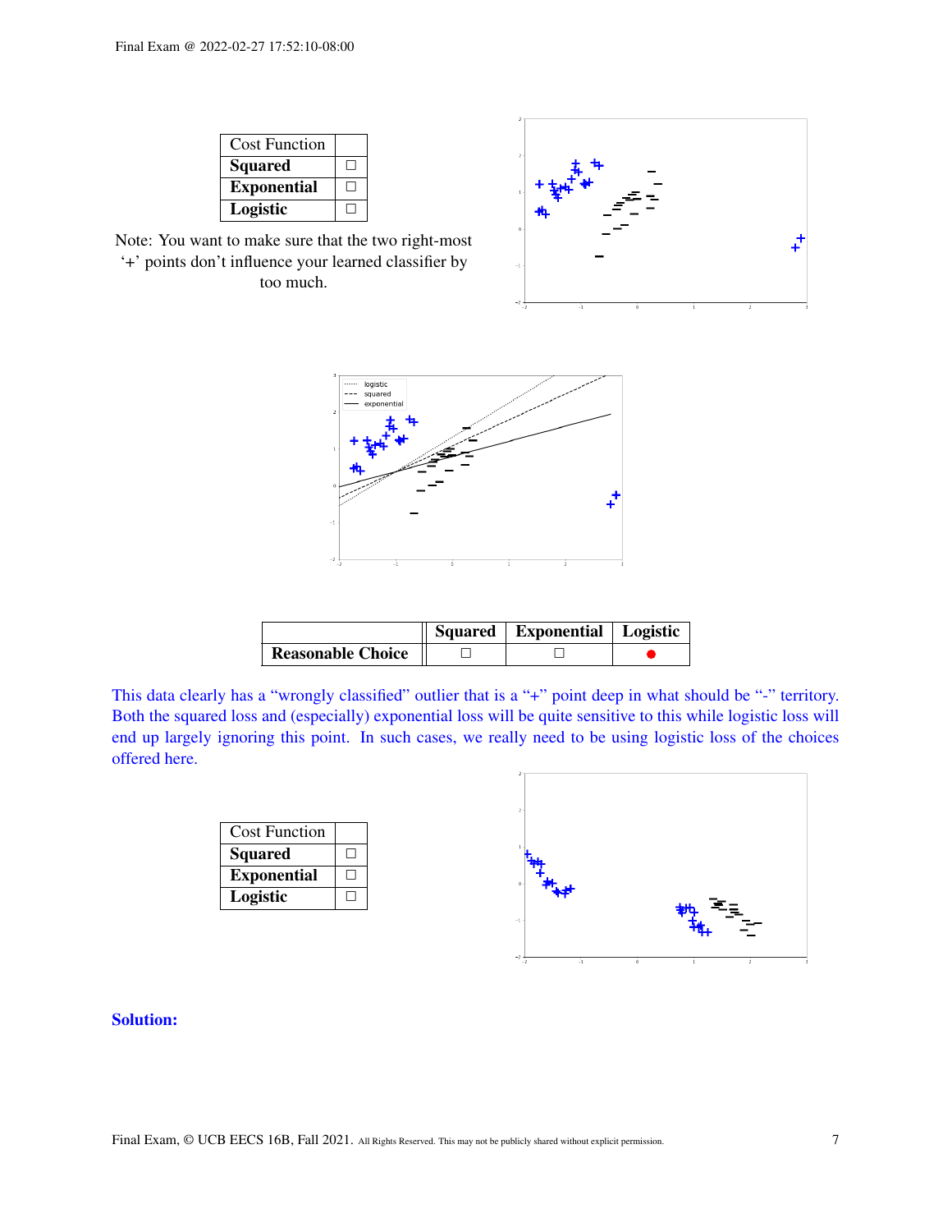| Cost Function | |
|---|---|
| **Squared** | ☐ |
| **Exponential** | ☐ |
| **Logistic** | ☐ |

Note: You want to make sure that the two right-most '+' points don't influence your learned classifier by too much.

| | **Squared** | **Exponential** | **Logistic** |
|---|---|---|---|
| **Reasonable Choice** | ☐ | ☐ | ● |

This data clearly has a "wrongly classified" outlier that is a "+" point deep in what should be "-" territory. Both the squared loss and (especially) exponential loss will be quite sensitive to this while logistic loss will end up largely ignoring this point. In such cases, we really need to be using logistic loss of the choices offered here.

| Cost Function | |
|---|---|
| **Squared** | ☐ |
| **Exponential** | ☐ |
| **Logistic** | ☐ |

**Solution:**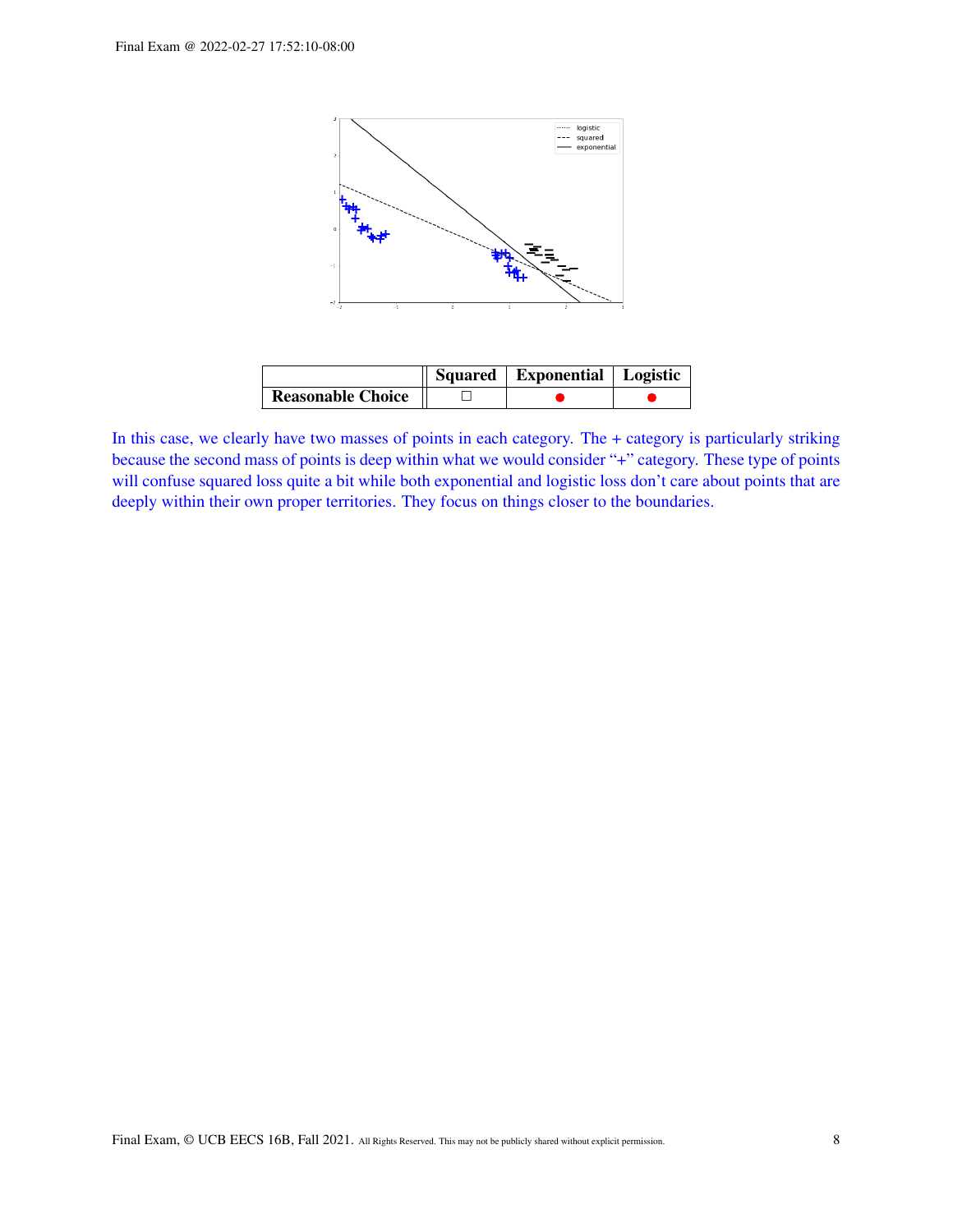| | Squared | Exponential | Logistic |
|---|---|---|---|
| **Reasonable Choice** | ☐ | ● | ● |

In this case, we clearly have two masses of points in each category. The + category is particularly striking because the second mass of points is deep within what we would consider "+" category. These type of points will confuse squared loss quite a bit while both exponential and logistic loss don't care about points that are deeply within their own proper territories. They focus on things closer to the boundaries.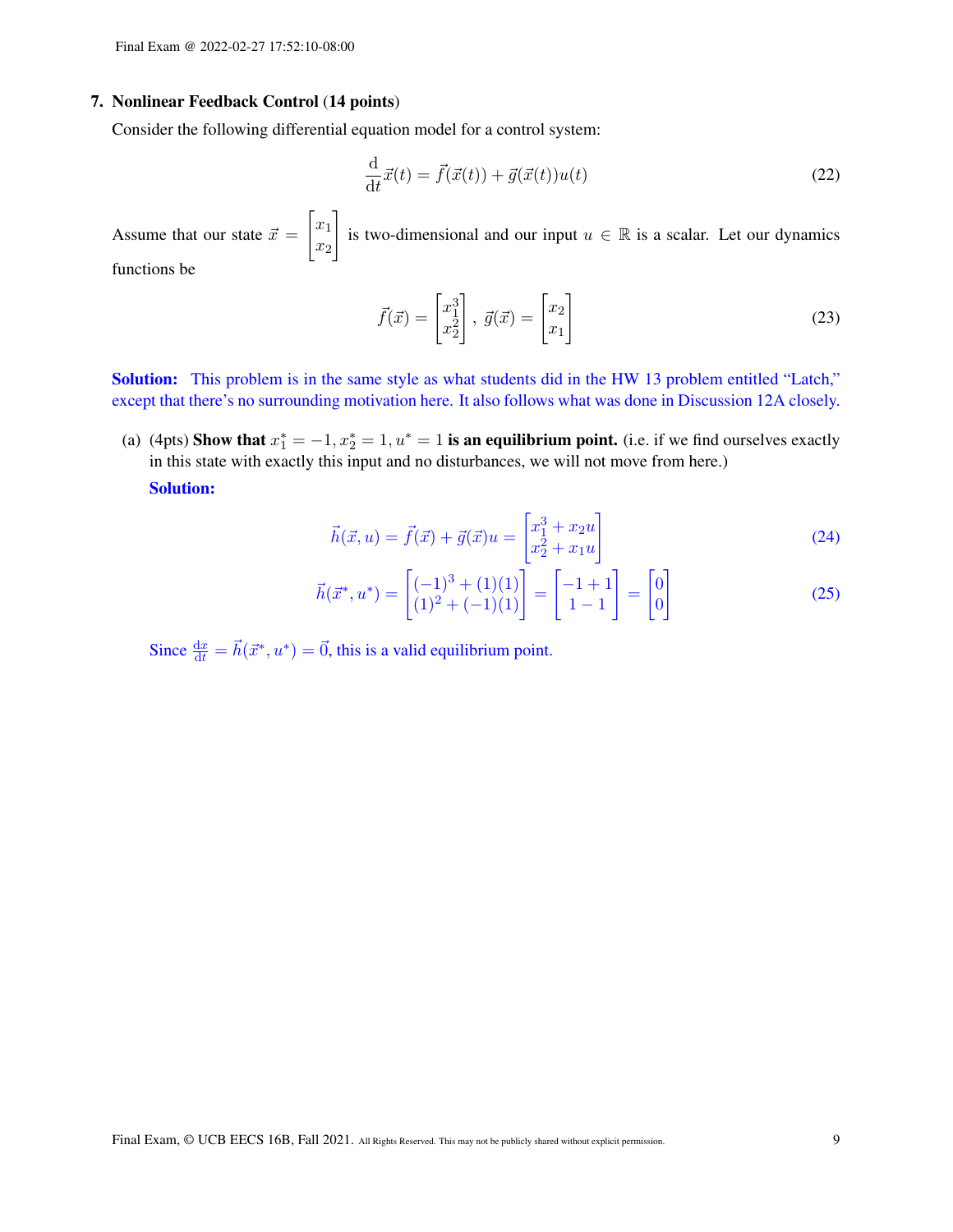## 7. Nonlinear Feedback Control (14 points)

Consider the following differential equation model for a control system:

$$\frac{\mathrm{d}}{\mathrm{d}t}\vec{x}(t) = \vec{f}(\vec{x}(t)) + \vec{g}(\vec{x}(t))u(t) \tag{22}$$

Assume that our state $\vec{x} = \begin{bmatrix} x_1 \\ x_2 \end{bmatrix}$ is two-dimensional and our input $u \in \mathbb{R}$ is a scalar. Let our dynamics functions be

$$\vec{f}(\vec{x}) = \begin{bmatrix} x_1^3 \\ x_2^2 \end{bmatrix},\ \vec{g}(\vec{x}) = \begin{bmatrix} x_2 \\ x_1 \end{bmatrix} \tag{23}$$

**Solution:** This problem is in the same style as what students did in the HW 13 problem entitled "Latch," except that there's no surrounding motivation here. It also follows what was done in Discussion 12A closely.

(a) (4pts) **Show that $x_1^* = -1, x_2^* = 1, u^* = 1$ is an equilibrium point.** (i.e. if we find ourselves exactly in this state with exactly this input and no disturbances, we will not move from here.)

**Solution:**

$$\vec{h}(\vec{x}, u) = \vec{f}(\vec{x}) + \vec{g}(\vec{x})u = \begin{bmatrix} x_1^3 + x_2 u \\ x_2^2 + x_1 u \end{bmatrix} \tag{24}$$

$$\vec{h}(\vec{x}^*, u^*) = \begin{bmatrix} (-1)^3 + (1)(1) \\ (1)^2 + (-1)(1) \end{bmatrix} = \begin{bmatrix} -1 + 1 \\ 1 - 1 \end{bmatrix} = \begin{bmatrix} 0 \\ 0 \end{bmatrix} \tag{25}$$

Since $\frac{\mathrm{d}x}{\mathrm{d}t} = \vec{h}(\vec{x}^*, u^*) = \vec{0}$, this is a valid equilibrium point.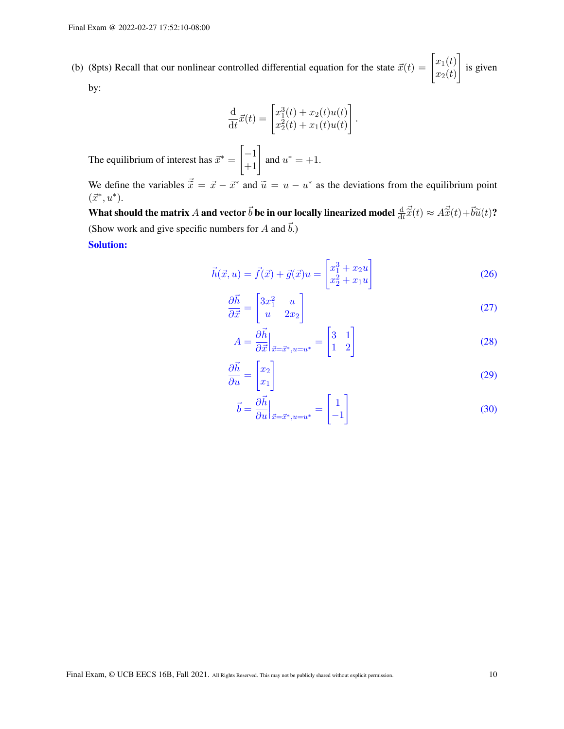(b) (8pts) Recall that our nonlinear controlled differential equation for the state $\vec{x}(t) = \begin{bmatrix} x_1(t) \\ x_2(t) \end{bmatrix}$ is given by:

$$\frac{\mathrm{d}}{\mathrm{d}t}\vec{x}(t) = \begin{bmatrix} x_1^3(t) + x_2(t)u(t) \\ x_2^2(t) + x_1(t)u(t) \end{bmatrix}.$$

The equilibrium of interest has $\vec{x}^* = \begin{bmatrix} -1 \\ +1 \end{bmatrix}$ and $u^* = +1$.

We define the variables $\vec{\widetilde{x}} = \vec{x} - \vec{x}^*$ and $\widetilde{u} = u - u^*$ as the deviations from the equilibrium point $(\vec{x}^*, u^*)$.

**What should the matrix $A$ and vector $\vec{b}$ be in our locally linearized model $\frac{\mathrm{d}}{\mathrm{d}t}\vec{\widetilde{x}}(t) \approx A\vec{\widetilde{x}}(t) + \vec{b}\widetilde{u}(t)$?** (Show work and give specific numbers for $A$ and $\vec{b}$.)

**Solution:**

$$\vec{h}(\vec{x}, u) = \vec{f}(\vec{x}) + \vec{g}(\vec{x})u = \begin{bmatrix} x_1^3 + x_2 u \\ x_2^2 + x_1 u \end{bmatrix} \tag{26}$$

$$\frac{\partial \vec{h}}{\partial \vec{x}} = \begin{bmatrix} 3x_1^2 & u \\ u & 2x_2 \end{bmatrix} \tag{27}$$

$$A = \frac{\partial \vec{h}}{\partial \vec{x}}\bigg|_{\vec{x}=\vec{x}^*, u=u^*} = \begin{bmatrix} 3 & 1 \\ 1 & 2 \end{bmatrix} \tag{28}$$

$$\frac{\partial \vec{h}}{\partial u} = \begin{bmatrix} x_2 \\ x_1 \end{bmatrix} \tag{29}$$

$$\vec{b} = \frac{\partial \vec{h}}{\partial u}\bigg|_{\vec{x}=\vec{x}^*, u=u^*} = \begin{bmatrix} 1 \\ -1 \end{bmatrix} \tag{30}$$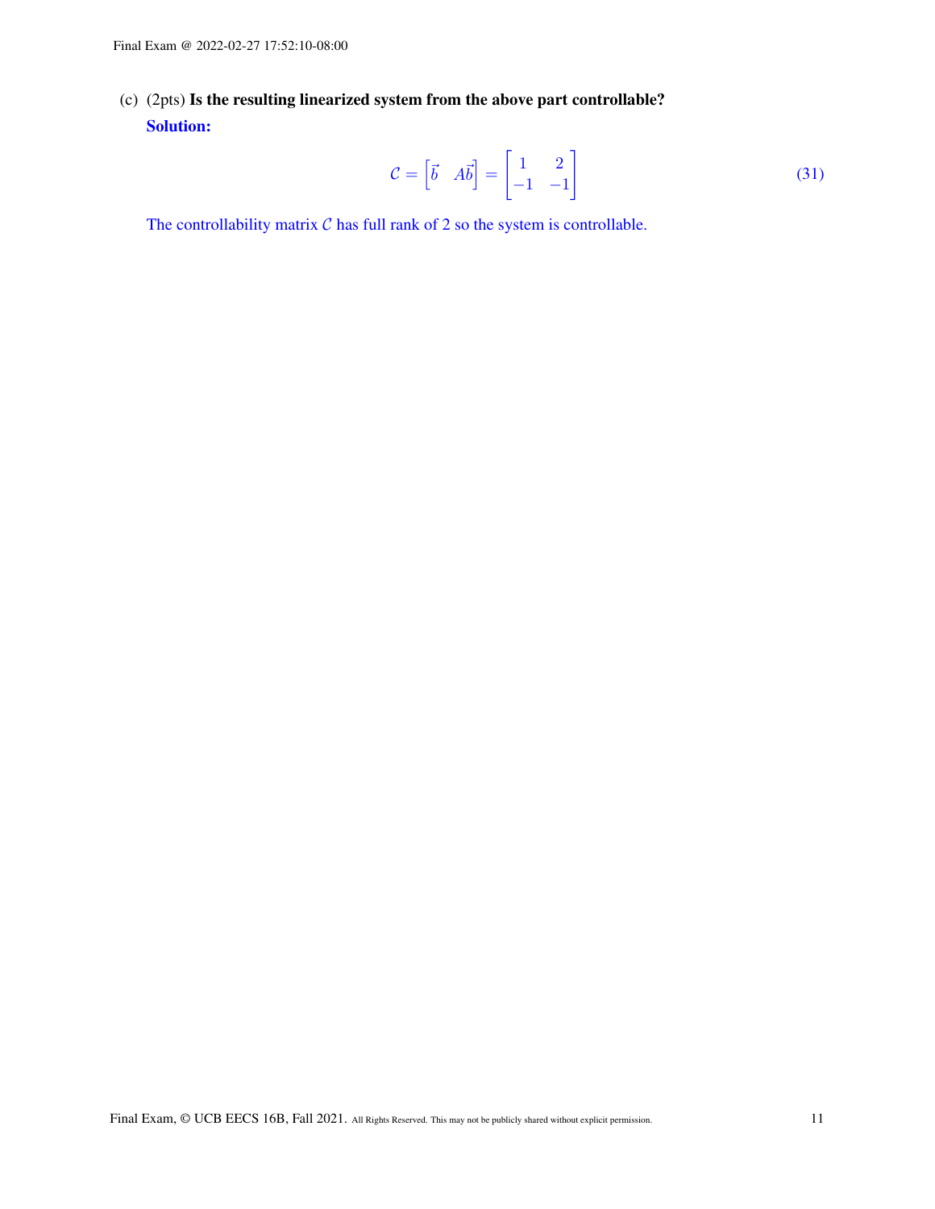(c) (2pts) **Is the resulting linearized system from the above part controllable?**

**Solution:**

$$\mathcal{C} = \begin{bmatrix} \vec{b} & A\vec{b} \end{bmatrix} = \begin{bmatrix} 1 & 2 \\ -1 & -1 \end{bmatrix} \tag{31}$$

The controllability matrix $\mathcal{C}$ has full rank of 2 so the system is controllable.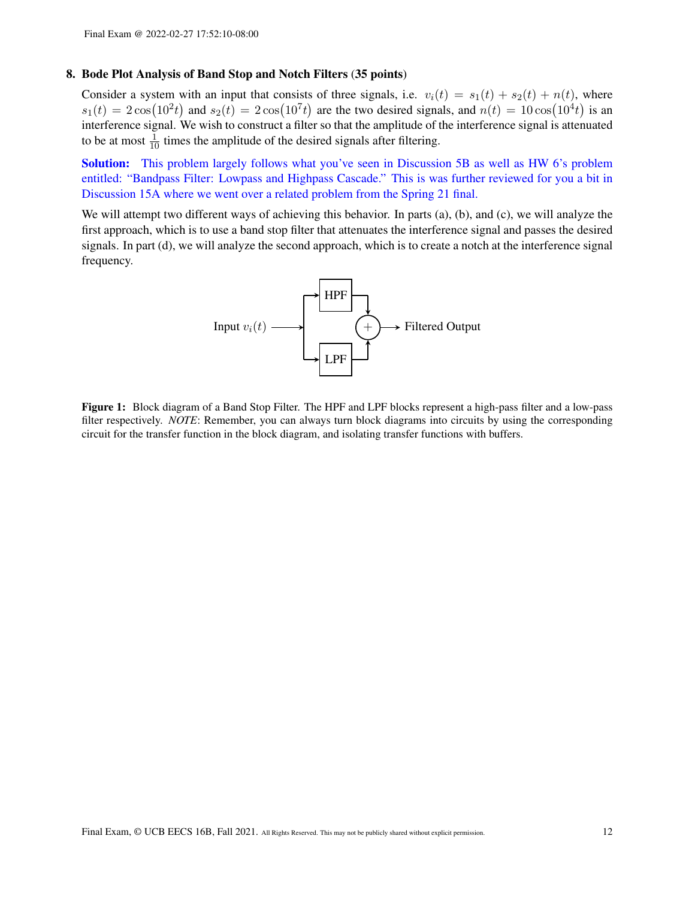**8. Bode Plot Analysis of Band Stop and Notch Filters (35 points)**

Consider a system with an input that consists of three signals, i.e. $v_i(t) = s_1(t) + s_2(t) + n(t)$, where $s_1(t) = 2\cos(10^2 t)$ and $s_2(t) = 2\cos(10^7 t)$ are the two desired signals, and $n(t) = 10\cos(10^4 t)$ is an interference signal. We wish to construct a filter so that the amplitude of the interference signal is attenuated to be at most $\frac{1}{10}$ times the amplitude of the desired signals after filtering.

**Solution:** This problem largely follows what you've seen in Discussion 5B as well as HW 6's problem entitled: "Bandpass Filter: Lowpass and Highpass Cascade." This is was further reviewed for you a bit in Discussion 15A where we went over a related problem from the Spring 21 final.

We will attempt two different ways of achieving this behavior. In parts (a), (b), and (c), we will analyze the first approach, which is to use a band stop filter that attenuates the interference signal and passes the desired signals. In part (d), we will analyze the second approach, which is to create a notch at the interference signal frequency.

**Figure 1:** Block diagram of a Band Stop Filter. The HPF and LPF blocks represent a high-pass filter and a low-pass filter respectively. *NOTE*: Remember, you can always turn block diagrams into circuits by using the corresponding circuit for the transfer function in the block diagram, and isolating transfer functions with buffers.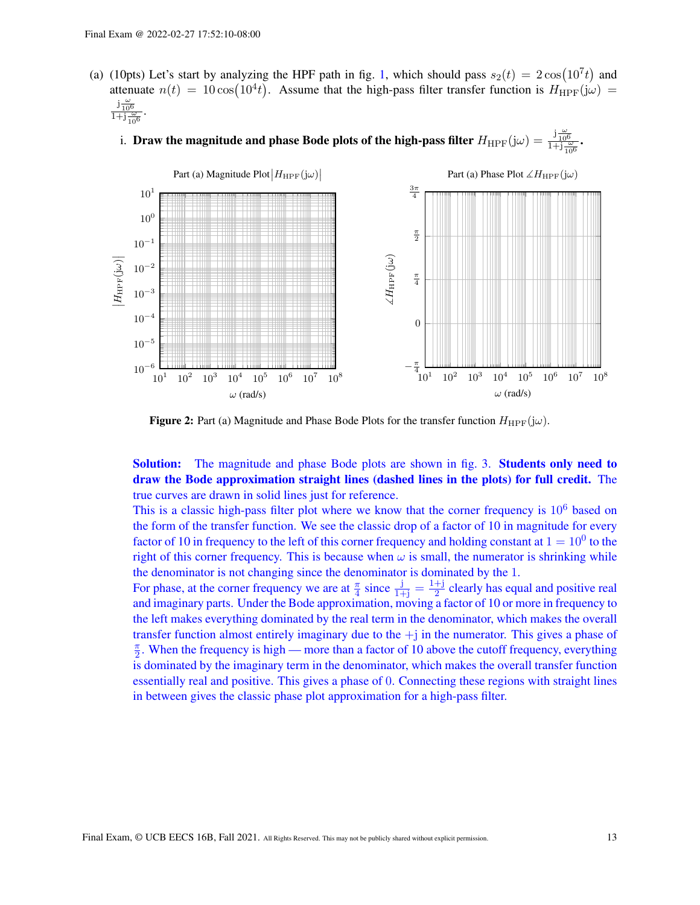(a) (10pts) Let's start by analyzing the HPF path in fig. 1, which should pass $s_2(t) = 2\cos(10^7 t)$ and attenuate $n(t) = 10\cos(10^4 t)$. Assume that the high-pass filter transfer function is $H_{\text{HPF}}(j\omega) = \frac{j\frac{\omega}{10^6}}{1+j\frac{\omega}{10^6}}$.

i. **Draw the magnitude and phase Bode plots of the high-pass filter $H_{\text{HPF}}(j\omega) = \frac{j\frac{\omega}{10^6}}{1+j\frac{\omega}{10^6}}$.**

**Figure 2:** Part (a) Magnitude and Phase Bode Plots for the transfer function $H_{\text{HPF}}(j\omega)$.

**Solution:** The magnitude and phase Bode plots are shown in fig. 3. **Students only need to draw the Bode approximation straight lines (dashed lines in the plots) for full credit.** The true curves are drawn in solid lines just for reference.

This is a classic high-pass filter plot where we know that the corner frequency is $10^6$ based on the form of the transfer function. We see the classic drop of a factor of 10 in magnitude for every factor of 10 in frequency to the left of this corner frequency and holding constant at $1 = 10^0$ to the right of this corner frequency. This is because when $\omega$ is small, the numerator is shrinking while the denominator is not changing since the denominator is dominated by the 1.

For phase, at the corner frequency we are at $\frac{\pi}{4}$ since $\frac{j}{1+j} = \frac{1+j}{2}$ clearly has equal and positive real and imaginary parts. Under the Bode approximation, moving a factor of 10 or more in frequency to the left makes everything dominated by the real term in the denominator, which makes the overall transfer function almost entirely imaginary due to the $+j$ in the numerator. This gives a phase of $\frac{\pi}{2}$. When the frequency is high — more than a factor of 10 above the cutoff frequency, everything is dominated by the imaginary term in the denominator, which makes the overall transfer function essentially real and positive. This gives a phase of 0. Connecting these regions with straight lines in between gives the classic phase plot approximation for a high-pass filter.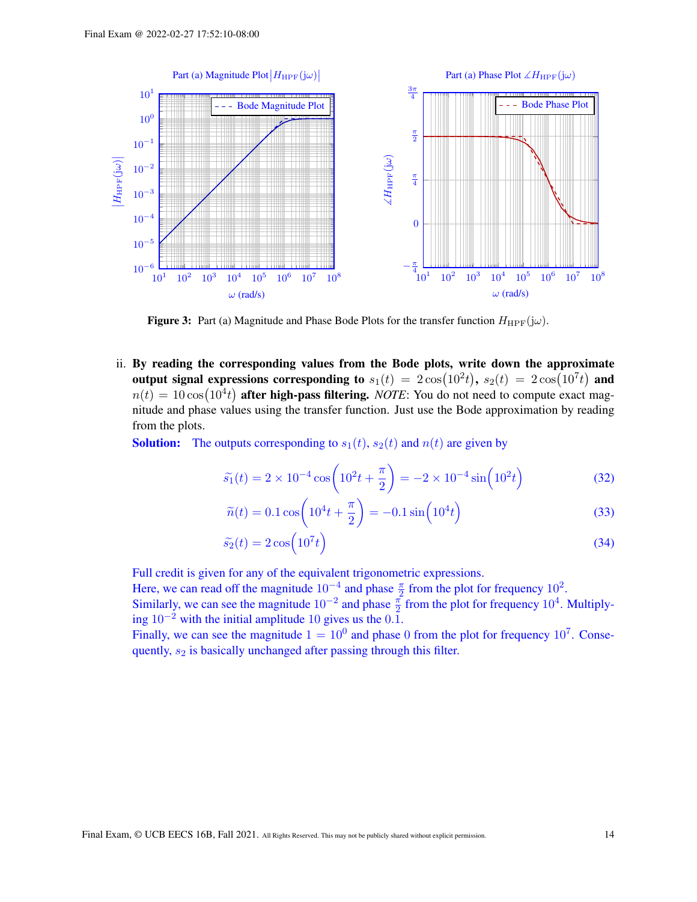Figure 3: Part (a) Magnitude and Phase Bode Plots for the transfer function $H_{\text{HPF}}(\text{j}\omega)$.

ii. **By reading the corresponding values from the Bode plots, write down the approximate output signal expressions corresponding to $s_1(t) = 2\cos(10^2 t)$, $s_2(t) = 2\cos(10^7 t)$ and $n(t) = 10\cos(10^4 t)$ after high-pass filtering.** *NOTE*: You do not need to compute exact magnitude and phase values using the transfer function. Just use the Bode approximation by reading from the plots.

**Solution:** The outputs corresponding to $s_1(t)$, $s_2(t)$ and $n(t)$ are given by

$$\widetilde{s_1}(t) = 2 \times 10^{-4} \cos\left(10^2 t + \frac{\pi}{2}\right) = -2 \times 10^{-4} \sin\left(10^2 t\right) \tag{32}$$

$$\widetilde{n}(t) = 0.1 \cos\left(10^4 t + \frac{\pi}{2}\right) = -0.1 \sin\left(10^4 t\right) \tag{33}$$

$$\widetilde{s_2}(t) = 2 \cos\left(10^7 t\right) \tag{34}$$

Full credit is given for any of the equivalent trigonometric expressions.
Here, we can read off the magnitude $10^{-4}$ and phase $\frac{\pi}{2}$ from the plot for frequency $10^2$.
Similarly, we can see the magnitude $10^{-2}$ and phase $\frac{\pi}{2}$ from the plot for frequency $10^4$. Multiplying $10^{-2}$ with the initial amplitude 10 gives us the 0.1.
Finally, we can see the magnitude $1 = 10^0$ and phase 0 from the plot for frequency $10^7$. Consequently, $s_2$ is basically unchanged after passing through this filter.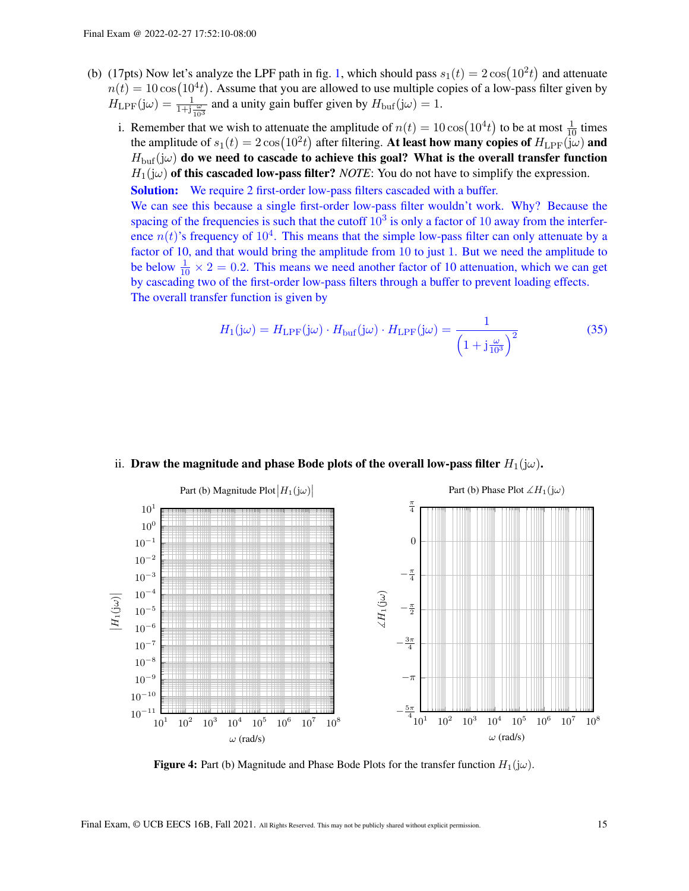(b) (17pts) Now let's analyze the LPF path in fig. 1, which should pass $s_1(t) = 2\cos(10^2 t)$ and attenuate $n(t) = 10\cos(10^4 t)$. Assume that you are allowed to use multiple copies of a low-pass filter given by $H_{\text{LPF}}(j\omega) = \frac{1}{1+j\frac{\omega}{10^3}}$ and a unity gain buffer given by $H_{\text{buf}}(j\omega) = 1$.

i. Remember that we wish to attenuate the amplitude of $n(t) = 10\cos(10^4 t)$ to be at most $\frac{1}{10}$ times the amplitude of $s_1(t) = 2\cos(10^2 t)$ after filtering. **At least how many copies of $H_{\text{LPF}}(j\omega)$ and $H_{\text{buf}}(j\omega)$ do we need to cascade to achieve this goal? What is the overall transfer function $H_1(j\omega)$ of this cascaded low-pass filter?** *NOTE*: You do not have to simplify the expression.

**Solution:** We require 2 first-order low-pass filters cascaded with a buffer.

We can see this because a single first-order low-pass filter wouldn't work. Why? Because the spacing of the frequencies is such that the cutoff $10^3$ is only a factor of 10 away from the interference $n(t)$'s frequency of $10^4$. This means that the simple low-pass filter can only attenuate by a factor of 10, and that would bring the amplitude from 10 to just 1. But we need the amplitude to be below $\frac{1}{10} \times 2 = 0.2$. This means we need another factor of 10 attenuation, which we can get by cascading two of the first-order low-pass filters through a buffer to prevent loading effects.

The overall transfer function is given by

$$H_1(j\omega) = H_{\text{LPF}}(j\omega) \cdot H_{\text{buf}}(j\omega) \cdot H_{\text{LPF}}(j\omega) = \frac{1}{\left(1 + j\frac{\omega}{10^3}\right)^2} \tag{35}$$

ii. **Draw the magnitude and phase Bode plots of the overall low-pass filter $H_1(j\omega)$.**

Part (b) Magnitude Plot $|H_1(j\omega)|$

Part (b) Phase Plot $\measuredangle H_1(j\omega)$

**Figure 4:** Part (b) Magnitude and Phase Bode Plots for the transfer function $H_1(j\omega)$.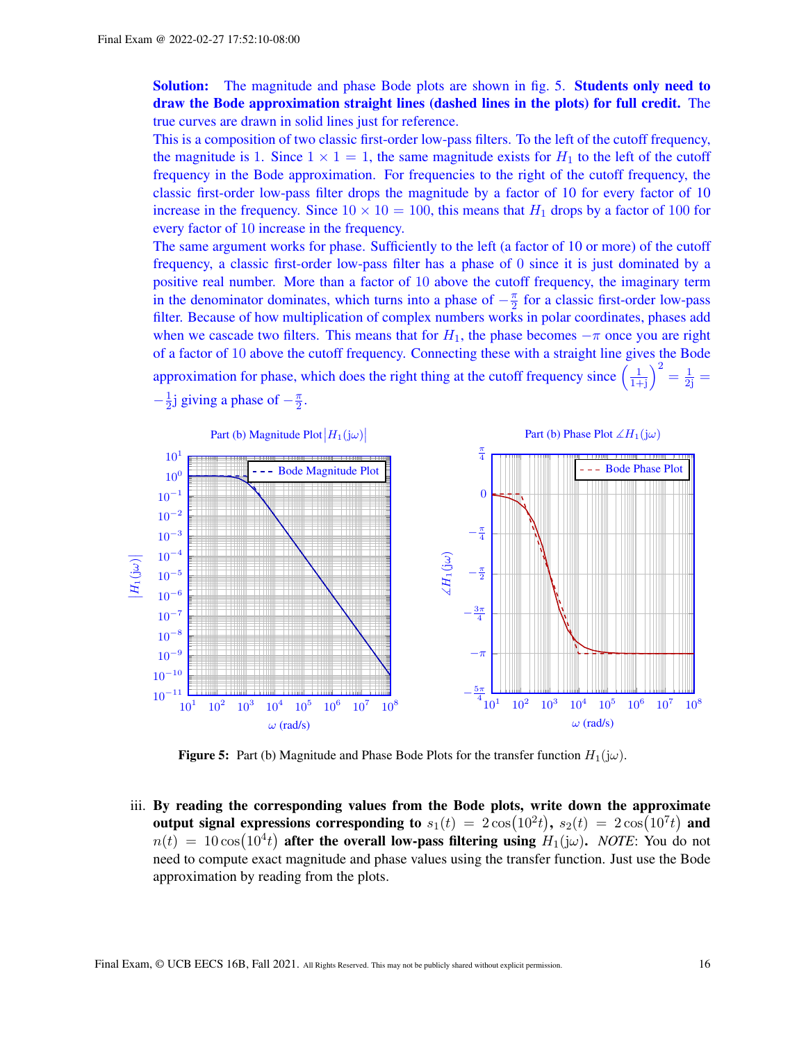**Solution:** The magnitude and phase Bode plots are shown in fig. 5. **Students only need to draw the Bode approximation straight lines (dashed lines in the plots) for full credit.** The true curves are drawn in solid lines just for reference.

This is a composition of two classic first-order low-pass filters. To the left of the cutoff frequency, the magnitude is 1. Since $1 \times 1 = 1$, the same magnitude exists for $H_1$ to the left of the cutoff frequency in the Bode approximation. For frequencies to the right of the cutoff frequency, the classic first-order low-pass filter drops the magnitude by a factor of 10 for every factor of 10 increase in the frequency. Since $10 \times 10 = 100$, this means that $H_1$ drops by a factor of 100 for every factor of 10 increase in the frequency.

The same argument works for phase. Sufficiently to the left (a factor of 10 or more) of the cutoff frequency, a classic first-order low-pass filter has a phase of 0 since it is just dominated by a positive real number. More than a factor of 10 above the cutoff frequency, the imaginary term in the denominator dominates, which turns into a phase of $-\frac{\pi}{2}$ for a classic first-order low-pass filter. Because of how multiplication of complex numbers works in polar coordinates, phases add when we cascade two filters. This means that for $H_1$, the phase becomes $-\pi$ once you are right of a factor of 10 above the cutoff frequency. Connecting these with a straight line gives the Bode approximation for phase, which does the right thing at the cutoff frequency since $\left(\frac{1}{1+\mathrm{j}}\right)^2 = \frac{1}{2\mathrm{j}} = -\frac{1}{2}\mathrm{j}$ giving a phase of $-\frac{\pi}{2}$.

Figure 5: Part (b) Magnitude and Phase Bode Plots for the transfer function $H_1(\mathrm{j}\omega)$.

iii. **By reading the corresponding values from the Bode plots, write down the approximate output signal expressions corresponding to $s_1(t) = 2\cos(10^2 t)$, $s_2(t) = 2\cos(10^7 t)$ and $n(t) = 10\cos(10^4 t)$ after the overall low-pass filtering using $H_1(\mathrm{j}\omega)$.** *NOTE*: You do not need to compute exact magnitude and phase values using the transfer function. Just use the Bode approximation by reading from the plots.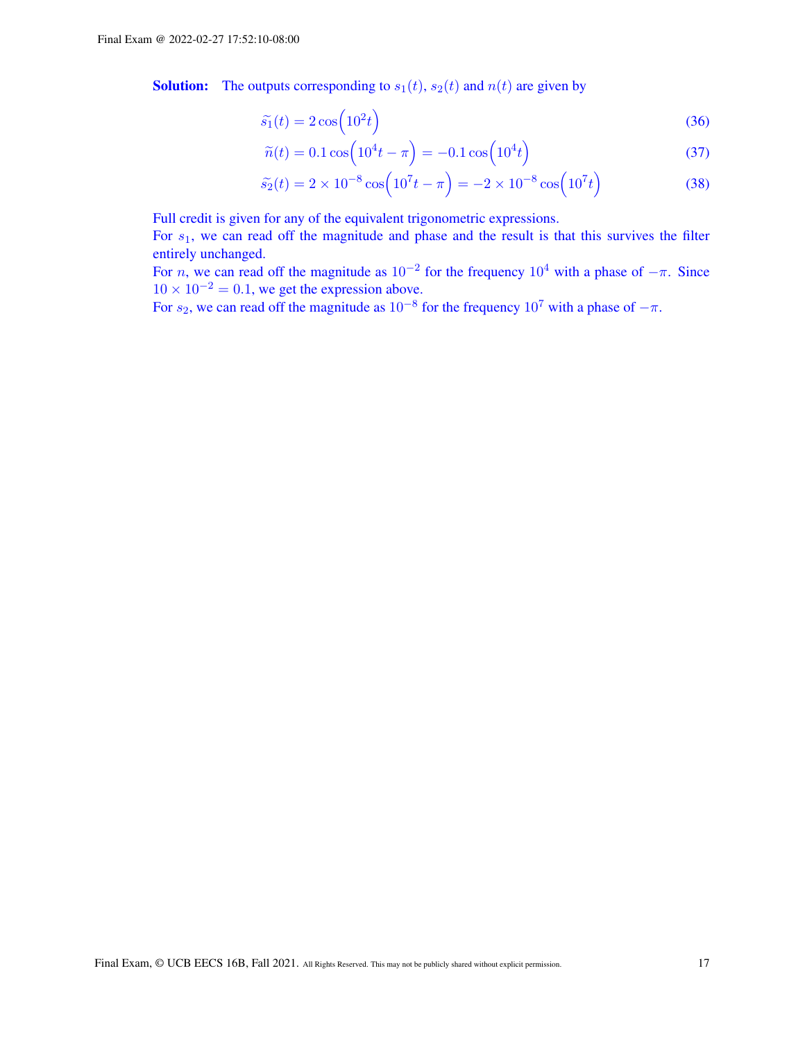**Solution:** The outputs corresponding to $s_1(t)$, $s_2(t)$ and $n(t)$ are given by

$$\widetilde{s_1}(t) = 2\cos\left(10^2 t\right) \tag{36}$$

$$\widetilde{n}(t) = 0.1\cos\left(10^4 t - \pi\right) = -0.1\cos\left(10^4 t\right) \tag{37}$$

$$\widetilde{s_2}(t) = 2 \times 10^{-8}\cos\left(10^7 t - \pi\right) = -2 \times 10^{-8}\cos\left(10^7 t\right) \tag{38}$$

Full credit is given for any of the equivalent trigonometric expressions.
For $s_1$, we can read off the magnitude and phase and the result is that this survives the filter entirely unchanged.
For $n$, we can read off the magnitude as $10^{-2}$ for the frequency $10^4$ with a phase of $-\pi$. Since $10 \times 10^{-2} = 0.1$, we get the expression above.
For $s_2$, we can read off the magnitude as $10^{-8}$ for the frequency $10^7$ with a phase of $-\pi$.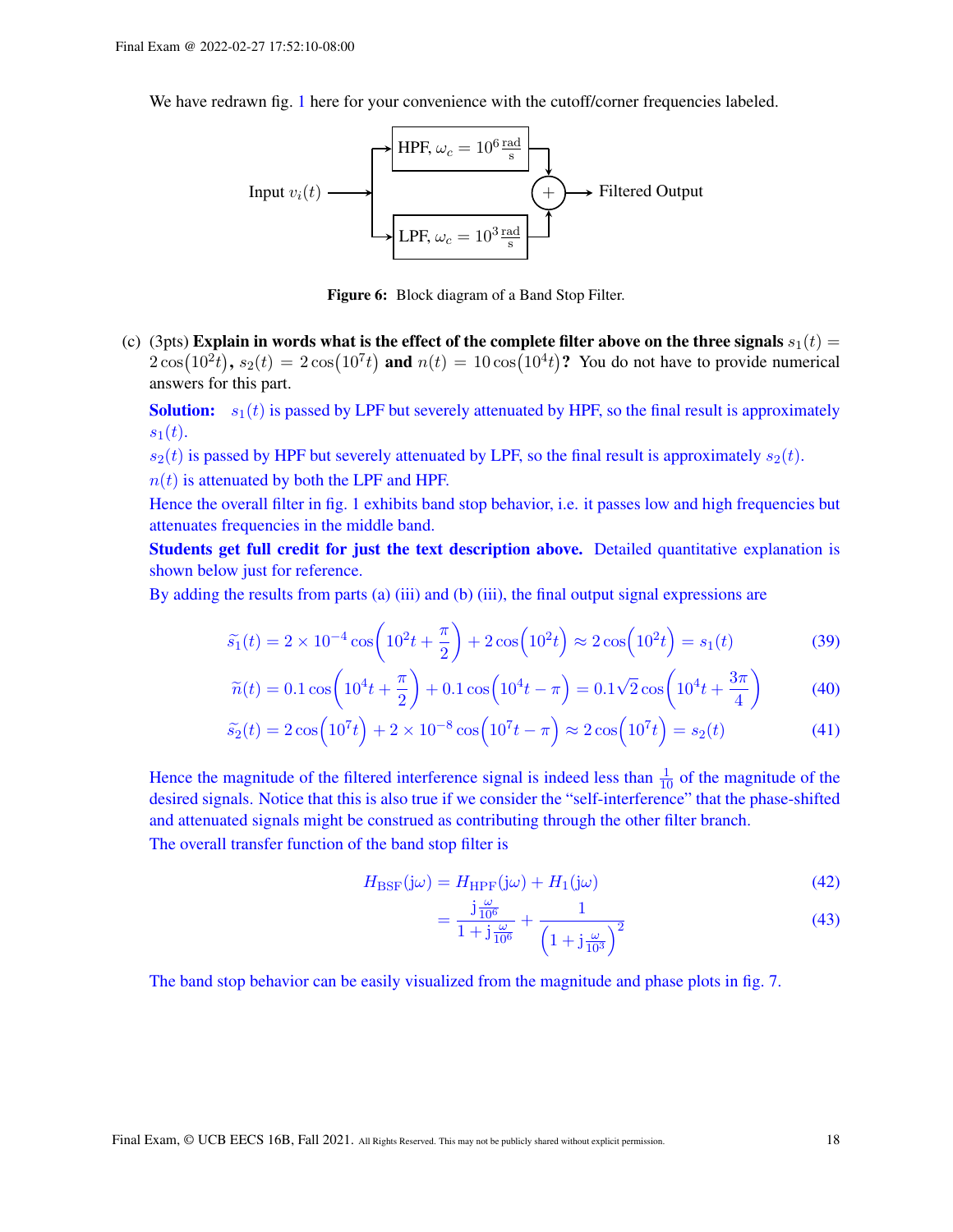We have redrawn fig. 1 here for your convenience with the cutoff/corner frequencies labeled.

Input $v_i(t)$ → HPF, $\omega_c = 10^6 \frac{\text{rad}}{\text{s}}$ / LPF, $\omega_c = 10^3 \frac{\text{rad}}{\text{s}}$ → + → Filtered Output

**Figure 6:** Block diagram of a Band Stop Filter.

(c) (3pts) **Explain in words what is the effect of the complete filter above on the three signals $s_1(t) = 2\cos(10^2 t)$, $s_2(t) = 2\cos(10^7 t)$ and $n(t) = 10\cos(10^4 t)$?** You do not have to provide numerical answers for this part.

**Solution:** $s_1(t)$ is passed by LPF but severely attenuated by HPF, so the final result is approximately $s_1(t)$.

$s_2(t)$ is passed by HPF but severely attenuated by LPF, so the final result is approximately $s_2(t)$.

$n(t)$ is attenuated by both the LPF and HPF.

Hence the overall filter in fig. 1 exhibits band stop behavior, i.e. it passes low and high frequencies but attenuates frequencies in the middle band.

**Students get full credit for just the text description above.** Detailed quantitative explanation is shown below just for reference.

By adding the results from parts (a) (iii) and (b) (iii), the final output signal expressions are

$$\widetilde{s_1}(t) = 2 \times 10^{-4} \cos\left(10^2 t + \frac{\pi}{2}\right) + 2\cos\left(10^2 t\right) \approx 2\cos\left(10^2 t\right) = s_1(t) \tag{39}$$

$$\widetilde{n}(t) = 0.1\cos\left(10^4 t + \frac{\pi}{2}\right) + 0.1\cos\left(10^4 t - \pi\right) = 0.1\sqrt{2}\cos\left(10^4 t + \frac{3\pi}{4}\right) \tag{40}$$

$$\widetilde{s_2}(t) = 2\cos\left(10^7 t\right) + 2 \times 10^{-8}\cos\left(10^7 t - \pi\right) \approx 2\cos\left(10^7 t\right) = s_2(t) \tag{41}$$

Hence the magnitude of the filtered interference signal is indeed less than $\frac{1}{10}$ of the magnitude of the desired signals. Notice that this is also true if we consider the "self-interference" that the phase-shifted and attenuated signals might be construed as contributing through the other filter branch.

The overall transfer function of the band stop filter is

$$H_{\text{BSF}}(\mathrm{j}\omega) = H_{\text{HPF}}(\mathrm{j}\omega) + H_1(\mathrm{j}\omega) \tag{42}$$

$$= \frac{\mathrm{j}\frac{\omega}{10^6}}{1 + \mathrm{j}\frac{\omega}{10^6}} + \frac{1}{\left(1 + \mathrm{j}\frac{\omega}{10^3}\right)^2} \tag{43}$$

The band stop behavior can be easily visualized from the magnitude and phase plots in fig. 7.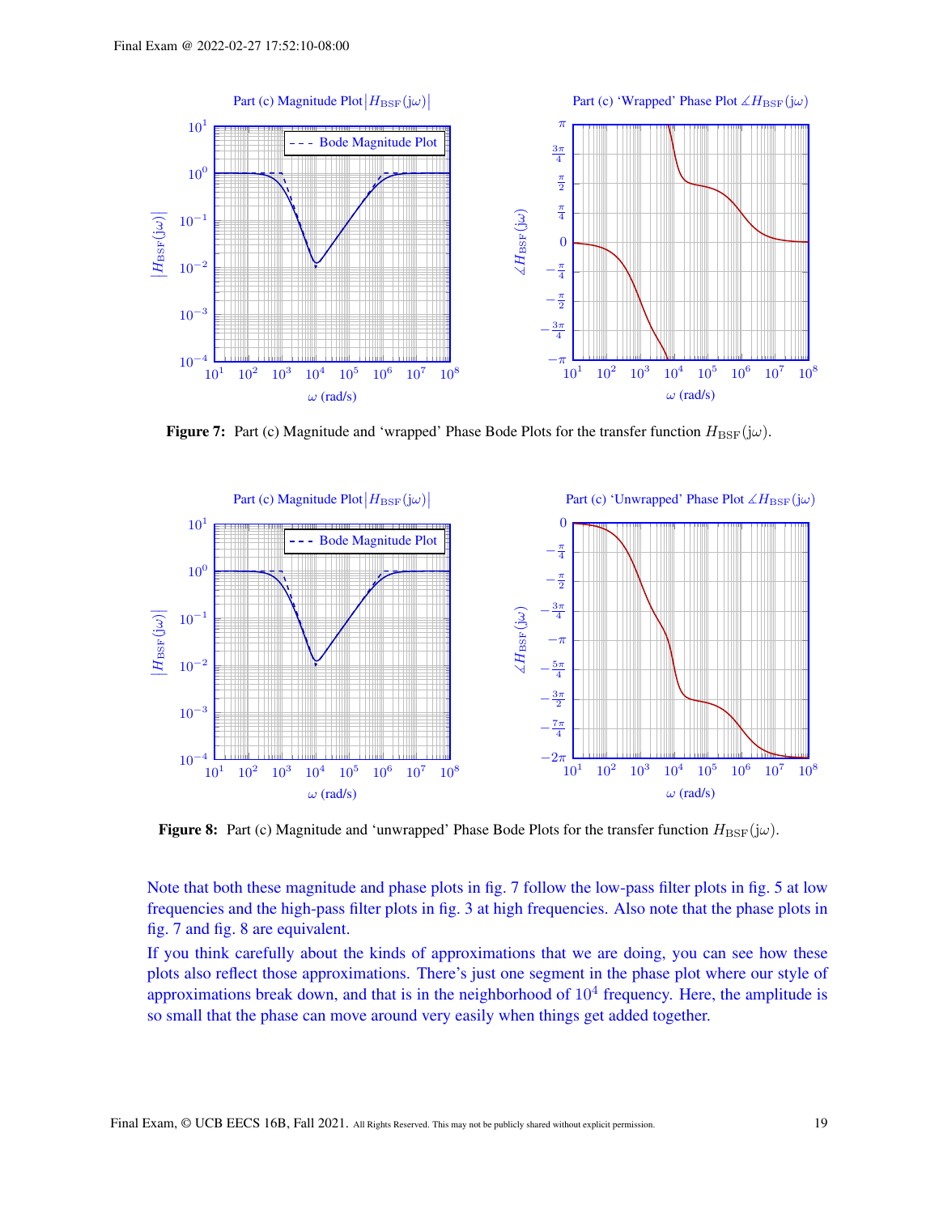Figure 7: Part (c) Magnitude and 'wrapped' Phase Bode Plots for the transfer function $H_{\text{BSF}}(j\omega)$.

Figure 8: Part (c) Magnitude and 'unwrapped' Phase Bode Plots for the transfer function $H_{\text{BSF}}(j\omega)$.

Note that both these magnitude and phase plots in fig. 7 follow the low-pass filter plots in fig. 5 at low frequencies and the high-pass filter plots in fig. 3 at high frequencies. Also note that the phase plots in fig. 7 and fig. 8 are equivalent.

If you think carefully about the kinds of approximations that we are doing, you can see how these plots also reflect those approximations. There's just one segment in the phase plot where our style of approximations break down, and that is in the neighborhood of $10^4$ frequency. Here, the amplitude is so small that the phase can move around very easily when things get added together.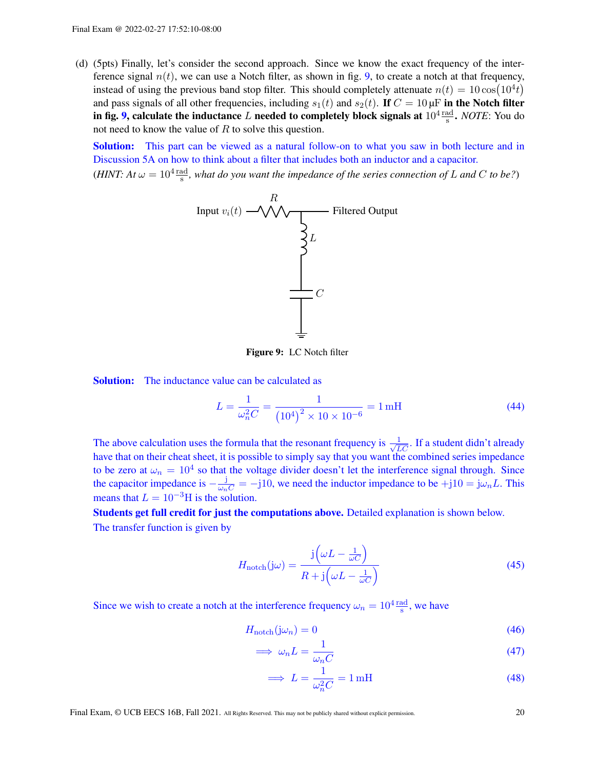(d) (5pts) Finally, let's consider the second approach. Since we know the exact frequency of the interference signal $n(t)$, we can use a Notch filter, as shown in fig. 9, to create a notch at that frequency, instead of using the previous band stop filter. This should completely attenuate $n(t) = 10\cos(10^4 t)$ and pass signals of all other frequencies, including $s_1(t)$ and $s_2(t)$. **If $C = 10\,\mu\text{F}$ in the Notch filter in fig. 9, calculate the inductance $L$ needed to completely block signals at $10^4 \frac{\text{rad}}{\text{s}}$.** *NOTE*: You do not need to know the value of $R$ to solve this question.

**Solution:** This part can be viewed as a natural follow-on to what you saw in both lecture and in Discussion 5A on how to think about a filter that includes both an inductor and a capacitor.

(*HINT: At $\omega = 10^4 \frac{\text{rad}}{\text{s}}$, what do you want the impedance of the series connection of $L$ and $C$ to be?*)

Input $v_i(t)$ — $R$ — Filtered Output; $L$ and $C$ in series to ground

**Figure 9:** LC Notch filter

**Solution:** The inductance value can be calculated as

$$L = \frac{1}{\omega_n^2 C} = \frac{1}{\left(10^4\right)^2 \times 10 \times 10^{-6}} = 1\,\text{mH} \tag{44}$$

The above calculation uses the formula that the resonant frequency is $\frac{1}{\sqrt{LC}}$. If a student didn't already have that on their cheat sheet, it is possible to simply say that you want the combined series impedance to be zero at $\omega_n = 10^4$ so that the voltage divider doesn't let the interference signal through. Since the capacitor impedance is $-\frac{\text{j}}{\omega_n C} = -\text{j}10$, we need the inductor impedance to be $+\text{j}10 = \text{j}\omega_n L$. This means that $L = 10^{-3}\text{H}$ is the solution.

**Students get full credit for just the computations above.** Detailed explanation is shown below.

The transfer function is given by

$$H_{\text{notch}}(\text{j}\omega) = \frac{\text{j}\left(\omega L - \frac{1}{\omega C}\right)}{R + \text{j}\left(\omega L - \frac{1}{\omega C}\right)} \tag{45}$$

Since we wish to create a notch at the interference frequency $\omega_n = 10^4 \frac{\text{rad}}{\text{s}}$, we have

$$H_{\text{notch}}(\text{j}\omega_n) = 0 \tag{46}$$

$$\implies \omega_n L = \frac{1}{\omega_n C} \tag{47}$$

$$\implies L = \frac{1}{\omega_n^2 C} = 1\,\text{mH} \tag{48}$$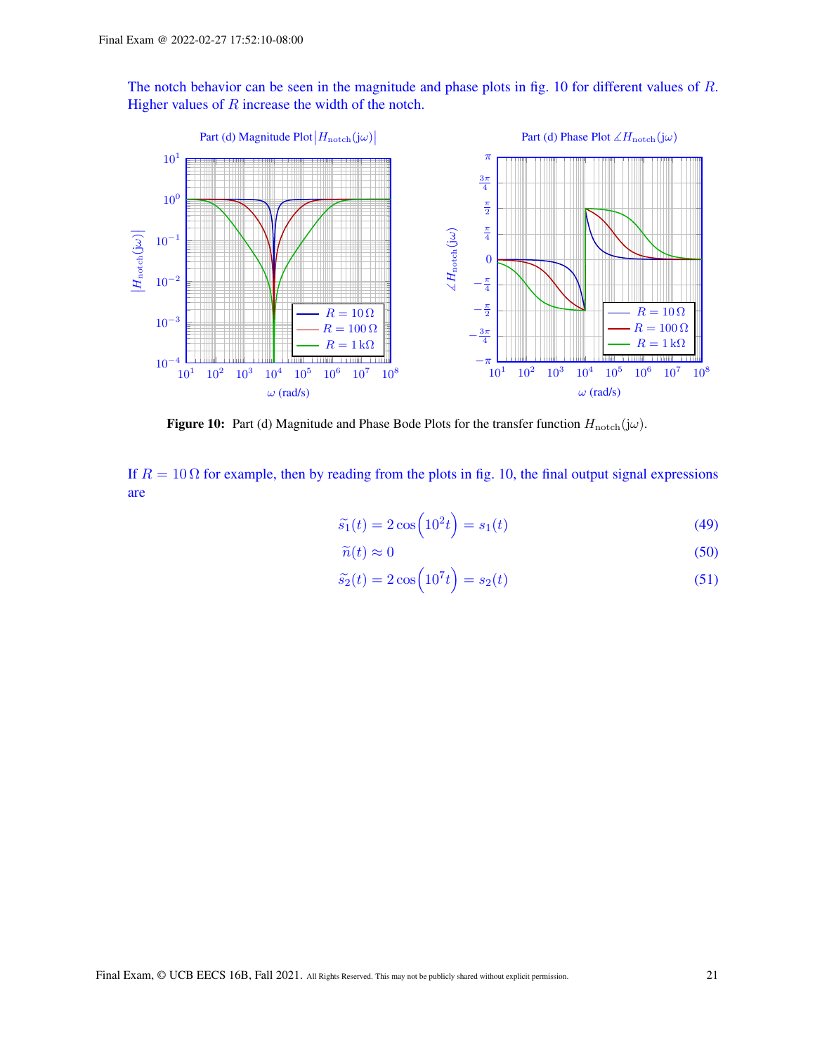The notch behavior can be seen in the magnitude and phase plots in fig. 10 for different values of $R$. Higher values of $R$ increase the width of the notch.

**Figure 10:** Part (d) Magnitude and Phase Bode Plots for the transfer function $H_{\text{notch}}(j\omega)$.

If $R = 10\,\Omega$ for example, then by reading from the plots in fig. 10, the final output signal expressions are

$$\widetilde{s_1}(t) = 2\cos\left(10^2 t\right) = s_1(t) \tag{49}$$

$$\widetilde{n}(t) \approx 0 \tag{50}$$

$$\widetilde{s_2}(t) = 2\cos\left(10^7 t\right) = s_2(t) \tag{51}$$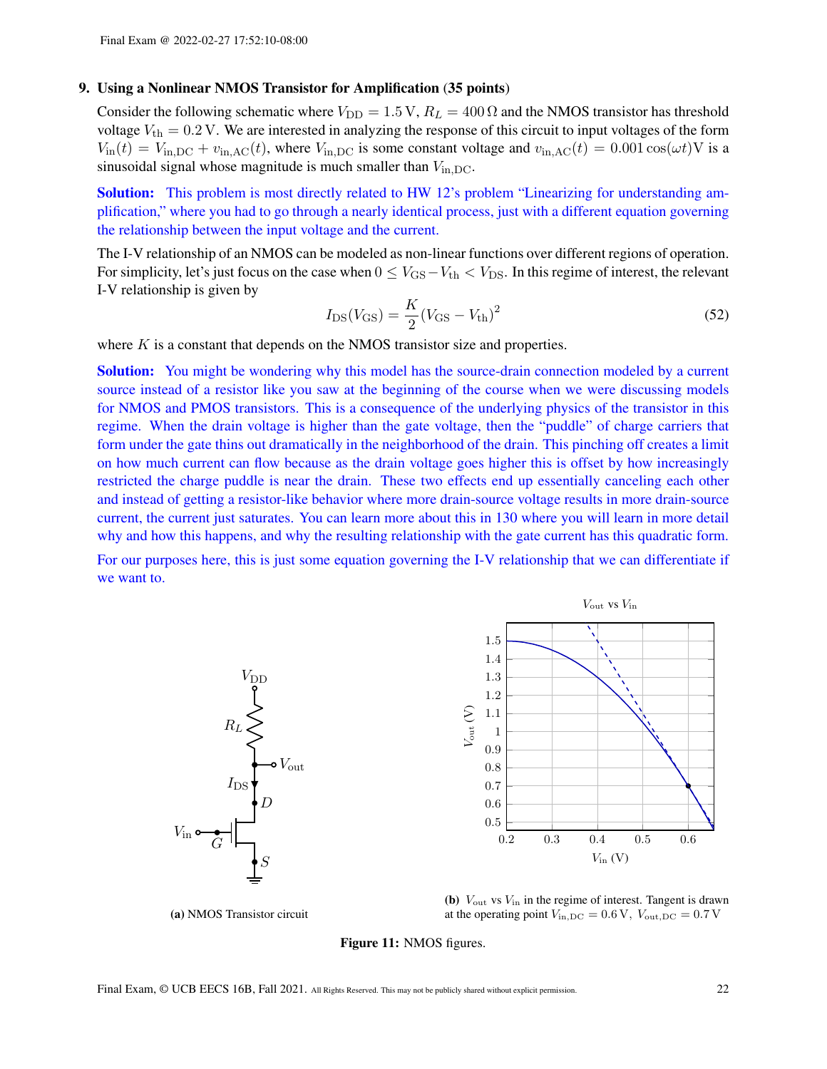## 9. Using a Nonlinear NMOS Transistor for Amplification (35 points)

Consider the following schematic where $V_{\text{DD}} = 1.5\,\text{V}$, $R_L = 400\,\Omega$ and the NMOS transistor has threshold voltage $V_{\text{th}} = 0.2\,\text{V}$. We are interested in analyzing the response of this circuit to input voltages of the form $V_{\text{in}}(t) = V_{\text{in,DC}} + v_{\text{in,AC}}(t)$, where $V_{\text{in,DC}}$ is some constant voltage and $v_{\text{in,AC}}(t) = 0.001\cos(\omega t)\text{V}$ is a sinusoidal signal whose magnitude is much smaller than $V_{\text{in,DC}}$.

**Solution:** This problem is most directly related to HW 12's problem "Linearizing for understanding amplification," where you had to go through a nearly identical process, just with a different equation governing the relationship between the input voltage and the current.

The I-V relationship of an NMOS can be modeled as non-linear functions over different regions of operation. For simplicity, let's just focus on the case when $0 \leq V_{\text{GS}} - V_{\text{th}} < V_{\text{DS}}$. In this regime of interest, the relevant I-V relationship is given by

$$I_{\text{DS}}(V_{\text{GS}}) = \frac{K}{2}(V_{\text{GS}} - V_{\text{th}})^2 \tag{52}$$

where $K$ is a constant that depends on the NMOS transistor size and properties.

**Solution:** You might be wondering why this model has the source-drain connection modeled by a current source instead of a resistor like you saw at the beginning of the course when we were discussing models for NMOS and PMOS transistors. This is a consequence of the underlying physics of the transistor in this regime. When the drain voltage is higher than the gate voltage, then the "puddle" of charge carriers that form under the gate thins out dramatically in the neighborhood of the drain. This pinching off creates a limit on how much current can flow because as the drain voltage goes higher this is offset by how increasingly restricted the charge puddle is near the drain. These two effects end up essentially canceling each other and instead of getting a resistor-like behavior where more drain-source voltage results in more drain-source current, the current just saturates. You can learn more about this in 130 where you will learn in more detail why and how this happens, and why the resulting relationship with the gate current has this quadratic form.

For our purposes here, this is just some equation governing the I-V relationship that we can differentiate if we want to.

(a) NMOS Transistor circuit

(b) $V_{\text{out}}$ vs $V_{\text{in}}$ in the regime of interest. Tangent is drawn at the operating point $V_{\text{in,DC}} = 0.6\,\text{V}$, $V_{\text{out,DC}} = 0.7\,\text{V}$

**Figure 11:** NMOS figures.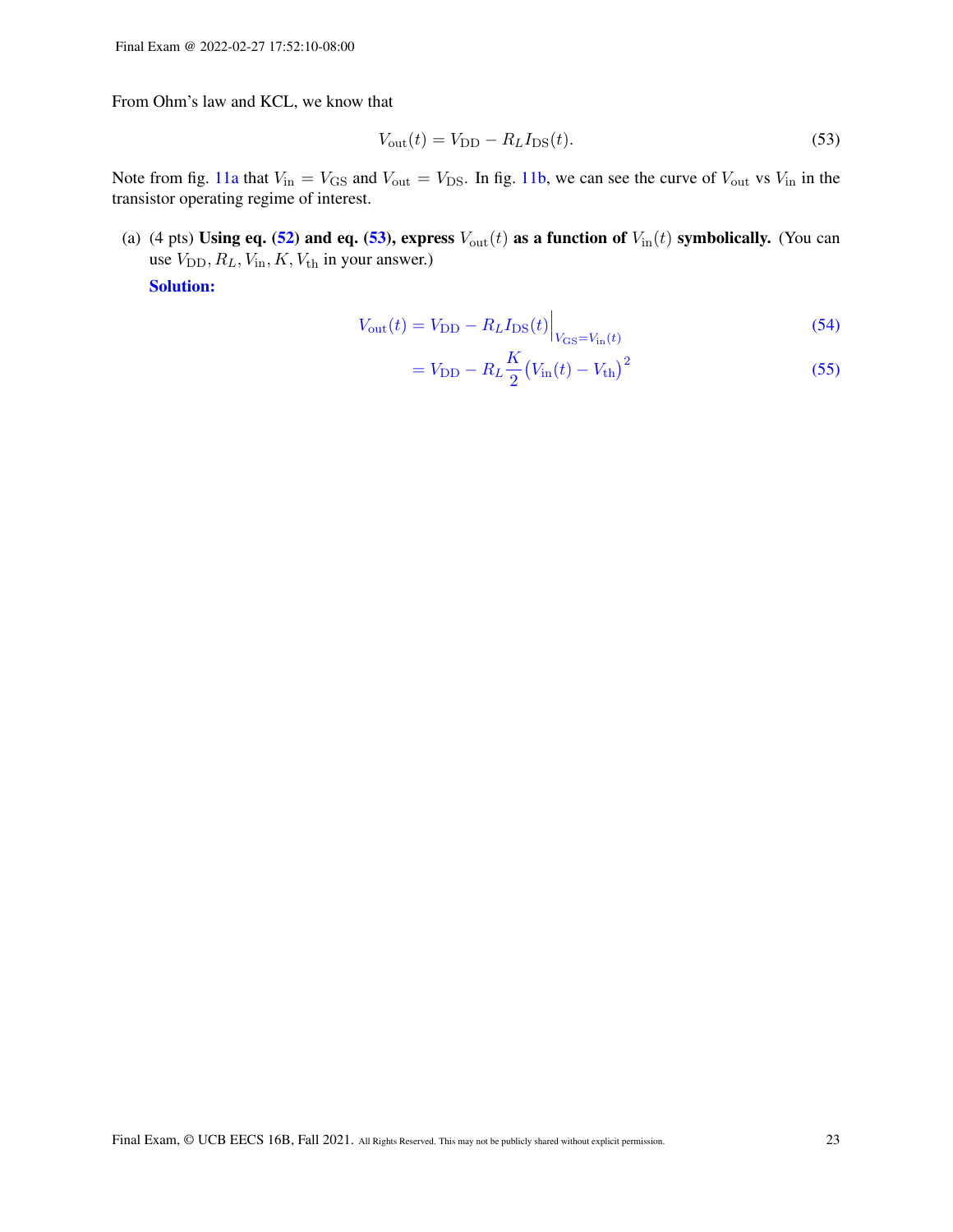From Ohm's law and KCL, we know that

$$V_{\text{out}}(t) = V_{\text{DD}} - R_L I_{\text{DS}}(t). \tag{53}$$

Note from fig. 11a that $V_{\text{in}} = V_{\text{GS}}$ and $V_{\text{out}} = V_{\text{DS}}$. In fig. 11b, we can see the curve of $V_{\text{out}}$ vs $V_{\text{in}}$ in the transistor operating regime of interest.

(a) (4 pts) **Using eq. (52) and eq. (53), express $V_{\text{out}}(t)$ as a function of $V_{\text{in}}(t)$ symbolically.** (You can use $V_{\text{DD}}, R_L, V_{\text{in}}, K, V_{\text{th}}$ in your answer.)

**Solution:**

$$V_{\text{out}}(t) = V_{\text{DD}} - R_L I_{\text{DS}}(t)\Big|_{V_{\text{GS}}=V_{\text{in}}(t)} \tag{54}$$

$$= V_{\text{DD}} - R_L \frac{K}{2}\big(V_{\text{in}}(t) - V_{\text{th}}\big)^2 \tag{55}$$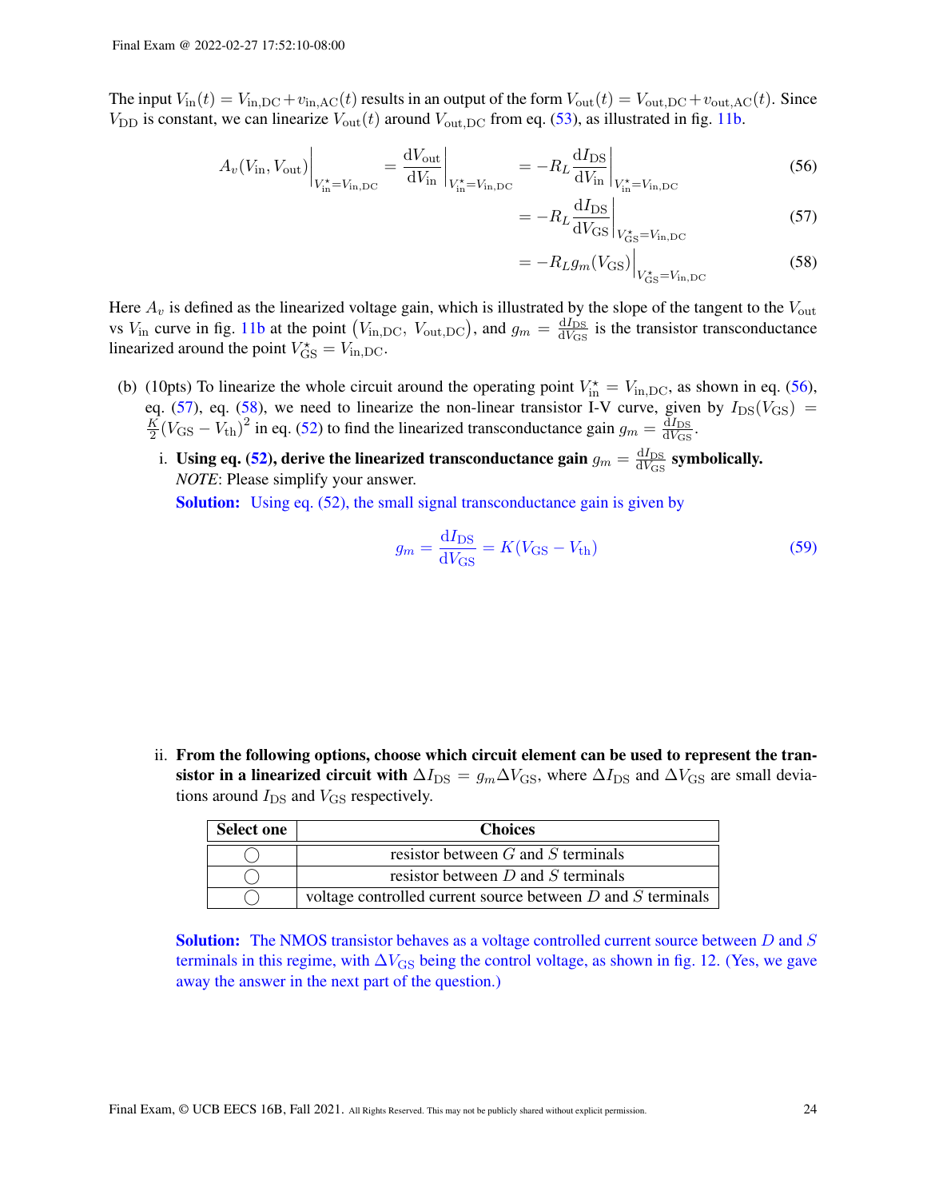The input $V_{\text{in}}(t) = V_{\text{in,DC}} + v_{\text{in,AC}}(t)$ results in an output of the form $V_{\text{out}}(t) = V_{\text{out,DC}} + v_{\text{out,AC}}(t)$. Since $V_{\text{DD}}$ is constant, we can linearize $V_{\text{out}}(t)$ around $V_{\text{out,DC}}$ from eq. (53), as illustrated in fig. 11b.

$$A_v(V_{\text{in}}, V_{\text{out}})\bigg|_{V_{\text{in}}^\star = V_{\text{in,DC}}} = \frac{\mathrm{d}V_{\text{out}}}{\mathrm{d}V_{\text{in}}}\bigg|_{V_{\text{in}}^\star = V_{\text{in,DC}}} = -R_L \frac{\mathrm{d}I_{\text{DS}}}{\mathrm{d}V_{\text{in}}}\bigg|_{V_{\text{in}}^\star = V_{\text{in,DC}}} \tag{56}$$

$$= -R_L \frac{\mathrm{d}I_{\text{DS}}}{\mathrm{d}V_{\text{GS}}}\bigg|_{V_{\text{GS}}^\star = V_{\text{in,DC}}} \tag{57}$$

$$= -R_L g_m(V_{\text{GS}})\Big|_{V_{\text{GS}}^\star = V_{\text{in,DC}}} \tag{58}$$

Here $A_v$ is defined as the linearized voltage gain, which is illustrated by the slope of the tangent to the $V_{\text{out}}$ vs $V_{\text{in}}$ curve in fig. 11b at the point $\left(V_{\text{in,DC}},\ V_{\text{out,DC}}\right)$, and $g_m = \frac{\mathrm{d}I_{\text{DS}}}{\mathrm{d}V_{\text{GS}}}$ is the transistor transconductance linearized around the point $V_{\text{GS}}^\star = V_{\text{in,DC}}$.

(b) (10pts) To linearize the whole circuit around the operating point $V_{\text{in}}^\star = V_{\text{in,DC}}$, as shown in eq. (56), eq. (57), eq. (58), we need to linearize the non-linear transistor I-V curve, given by $I_{\text{DS}}(V_{\text{GS}}) = \frac{K}{2}(V_{\text{GS}} - V_{\text{th}})^2$ in eq. (52) to find the linearized transconductance gain $g_m = \frac{\mathrm{d}I_{\text{DS}}}{\mathrm{d}V_{\text{GS}}}$.

i. **Using eq. (52), derive the linearized transconductance gain $g_m = \frac{\mathrm{d}I_{\text{DS}}}{\mathrm{d}V_{\text{GS}}}$ symbolically.**
*NOTE*: Please simplify your answer.

**Solution:** Using eq. (52), the small signal transconductance gain is given by

$$g_m = \frac{\mathrm{d}I_{\text{DS}}}{\mathrm{d}V_{\text{GS}}} = K(V_{\text{GS}} - V_{\text{th}}) \tag{59}$$

ii. **From the following options, choose which circuit element can be used to represent the transistor in a linearized circuit with $\Delta I_{\text{DS}} = g_m \Delta V_{\text{GS}}$,** where $\Delta I_{\text{DS}}$ and $\Delta V_{\text{GS}}$ are small deviations around $I_{\text{DS}}$ and $V_{\text{GS}}$ respectively.

| Select one | Choices |
|---|---|
| ◯ | resistor between $G$ and $S$ terminals |
| ◯ | resistor between $D$ and $S$ terminals |
| ◯ | voltage controlled current source between $D$ and $S$ terminals |

**Solution:** The NMOS transistor behaves as a voltage controlled current source between $D$ and $S$ terminals in this regime, with $\Delta V_{\text{GS}}$ being the control voltage, as shown in fig. 12. (Yes, we gave away the answer in the next part of the question.)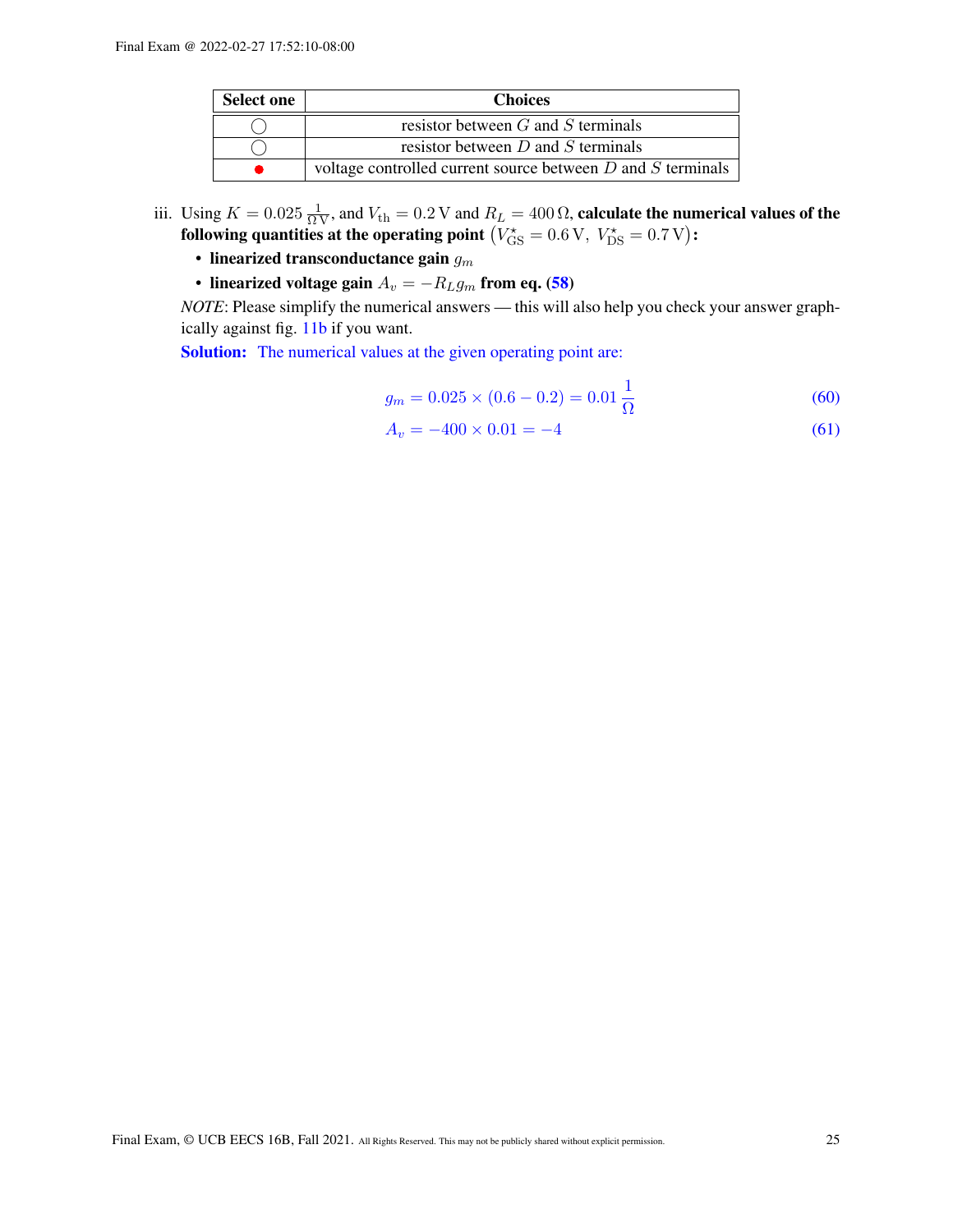| Select one | Choices |
|---|---|
| ○ | resistor between $G$ and $S$ terminals |
| ○ | resistor between $D$ and $S$ terminals |
| ● | voltage controlled current source between $D$ and $S$ terminals |

iii. Using $K = 0.025\,\frac{1}{\Omega\,\mathrm{V}}$, and $V_{\text{th}} = 0.2\,\mathrm{V}$ and $R_L = 400\,\Omega$, **calculate the numerical values of the following quantities at the operating point** $\left(V_{\text{GS}}^{\star} = 0.6\,\mathrm{V},\ V_{\text{DS}}^{\star} = 0.7\,\mathrm{V}\right)$**:**

- **linearized transconductance gain** $g_m$
- **linearized voltage gain** $A_v = -R_L g_m$ **from eq. (58)**

*NOTE*: Please simplify the numerical answers — this will also help you check your answer graphically against fig. 11b if you want.

**Solution:** The numerical values at the given operating point are:

$$g_m = 0.025 \times (0.6 - 0.2) = 0.01\,\frac{1}{\Omega} \tag{60}$$

$$A_v = -400 \times 0.01 = -4 \tag{61}$$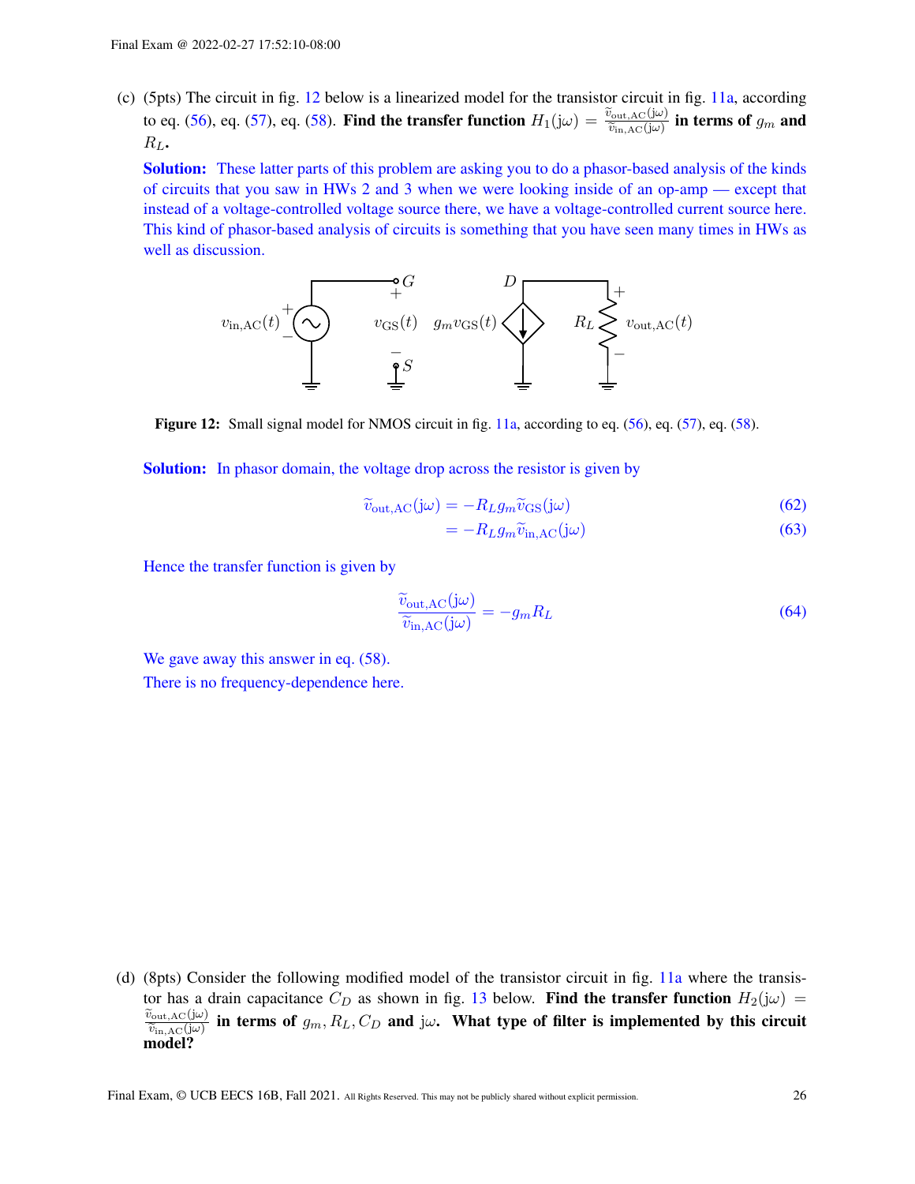(c) (5pts) The circuit in fig. 12 below is a linearized model for the transistor circuit in fig. 11a, according to eq. (56), eq. (57), eq. (58). **Find the transfer function $H_1(j\omega) = \frac{\widetilde{v}_{\text{out,AC}}(j\omega)}{\widetilde{v}_{\text{in,AC}}(j\omega)}$ in terms of $g_m$ and $R_L$.**

**Solution:** These latter parts of this problem are asking you to do a phasor-based analysis of the kinds of circuits that you saw in HWs 2 and 3 when we were looking inside of an op-amp — except that instead of a voltage-controlled voltage source there, we have a voltage-controlled current source here. This kind of phasor-based analysis of circuits is something that you have seen many times in HWs as well as discussion.

**Figure 12:** Small signal model for NMOS circuit in fig. 11a, according to eq. (56), eq. (57), eq. (58).

**Solution:** In phasor domain, the voltage drop across the resistor is given by

$$\widetilde{v}_{\text{out,AC}}(j\omega) = -R_L g_m \widetilde{v}_{\text{GS}}(j\omega) \tag{62}$$

$$= -R_L g_m \widetilde{v}_{\text{in,AC}}(j\omega) \tag{63}$$

Hence the transfer function is given by

$$\frac{\widetilde{v}_{\text{out,AC}}(j\omega)}{\widetilde{v}_{\text{in,AC}}(j\omega)} = -g_m R_L \tag{64}$$

We gave away this answer in eq. (58).
There is no frequency-dependence here.

(d) (8pts) Consider the following modified model of the transistor circuit in fig. 11a where the transistor has a drain capacitance $C_D$ as shown in fig. 13 below. **Find the transfer function $H_2(j\omega) = \frac{\widetilde{v}_{\text{out,AC}}(j\omega)}{\widetilde{v}_{\text{in,AC}}(j\omega)}$ in terms of $g_m, R_L, C_D$ and $j\omega$. What type of filter is implemented by this circuit model?**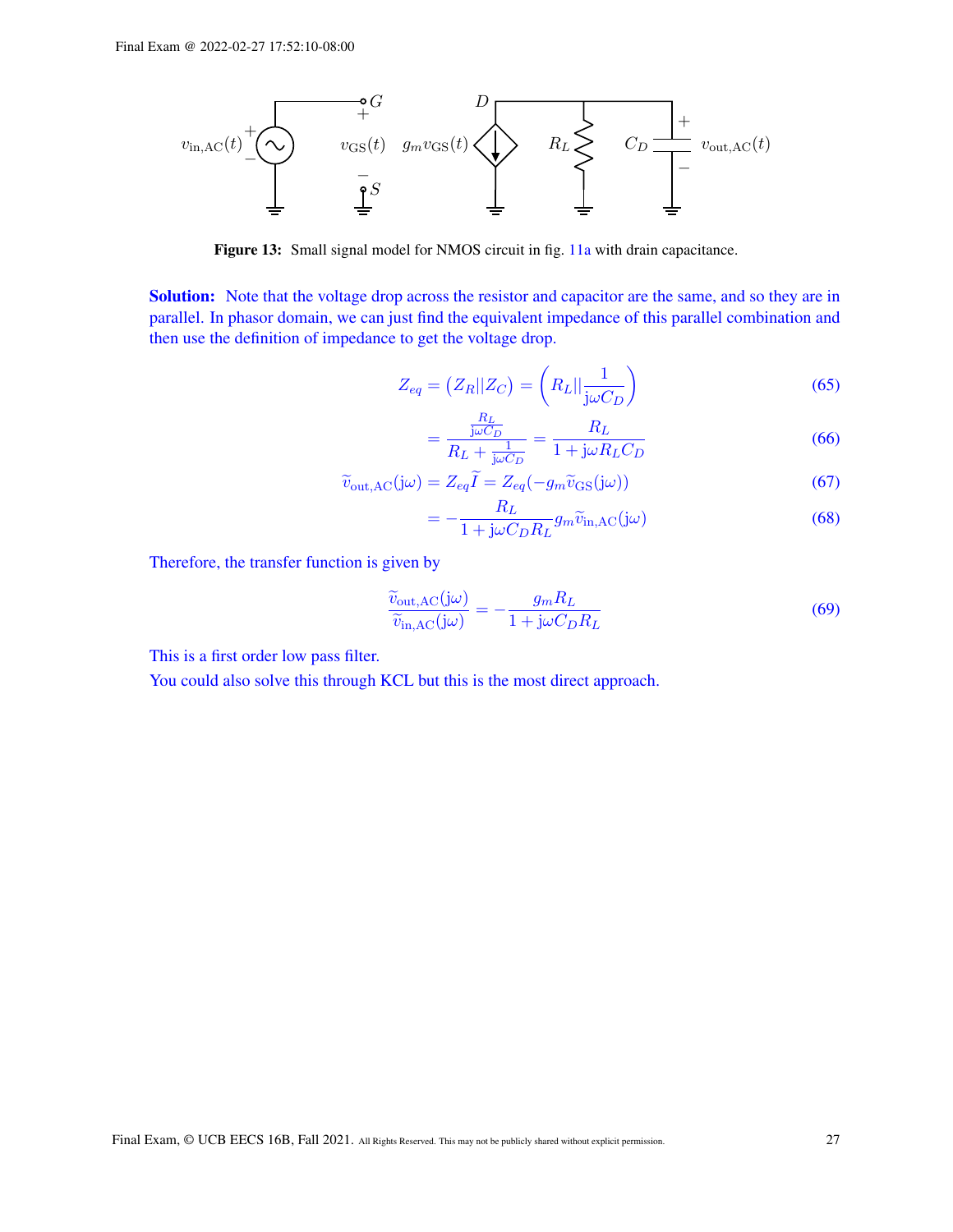Figure 13: Small signal model for NMOS circuit in fig. 11a with drain capacitance.

**Solution:** Note that the voltage drop across the resistor and capacitor are the same, and so they are in parallel. In phasor domain, we can just find the equivalent impedance of this parallel combination and then use the definition of impedance to get the voltage drop.

$$Z_{eq} = \left(Z_R || Z_C\right) = \left(R_L || \frac{1}{\mathrm{j}\omega C_D}\right) \tag{65}$$

$$= \frac{\frac{R_L}{\mathrm{j}\omega C_D}}{R_L + \frac{1}{\mathrm{j}\omega C_D}} = \frac{R_L}{1 + \mathrm{j}\omega R_L C_D} \tag{66}$$

$$\widetilde{v}_{\text{out,AC}}(\mathrm{j}\omega) = Z_{eq}\widetilde{I} = Z_{eq}(-g_m \widetilde{v}_{\text{GS}}(\mathrm{j}\omega)) \tag{67}$$

$$= -\frac{R_L}{1 + \mathrm{j}\omega C_D R_L} g_m \widetilde{v}_{\text{in,AC}}(\mathrm{j}\omega) \tag{68}$$

Therefore, the transfer function is given by

$$\frac{\widetilde{v}_{\text{out,AC}}(\mathrm{j}\omega)}{\widetilde{v}_{\text{in,AC}}(\mathrm{j}\omega)} = -\frac{g_m R_L}{1 + \mathrm{j}\omega C_D R_L} \tag{69}$$

This is a first order low pass filter.

You could also solve this through KCL but this is the most direct approach.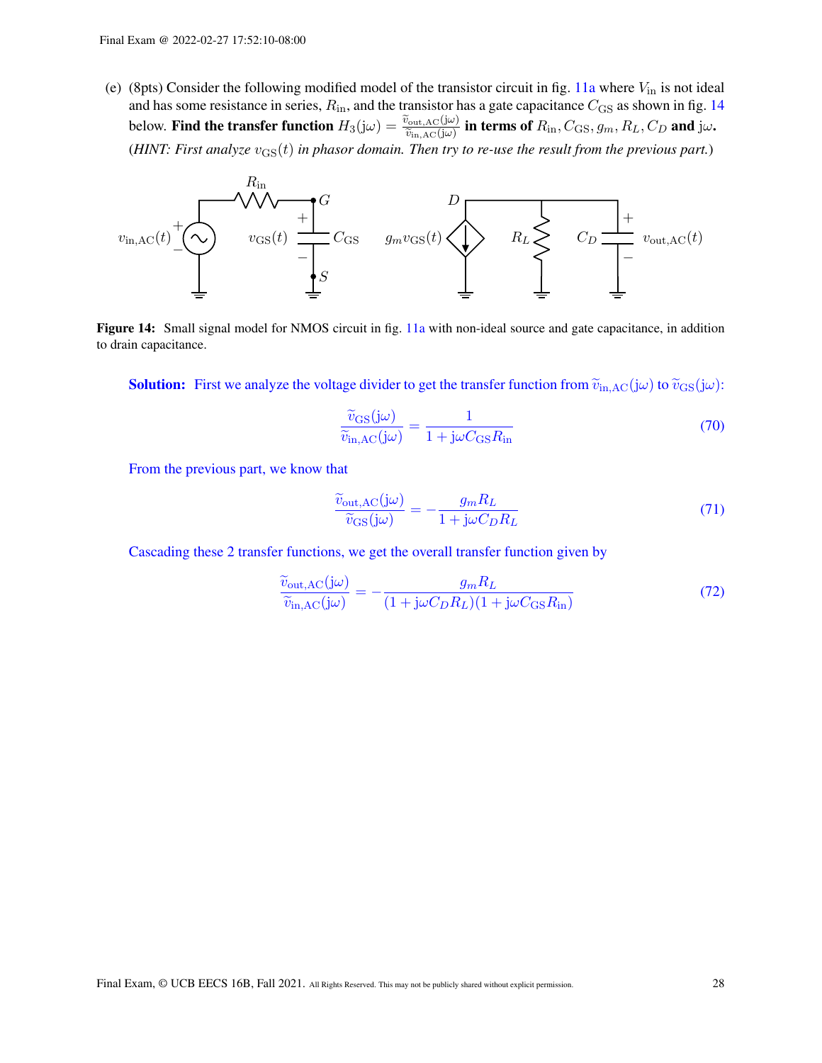(e) (8pts) Consider the following modified model of the transistor circuit in fig. 11a where $V_{\text{in}}$ is not ideal and has some resistance in series, $R_{\text{in}}$, and the transistor has a gate capacitance $C_{\text{GS}}$ as shown in fig. 14 below. **Find the transfer function $H_3(\text{j}\omega) = \frac{\widetilde{v}_{\text{out,AC}}(\text{j}\omega)}{\widetilde{v}_{\text{in,AC}}(\text{j}\omega)}$ in terms of $R_{\text{in}}, C_{\text{GS}}, g_m, R_L, C_D$ and $\text{j}\omega$.**

(*HINT: First analyze $v_{\text{GS}}(t)$ in phasor domain. Then try to re-use the result from the previous part.*)

**Figure 14:** Small signal model for NMOS circuit in fig. 11a with non-ideal source and gate capacitance, in addition to drain capacitance.

**Solution:** First we analyze the voltage divider to get the transfer function from $\widetilde{v}_{\text{in,AC}}(\text{j}\omega)$ to $\widetilde{v}_{\text{GS}}(\text{j}\omega)$:

$$\frac{\widetilde{v}_{\text{GS}}(\text{j}\omega)}{\widetilde{v}_{\text{in,AC}}(\text{j}\omega)} = \frac{1}{1 + \text{j}\omega C_{\text{GS}} R_{\text{in}}} \tag{70}$$

From the previous part, we know that

$$\frac{\widetilde{v}_{\text{out,AC}}(\text{j}\omega)}{\widetilde{v}_{\text{GS}}(\text{j}\omega)} = -\frac{g_m R_L}{1 + \text{j}\omega C_D R_L} \tag{71}$$

Cascading these 2 transfer functions, we get the overall transfer function given by

$$\frac{\widetilde{v}_{\text{out,AC}}(\text{j}\omega)}{\widetilde{v}_{\text{in,AC}}(\text{j}\omega)} = -\frac{g_m R_L}{(1 + \text{j}\omega C_D R_L)(1 + \text{j}\omega C_{\text{GS}} R_{\text{in}})} \tag{72}$$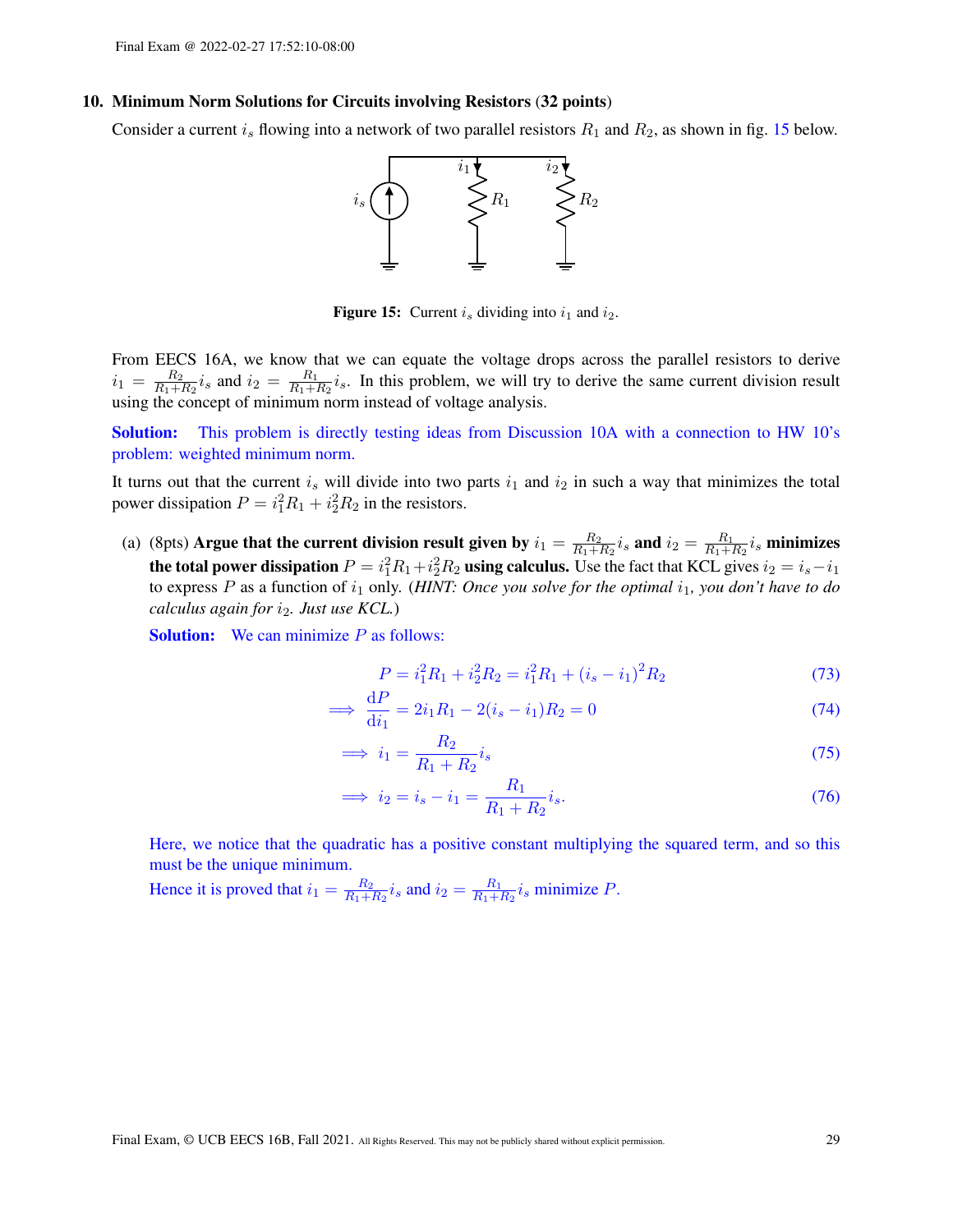## 10. Minimum Norm Solutions for Circuits involving Resistors (32 points)

Consider a current $i_s$ flowing into a network of two parallel resistors $R_1$ and $R_2$, as shown in fig. 15 below.

**Figure 15:** Current $i_s$ dividing into $i_1$ and $i_2$.

From EECS 16A, we know that we can equate the voltage drops across the parallel resistors to derive $i_1 = \frac{R_2}{R_1+R_2} i_s$ and $i_2 = \frac{R_1}{R_1+R_2} i_s$. In this problem, we will try to derive the same current division result using the concept of minimum norm instead of voltage analysis.

**Solution:** This problem is directly testing ideas from Discussion 10A with a connection to HW 10's problem: weighted minimum norm.

It turns out that the current $i_s$ will divide into two parts $i_1$ and $i_2$ in such a way that minimizes the total power dissipation $P = i_1^2 R_1 + i_2^2 R_2$ in the resistors.

(a) (8pts) **Argue that the current division result given by $i_1 = \frac{R_2}{R_1+R_2} i_s$ and $i_2 = \frac{R_1}{R_1+R_2} i_s$ minimizes the total power dissipation $P = i_1^2 R_1 + i_2^2 R_2$ using calculus.** Use the fact that KCL gives $i_2 = i_s - i_1$ to express $P$ as a function of $i_1$ only. (*HINT: Once you solve for the optimal $i_1$, you don't have to do calculus again for $i_2$. Just use KCL.*)

**Solution:** We can minimize $P$ as follows:

$$P = i_1^2 R_1 + i_2^2 R_2 = i_1^2 R_1 + (i_s - i_1)^2 R_2 \tag{73}$$

$$\implies \frac{\mathrm{d}P}{\mathrm{d}i_1} = 2i_1 R_1 - 2(i_s - i_1)R_2 = 0 \tag{74}$$

$$\implies i_1 = \frac{R_2}{R_1 + R_2} i_s \tag{75}$$

$$\implies i_2 = i_s - i_1 = \frac{R_1}{R_1 + R_2} i_s. \tag{76}$$

Here, we notice that the quadratic has a positive constant multiplying the squared term, and so this must be the unique minimum.

Hence it is proved that $i_1 = \frac{R_2}{R_1+R_2} i_s$ and $i_2 = \frac{R_1}{R_1+R_2} i_s$ minimize $P$.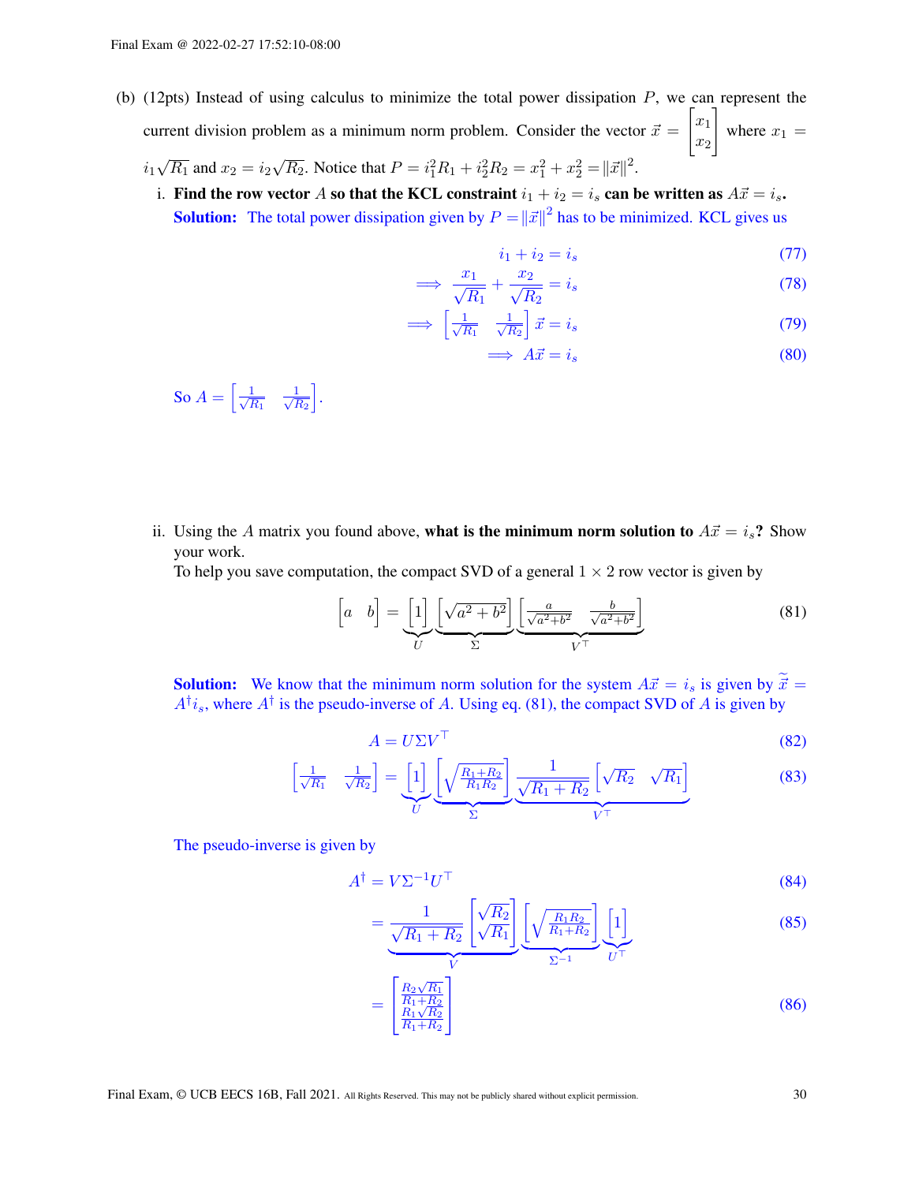(b) (12pts) Instead of using calculus to minimize the total power dissipation $P$, we can represent the current division problem as a minimum norm problem. Consider the vector $\vec{x} = \begin{bmatrix} x_1 \\ x_2 \end{bmatrix}$ where $x_1 = i_1\sqrt{R_1}$ and $x_2 = i_2\sqrt{R_2}$. Notice that $P = i_1^2 R_1 + i_2^2 R_2 = x_1^2 + x_2^2 = \|\vec{x}\|^2$.

i. **Find the row vector $A$ so that the KCL constraint $i_1 + i_2 = i_s$ can be written as $A\vec{x} = i_s$.**

**Solution:** The total power dissipation given by $P = \|\vec{x}\|^2$ has to be minimized. KCL gives us

$$i_1 + i_2 = i_s \tag{77}$$

$$\implies \frac{x_1}{\sqrt{R_1}} + \frac{x_2}{\sqrt{R_2}} = i_s \tag{78}$$

$$\implies \begin{bmatrix} \frac{1}{\sqrt{R_1}} & \frac{1}{\sqrt{R_2}} \end{bmatrix} \vec{x} = i_s \tag{79}$$

$$\implies A\vec{x} = i_s \tag{80}$$

So $A = \begin{bmatrix} \frac{1}{\sqrt{R_1}} & \frac{1}{\sqrt{R_2}} \end{bmatrix}$.

ii. Using the $A$ matrix you found above, **what is the minimum norm solution to $A\vec{x} = i_s$?** Show your work.

To help you save computation, the compact SVD of a general $1 \times 2$ row vector is given by

$$\begin{bmatrix} a & b \end{bmatrix} = \underbrace{\begin{bmatrix} 1 \end{bmatrix}}_{U} \underbrace{\begin{bmatrix} \sqrt{a^2+b^2} \end{bmatrix}}_{\Sigma} \underbrace{\begin{bmatrix} \frac{a}{\sqrt{a^2+b^2}} & \frac{b}{\sqrt{a^2+b^2}} \end{bmatrix}}_{V^\top} \tag{81}$$

**Solution:** We know that the minimum norm solution for the system $A\vec{x} = i_s$ is given by $\tilde{\vec{x}} = A^\dagger i_s$, where $A^\dagger$ is the pseudo-inverse of $A$. Using eq. (81), the compact SVD of $A$ is given by

$$A = U\Sigma V^\top \tag{82}$$

$$\begin{bmatrix} \frac{1}{\sqrt{R_1}} & \frac{1}{\sqrt{R_2}} \end{bmatrix} = \underbrace{\begin{bmatrix} 1 \end{bmatrix}}_{U} \underbrace{\begin{bmatrix} \sqrt{\frac{R_1+R_2}{R_1R_2}} \end{bmatrix}}_{\Sigma} \underbrace{\frac{1}{\sqrt{R_1+R_2}} \begin{bmatrix} \sqrt{R_2} & \sqrt{R_1} \end{bmatrix}}_{V^\top} \tag{83}$$

The pseudo-inverse is given by

$$A^\dagger = V\Sigma^{-1}U^\top \tag{84}$$

$$= \underbrace{\frac{1}{\sqrt{R_1+R_2}} \begin{bmatrix} \sqrt{R_2} \\ \sqrt{R_1} \end{bmatrix}}_{V} \underbrace{\begin{bmatrix} \sqrt{\frac{R_1R_2}{R_1+R_2}} \end{bmatrix}}_{\Sigma^{-1}} \underbrace{\begin{bmatrix} 1 \end{bmatrix}}_{U^\top} \tag{85}$$

$$= \begin{bmatrix} \frac{R_2\sqrt{R_1}}{R_1+R_2} \\ \frac{R_1\sqrt{R_2}}{R_1+R_2} \end{bmatrix} \tag{86}$$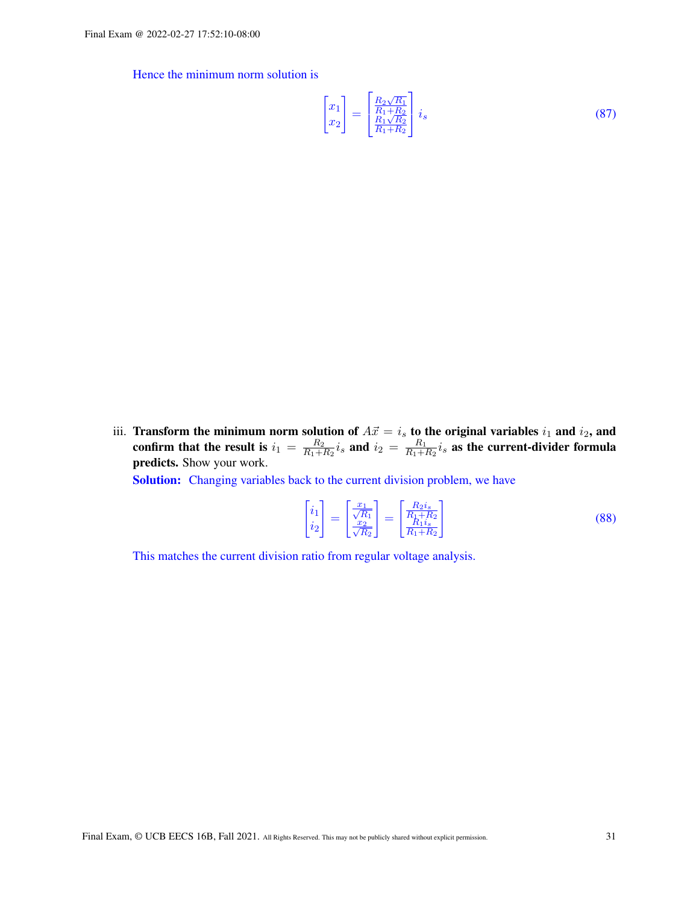Hence the minimum norm solution is

$$\begin{bmatrix} x_1 \\ x_2 \end{bmatrix} = \begin{bmatrix} \frac{R_2\sqrt{R_1}}{R_1+R_2} \\ \frac{R_1\sqrt{R_2}}{R_1+R_2} \end{bmatrix} i_s \tag{87}$$

iii. **Transform the minimum norm solution of $A\vec{x} = i_s$ to the original variables $i_1$ and $i_2$, and confirm that the result is $i_1 = \frac{R_2}{R_1+R_2} i_s$ and $i_2 = \frac{R_1}{R_1+R_2} i_s$ as the current-divider formula predicts.** Show your work.

**Solution:** Changing variables back to the current division problem, we have

$$\begin{bmatrix} i_1 \\ i_2 \end{bmatrix} = \begin{bmatrix} \frac{x_1}{\sqrt{R_1}} \\ \frac{x_2}{\sqrt{R_2}} \end{bmatrix} = \begin{bmatrix} \frac{R_2 i_s}{R_1+R_2} \\ \frac{R_1 i_s}{R_1+R_2} \end{bmatrix} \tag{88}$$

This matches the current division ratio from regular voltage analysis.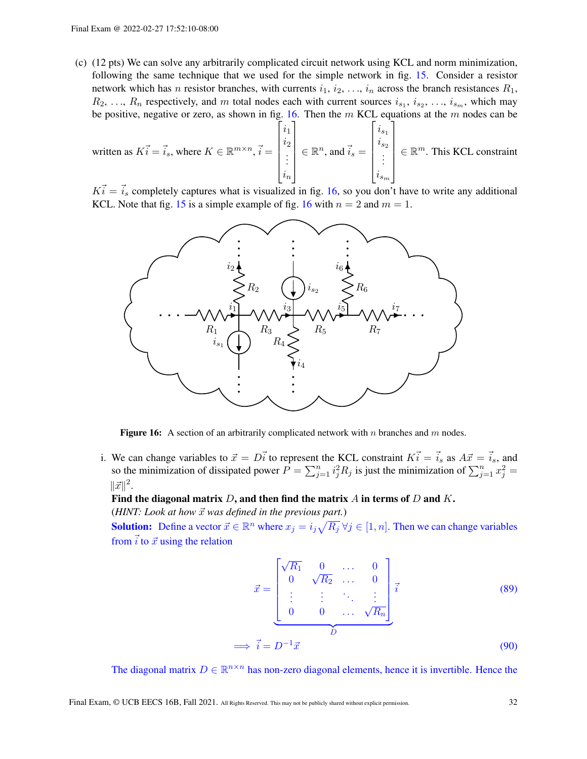(c) (12 pts) We can solve any arbitrarily complicated circuit network using KCL and norm minimization, following the same technique that we used for the simple network in fig. 15. Consider a resistor network which has $n$ resistor branches, with currents $i_1, i_2, \ldots, i_n$ across the branch resistances $R_1, R_2, \ldots, R_n$ respectively, and $m$ total nodes each with current sources $i_{s_1}, i_{s_2}, \ldots, i_{s_m}$, which may be positive, negative or zero, as shown in fig. 16. Then the $m$ KCL equations at the $m$ nodes can be written as $K\vec{i} = \vec{i}_s$, where $K \in \mathbb{R}^{m \times n}$, $\vec{i} = \begin{bmatrix} i_1 \\ i_2 \\ \vdots \\ i_n \end{bmatrix} \in \mathbb{R}^n$, and $\vec{i}_s = \begin{bmatrix} i_{s_1} \\ i_{s_2} \\ \vdots \\ i_{s_m} \end{bmatrix} \in \mathbb{R}^m$. This KCL constraint $K\vec{i} = \vec{i}_s$ completely captures what is visualized in fig. 16, so you don't have to write any additional KCL. Note that fig. 15 is a simple example of fig. 16 with $n = 2$ and $m = 1$.

**Figure 16:** A section of an arbitrarily complicated network with $n$ branches and $m$ nodes.

i. We can change variables to $\vec{x} = D\vec{i}$ to represent the KCL constraint $K\vec{i} = \vec{i}_s$ as $A\vec{x} = \vec{i}_s$, and so the minimization of dissipated power $P = \sum_{j=1}^{n} i_j^2 R_j$ is just the minimization of $\sum_{j=1}^{n} x_j^2 = \|\vec{x}\|^2$.

**Find the diagonal matrix $D$, and then find the matrix $A$ in terms of $D$ and $K$.**
(*HINT: Look at how $\vec{x}$ was defined in the previous part.*)

**Solution:** Define a vector $\vec{x} \in \mathbb{R}^n$ where $x_j = i_j\sqrt{R_j}\ \forall j \in [1, n]$. Then we can change variables from $\vec{i}$ to $\vec{x}$ using the relation

$$\vec{x} = \underbrace{\begin{bmatrix} \sqrt{R_1} & 0 & \ldots & 0 \\ 0 & \sqrt{R_2} & \ldots & 0 \\ \vdots & \vdots & \ddots & \vdots \\ 0 & 0 & \ldots & \sqrt{R_n} \end{bmatrix}}_{D} \vec{i} \tag{89}$$

$$\implies \vec{i} = D^{-1}\vec{x} \tag{90}$$

The diagonal matrix $D \in \mathbb{R}^{n \times n}$ has non-zero diagonal elements, hence it is invertible. Hence the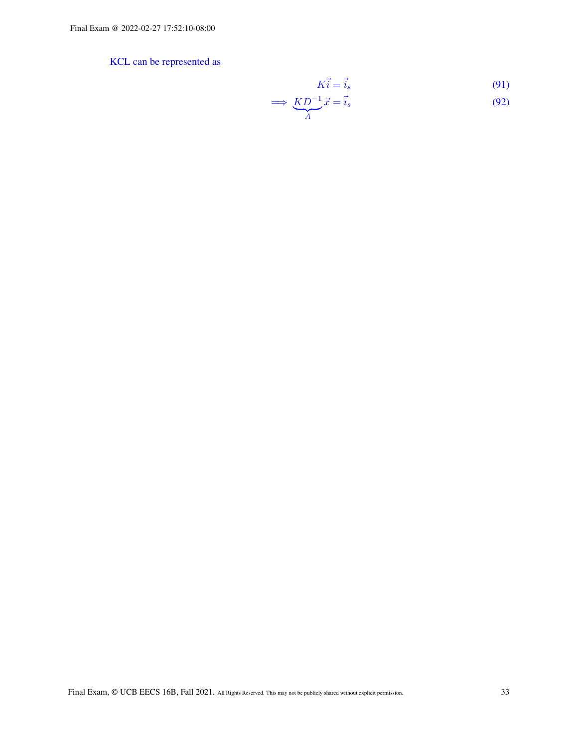KCL can be represented as

$$K\vec{i} = \vec{i}_s \tag{91}$$

$$\implies \underbrace{KD^{-1}}_{A}\vec{x} = \vec{i}_s \tag{92}$$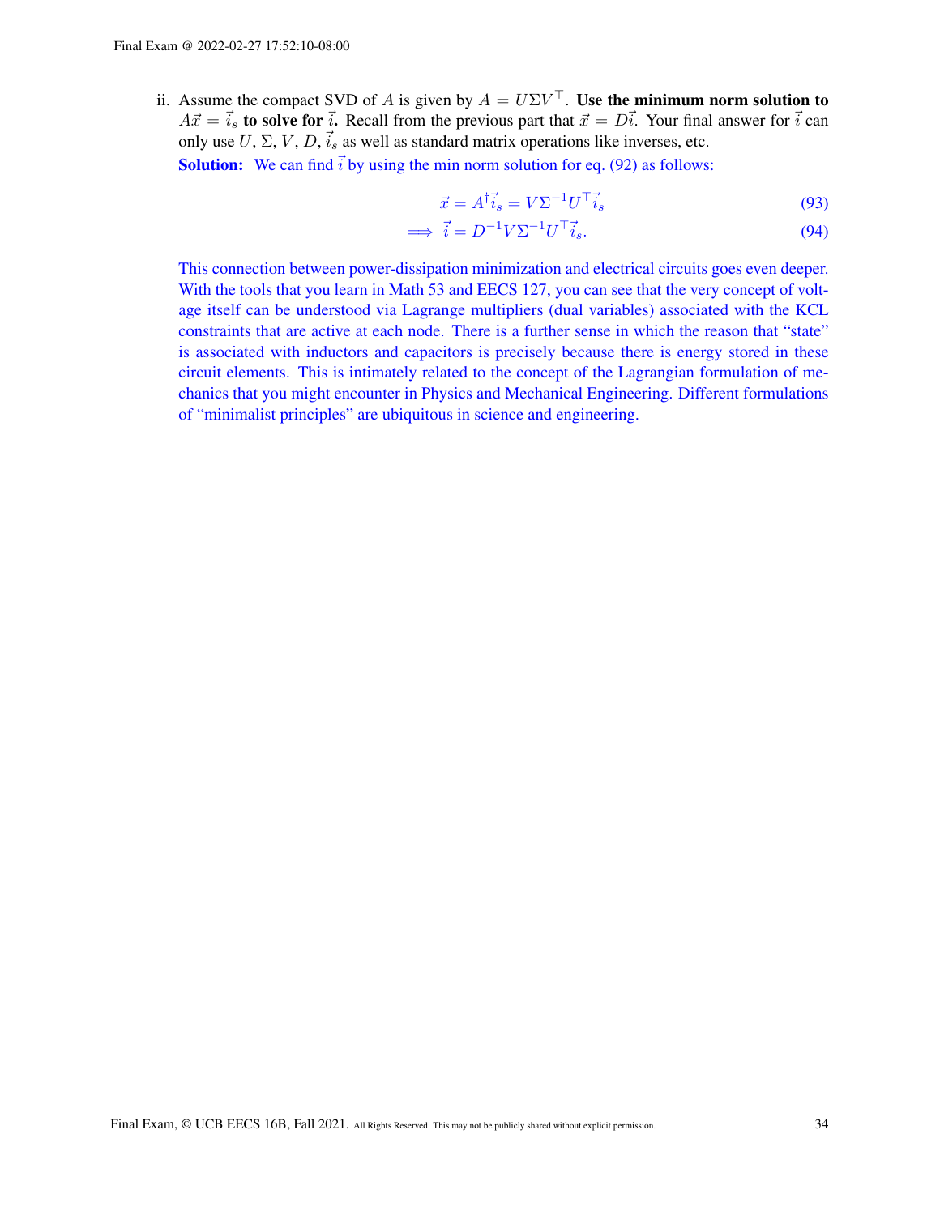ii. Assume the compact SVD of $A$ is given by $A = U\Sigma V^\top$. **Use the minimum norm solution to $A\vec{x} = \vec{i}_s$ to solve for $\vec{i}$.** Recall from the previous part that $\vec{x} = D\vec{i}$. Your final answer for $\vec{i}$ can only use $U$, $\Sigma$, $V$, $D$, $\vec{i}_s$ as well as standard matrix operations like inverses, etc.

**Solution:** We can find $\vec{i}$ by using the min norm solution for eq. (92) as follows:

$$\vec{x} = A^\dagger \vec{i}_s = V\Sigma^{-1}U^\top \vec{i}_s \tag{93}$$

$$\implies \vec{i} = D^{-1}V\Sigma^{-1}U^\top \vec{i}_s. \tag{94}$$

This connection between power-dissipation minimization and electrical circuits goes even deeper. With the tools that you learn in Math 53 and EECS 127, you can see that the very concept of voltage itself can be understood via Lagrange multipliers (dual variables) associated with the KCL constraints that are active at each node. There is a further sense in which the reason that "state" is associated with inductors and capacitors is precisely because there is energy stored in these circuit elements. This is intimately related to the concept of the Lagrangian formulation of mechanics that you might encounter in Physics and Mechanical Engineering. Different formulations of "minimalist principles" are ubiquitous in science and engineering.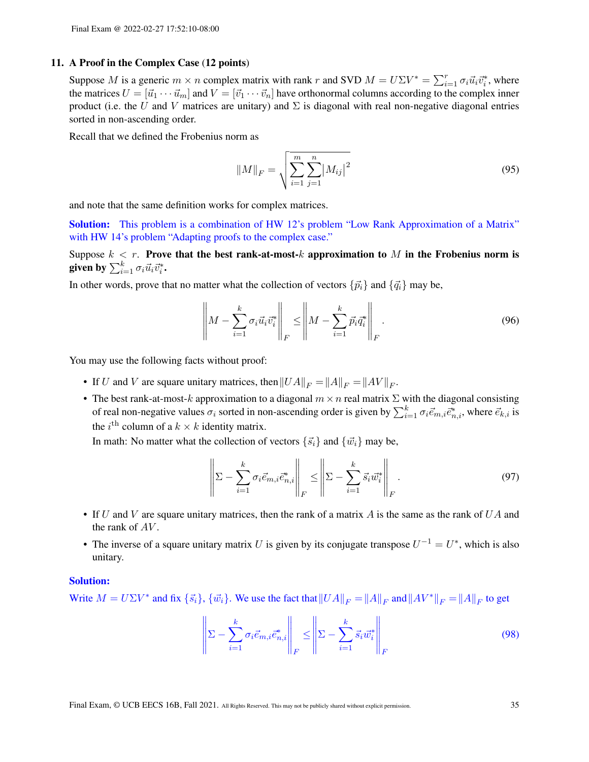## 11. A Proof in the Complex Case (12 points)

Suppose $M$ is a generic $m \times n$ complex matrix with rank $r$ and SVD $M = U\Sigma V^* = \sum_{i=1}^{r} \sigma_i \vec{u}_i \vec{v}_i^*$, where the matrices $U = [\vec{u}_1 \cdots \vec{u}_m]$ and $V = [\vec{v}_1 \cdots \vec{v}_n]$ have orthonormal columns according to the complex inner product (i.e. the $U$ and $V$ matrices are unitary) and $\Sigma$ is diagonal with real non-negative diagonal entries sorted in non-ascending order.

Recall that we defined the Frobenius norm as

$$\|M\|_F = \sqrt{\sum_{i=1}^{m} \sum_{j=1}^{n} |M_{ij}|^2} \tag{95}$$

and note that the same definition works for complex matrices.

**Solution:** This problem is a combination of HW 12's problem "Low Rank Approximation of a Matrix" with HW 14's problem "Adapting proofs to the complex case."

Suppose $k < r$. **Prove that the best rank-at-most-$k$ approximation to $M$ in the Frobenius norm is given by $\sum_{i=1}^{k} \sigma_i \vec{u}_i \vec{v}_i^*$.**

In other words, prove that no matter what the collection of vectors $\{\vec{p}_i\}$ and $\{\vec{q}_i\}$ may be,

$$\left\| M - \sum_{i=1}^{k} \sigma_i \vec{u}_i \vec{v}_i^* \right\|_F \leq \left\| M - \sum_{i=1}^{k} \vec{p}_i \vec{q}_i^* \right\|_F. \tag{96}$$

You may use the following facts without proof:

- If $U$ and $V$ are square unitary matrices, then $\|UA\|_F = \|A\|_F = \|AV\|_F$.
- The best rank-at-most-$k$ approximation to a diagonal $m \times n$ real matrix $\Sigma$ with the diagonal consisting of real non-negative values $\sigma_i$ sorted in non-ascending order is given by $\sum_{i=1}^{k} \sigma_i \vec{e}_{m,i} \vec{e}_{n,i}^*$, where $\vec{e}_{k,i}$ is the $i^{\text{th}}$ column of a $k \times k$ identity matrix.

  In math: No matter what the collection of vectors $\{\vec{s}_i\}$ and $\{\vec{w}_i\}$ may be,

$$\left\| \Sigma - \sum_{i=1}^{k} \sigma_i \vec{e}_{m,i} \vec{e}_{n,i}^* \right\|_F \leq \left\| \Sigma - \sum_{i=1}^{k} \vec{s}_i \vec{w}_i^* \right\|_F. \tag{97}$$

- If $U$ and $V$ are square unitary matrices, then the rank of a matrix $A$ is the same as the rank of $UA$ and the rank of $AV$.
- The inverse of a square unitary matrix $U$ is given by its conjugate transpose $U^{-1} = U^*$, which is also unitary.

**Solution:**

Write $M = U\Sigma V^*$ and fix $\{\vec{s}_i\}$, $\{\vec{w}_i\}$. We use the fact that $\|UA\|_F = \|A\|_F$ and $\|AV^*\|_F = \|A\|_F$ to get

$$\left\| \Sigma - \sum_{i=1}^{k} \sigma_i \vec{e}_{m,i} \vec{e}_{n,i}^* \right\|_F \leq \left\| \Sigma - \sum_{i=1}^{k} \vec{s}_i \vec{w}_i^* \right\|_F \tag{98}$$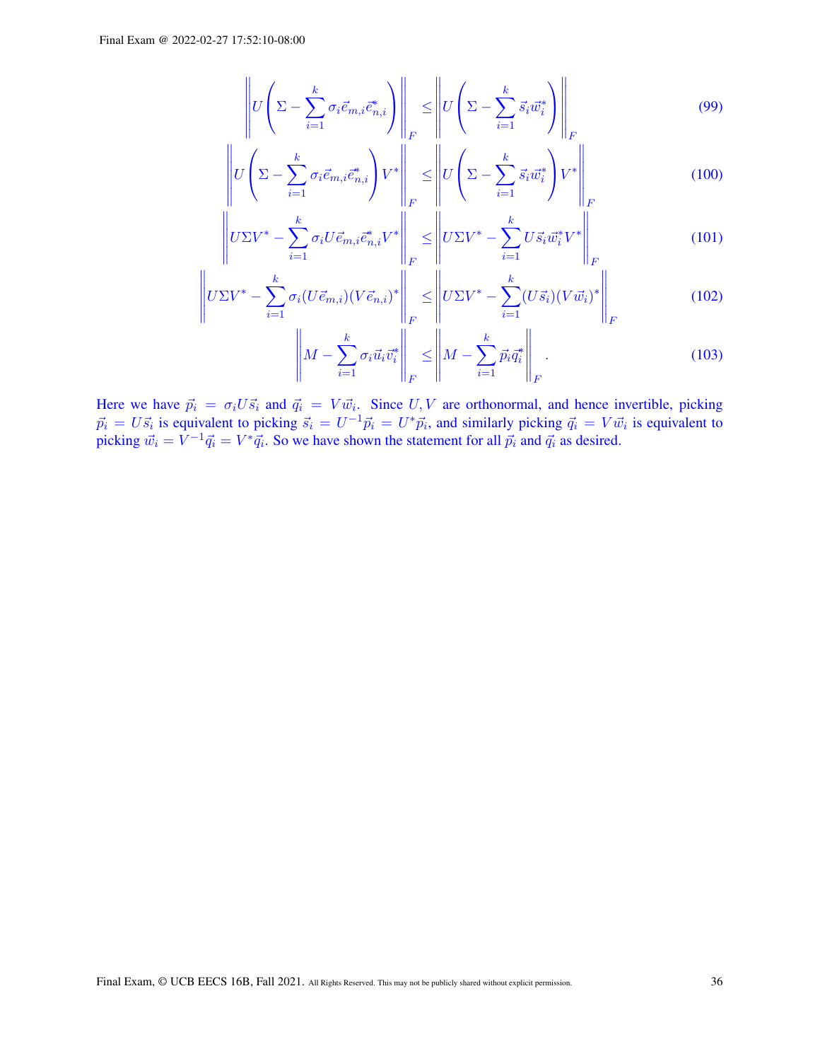$$\left\| U\left(\Sigma - \sum_{i=1}^{k} \sigma_i \vec{e}_{m,i}\vec{e}_{n,i}^{*}\right) \right\|_F \leq \left\| U\left(\Sigma - \sum_{i=1}^{k} \vec{s}_i\vec{w}_i^{*}\right) \right\|_F \tag{99}$$

$$\left\| U\left(\Sigma - \sum_{i=1}^{k} \sigma_i \vec{e}_{m,i}\vec{e}_{n,i}^{*}\right) V^* \right\|_F \leq \left\| U\left(\Sigma - \sum_{i=1}^{k} \vec{s}_i\vec{w}_i^{*}\right) V^* \right\|_F \tag{100}$$

$$\left\| U\Sigma V^* - \sum_{i=1}^{k} \sigma_i U\vec{e}_{m,i}\vec{e}_{n,i}^{*} V^* \right\|_F \leq \left\| U\Sigma V^* - \sum_{i=1}^{k} U\vec{s}_i\vec{w}_i^{*} V^* \right\|_F \tag{101}$$

$$\left\| U\Sigma V^* - \sum_{i=1}^{k} \sigma_i (U\vec{e}_{m,i})(V\vec{e}_{n,i})^* \right\|_F \leq \left\| U\Sigma V^* - \sum_{i=1}^{k} (U\vec{s}_i)(V\vec{w}_i)^* \right\|_F \tag{102}$$

$$\left\| M - \sum_{i=1}^{k} \sigma_i \vec{u}_i\vec{v}_i^{*} \right\|_F \leq \left\| M - \sum_{i=1}^{k} \vec{p}_i\vec{q}_i^{*} \right\|_F . \tag{103}$$

Here we have $\vec{p}_i = \sigma_i U\vec{s}_i$ and $\vec{q}_i = V\vec{w}_i$. Since $U, V$ are orthonormal, and hence invertible, picking $\vec{p}_i = U\vec{s}_i$ is equivalent to picking $\vec{s}_i = U^{-1}\vec{p}_i = U^*\vec{p}_i$, and similarly picking $\vec{q}_i = V\vec{w}_i$ is equivalent to picking $\vec{w}_i = V^{-1}\vec{q}_i = V^*\vec{q}_i$. So we have shown the statement for all $\vec{p}_i$ and $\vec{q}_i$ as desired.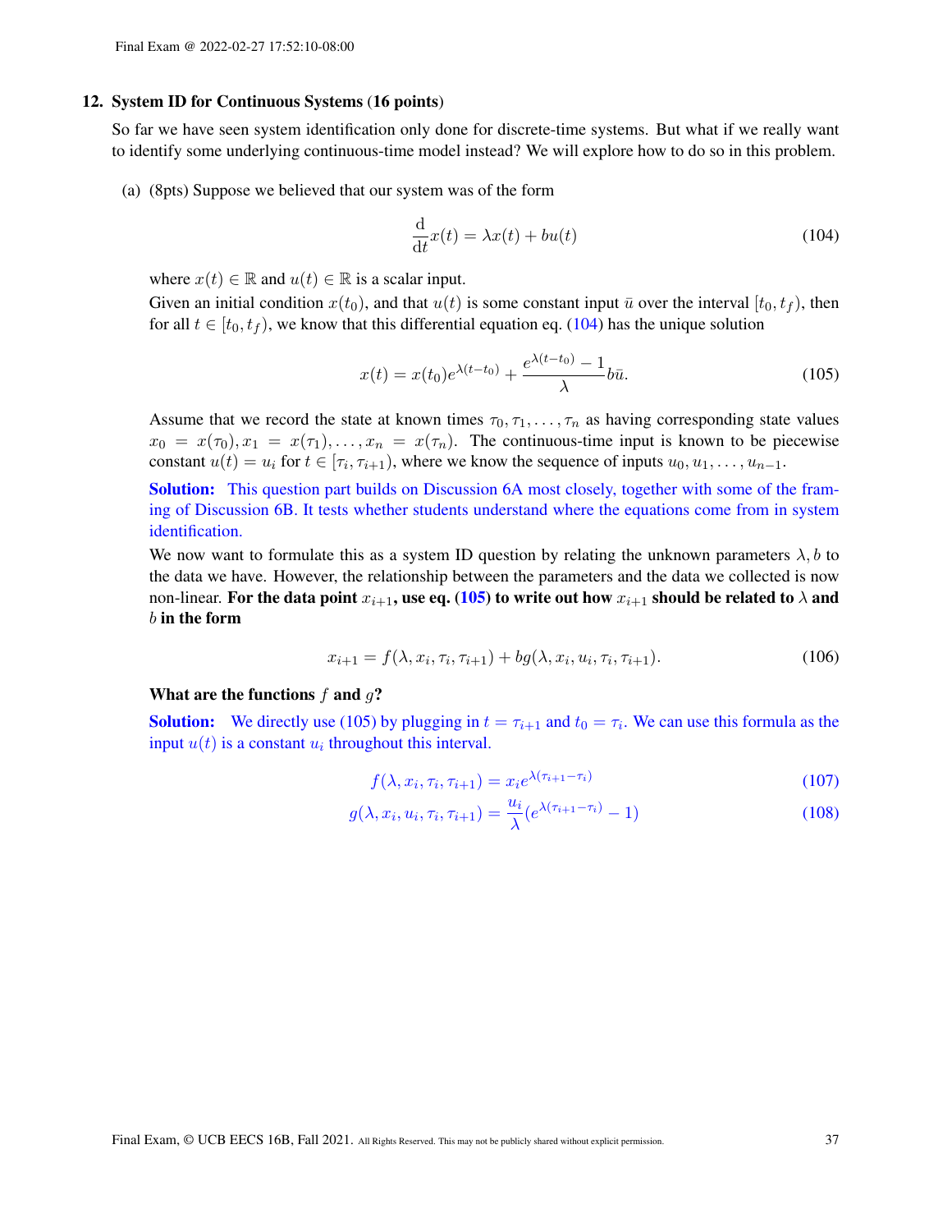## 12. System ID for Continuous Systems (16 points)

So far we have seen system identification only done for discrete-time systems. But what if we really want to identify some underlying continuous-time model instead? We will explore how to do so in this problem.

(a) (8pts) Suppose we believed that our system was of the form

$$\frac{\mathrm{d}}{\mathrm{d}t}x(t) = \lambda x(t) + bu(t) \tag{104}$$

where $x(t) \in \mathbb{R}$ and $u(t) \in \mathbb{R}$ is a scalar input.

Given an initial condition $x(t_0)$, and that $u(t)$ is some constant input $\bar{u}$ over the interval $[t_0, t_f)$, then for all $t \in [t_0, t_f)$, we know that this differential equation eq. (104) has the unique solution

$$x(t) = x(t_0)e^{\lambda(t-t_0)} + \frac{e^{\lambda(t-t_0)} - 1}{\lambda}b\bar{u}. \tag{105}$$

Assume that we record the state at known times $\tau_0, \tau_1, \ldots, \tau_n$ as having corresponding state values $x_0 = x(\tau_0), x_1 = x(\tau_1), \ldots, x_n = x(\tau_n)$. The continuous-time input is known to be piecewise constant $u(t) = u_i$ for $t \in [\tau_i, \tau_{i+1})$, where we know the sequence of inputs $u_0, u_1, \ldots, u_{n-1}$.

**Solution:** This question part builds on Discussion 6A most closely, together with some of the framing of Discussion 6B. It tests whether students understand where the equations come from in system identification.

We now want to formulate this as a system ID question by relating the unknown parameters $\lambda, b$ to the data we have. However, the relationship between the parameters and the data we collected is now non-linear. **For the data point $x_{i+1}$, use eq. (105) to write out how $x_{i+1}$ should be related to $\lambda$ and $b$ in the form**

$$x_{i+1} = f(\lambda, x_i, \tau_i, \tau_{i+1}) + bg(\lambda, x_i, u_i, \tau_i, \tau_{i+1}). \tag{106}$$

**What are the functions $f$ and $g$?**

**Solution:** We directly use (105) by plugging in $t = \tau_{i+1}$ and $t_0 = \tau_i$. We can use this formula as the input $u(t)$ is a constant $u_i$ throughout this interval.

$$f(\lambda, x_i, \tau_i, \tau_{i+1}) = x_i e^{\lambda(\tau_{i+1} - \tau_i)} \tag{107}$$

$$g(\lambda, x_i, u_i, \tau_i, \tau_{i+1}) = \frac{u_i}{\lambda}(e^{\lambda(\tau_{i+1} - \tau_i)} - 1) \tag{108}$$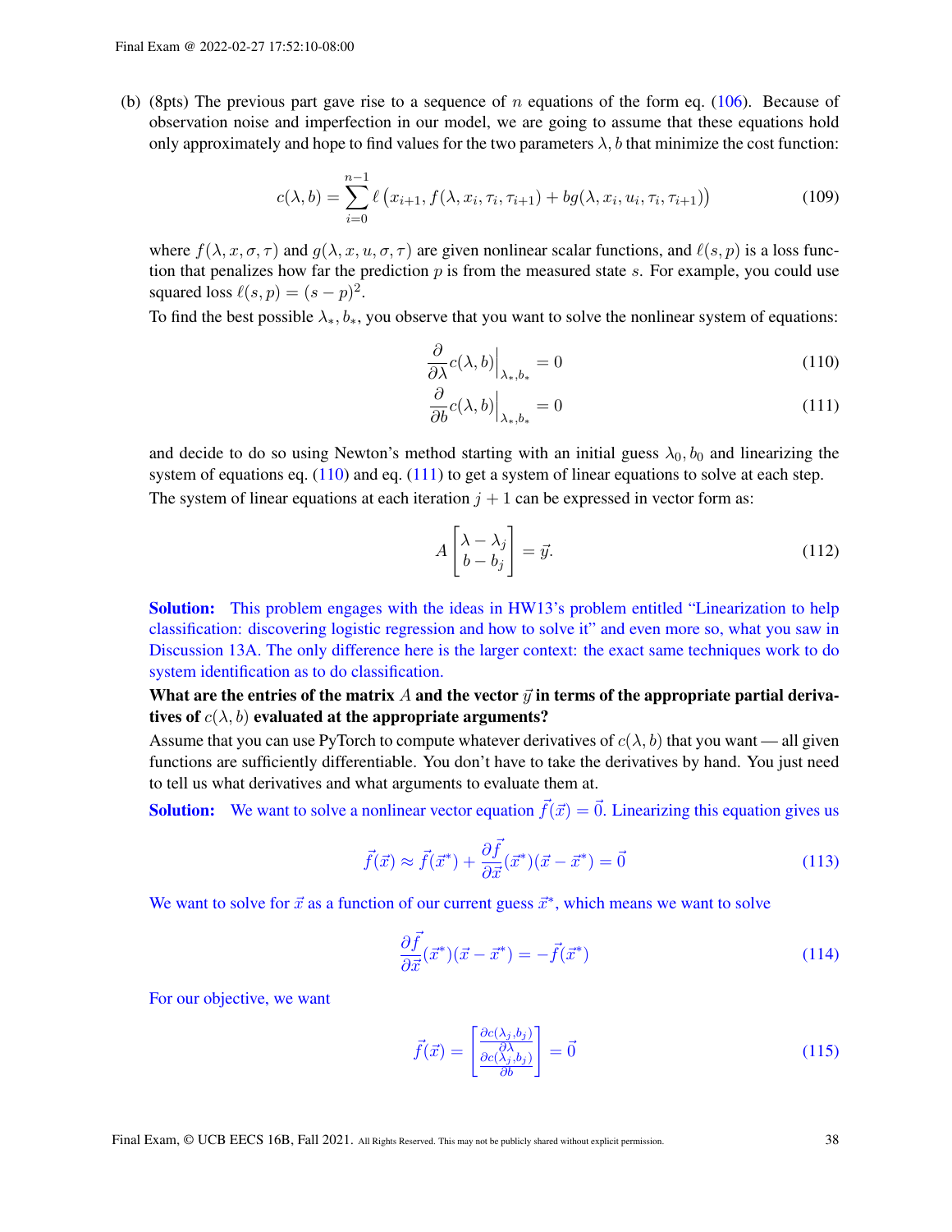(b) (8pts) The previous part gave rise to a sequence of $n$ equations of the form eq. (106). Because of observation noise and imperfection in our model, we are going to assume that these equations hold only approximately and hope to find values for the two parameters $\lambda, b$ that minimize the cost function:

$$c(\lambda, b) = \sum_{i=0}^{n-1} \ell\left(x_{i+1}, f(\lambda, x_i, \tau_i, \tau_{i+1}) + bg(\lambda, x_i, u_i, \tau_i, \tau_{i+1})\right) \tag{109}$$

where $f(\lambda, x, \sigma, \tau)$ and $g(\lambda, x, u, \sigma, \tau)$ are given nonlinear scalar functions, and $\ell(s, p)$ is a loss function that penalizes how far the prediction $p$ is from the measured state $s$. For example, you could use squared loss $\ell(s, p) = (s - p)^2$.

To find the best possible $\lambda_*, b_*$, you observe that you want to solve the nonlinear system of equations:

$$\frac{\partial}{\partial \lambda} c(\lambda, b)\Big|_{\lambda_*, b_*} = 0 \tag{110}$$

$$\frac{\partial}{\partial b} c(\lambda, b)\Big|_{\lambda_*, b_*} = 0 \tag{111}$$

and decide to do so using Newton's method starting with an initial guess $\lambda_0, b_0$ and linearizing the system of equations eq. (110) and eq. (111) to get a system of linear equations to solve at each step.

The system of linear equations at each iteration $j+1$ can be expressed in vector form as:

$$A \begin{bmatrix} \lambda - \lambda_j \\ b - b_j \end{bmatrix} = \vec{y}. \tag{112}$$

**Solution:** This problem engages with the ideas in HW13's problem entitled "Linearization to help classification: discovering logistic regression and how to solve it" and even more so, what you saw in Discussion 13A. The only difference here is the larger context: the exact same techniques work to do system identification as to do classification.

**What are the entries of the matrix $A$ and the vector $\vec{y}$ in terms of the appropriate partial derivatives of $c(\lambda, b)$ evaluated at the appropriate arguments?**

Assume that you can use PyTorch to compute whatever derivatives of $c(\lambda, b)$ that you want — all given functions are sufficiently differentiable. You don't have to take the derivatives by hand. You just need to tell us what derivatives and what arguments to evaluate them at.

**Solution:** We want to solve a nonlinear vector equation $\vec{f}(\vec{x}) = \vec{0}$. Linearizing this equation gives us

$$\vec{f}(\vec{x}) \approx \vec{f}(\vec{x}^*) + \frac{\partial \vec{f}}{\partial \vec{x}}(\vec{x}^*)(\vec{x} - \vec{x}^*) = \vec{0} \tag{113}$$

We want to solve for $\vec{x}$ as a function of our current guess $\vec{x}^*$, which means we want to solve

$$\frac{\partial \vec{f}}{\partial \vec{x}}(\vec{x}^*)(\vec{x} - \vec{x}^*) = -\vec{f}(\vec{x}^*) \tag{114}$$

For our objective, we want

$$\vec{f}(\vec{x}) = \begin{bmatrix} \frac{\partial c(\lambda_j, b_j)}{\partial \lambda} \\ \frac{\partial c(\lambda_j, b_j)}{\partial b} \end{bmatrix} = \vec{0} \tag{115}$$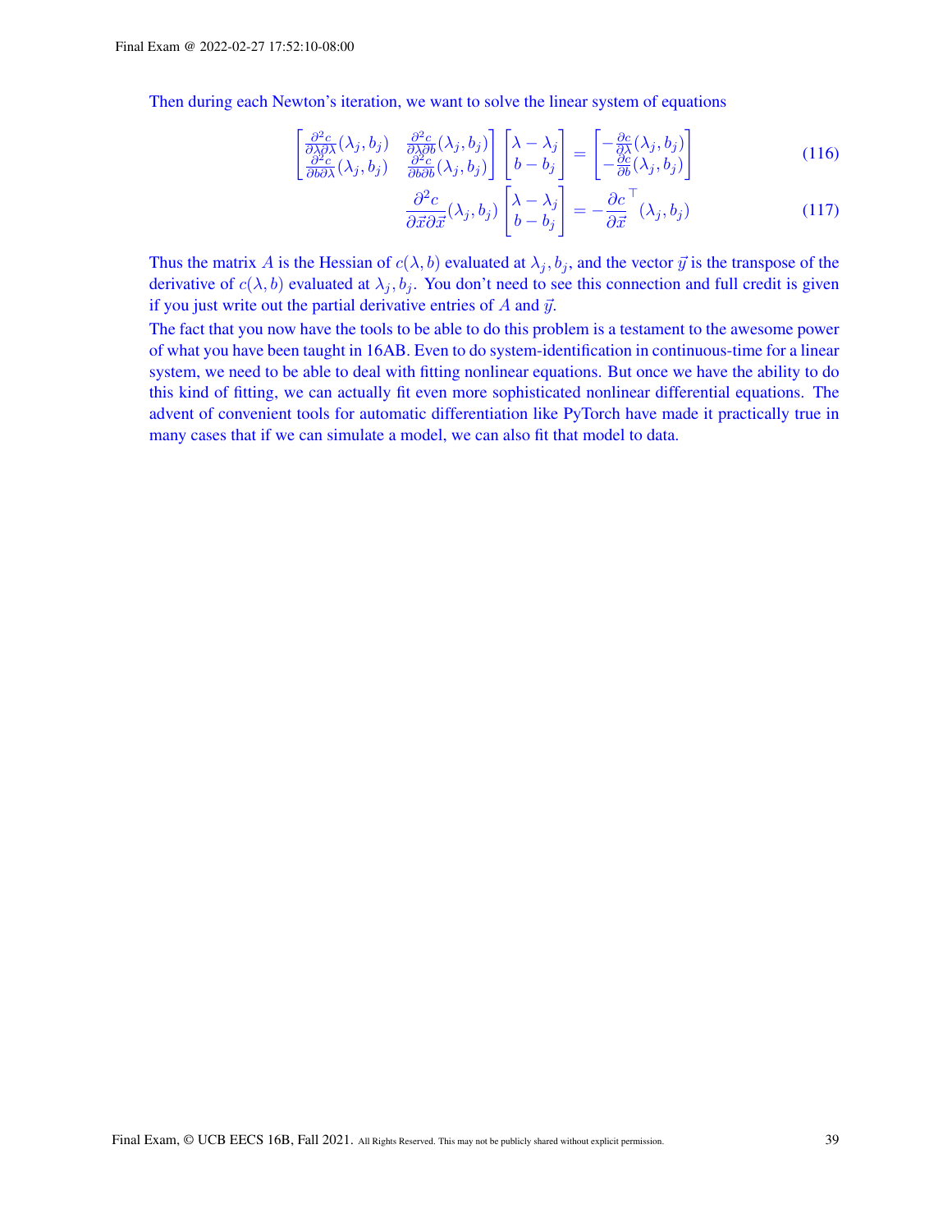Then during each Newton's iteration, we want to solve the linear system of equations

$$
\begin{bmatrix} \frac{\partial^2 c}{\partial \lambda \partial \lambda}(\lambda_j, b_j) & \frac{\partial^2 c}{\partial \lambda \partial b}(\lambda_j, b_j) \\ \frac{\partial^2 c}{\partial b \partial \lambda}(\lambda_j, b_j) & \frac{\partial^2 c}{\partial b \partial b}(\lambda_j, b_j) \end{bmatrix} \begin{bmatrix} \lambda - \lambda_j \\ b - b_j \end{bmatrix} = \begin{bmatrix} -\frac{\partial c}{\partial \lambda}(\lambda_j, b_j) \\ -\frac{\partial c}{\partial b}(\lambda_j, b_j) \end{bmatrix} \tag{116}
$$

$$
\frac{\partial^2 c}{\partial \vec{x} \partial \vec{x}}(\lambda_j, b_j) \begin{bmatrix} \lambda - \lambda_j \\ b - b_j \end{bmatrix} = -\frac{\partial c}{\partial \vec{x}}^\top (\lambda_j, b_j) \tag{117}
$$

Thus the matrix $A$ is the Hessian of $c(\lambda, b)$ evaluated at $\lambda_j, b_j$, and the vector $\vec{y}$ is the transpose of the derivative of $c(\lambda, b)$ evaluated at $\lambda_j, b_j$. You don't need to see this connection and full credit is given if you just write out the partial derivative entries of $A$ and $\vec{y}$.

The fact that you now have the tools to be able to do this problem is a testament to the awesome power of what you have been taught in 16AB. Even to do system-identification in continuous-time for a linear system, we need to be able to deal with fitting nonlinear equations. But once we have the ability to do this kind of fitting, we can actually fit even more sophisticated nonlinear differential equations. The advent of convenient tools for automatic differentiation like PyTorch have made it practically true in many cases that if we can simulate a model, we can also fit that model to data.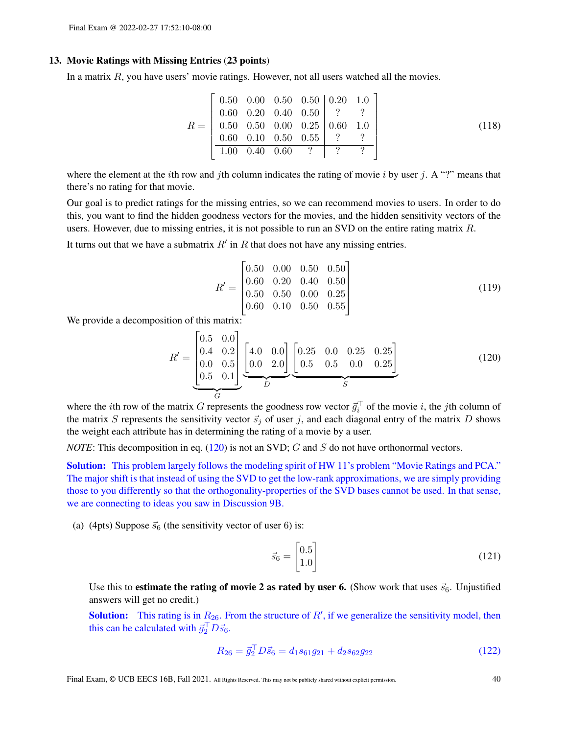## 13. Movie Ratings with Missing Entries (23 points)

In a matrix $R$, you have users' movie ratings. However, not all users watched all the movies.

$$R = \left[\begin{array}{cccc|cc} 0.50 & 0.00 & 0.50 & 0.50 & 0.20 & 1.0 \\ 0.60 & 0.20 & 0.40 & 0.50 & ? & ? \\ 0.50 & 0.50 & 0.00 & 0.25 & 0.60 & 1.0 \\ 0.60 & 0.10 & 0.50 & 0.55 & ? & ? \\ \hline 1.00 & 0.40 & 0.60 & ? & ? & ? \end{array}\right] \tag{118}$$

where the element at the $i$th row and $j$th column indicates the rating of movie $i$ by user $j$. A "?" means that there's no rating for that movie.

Our goal is to predict ratings for the missing entries, so we can recommend movies to users. In order to do this, you want to find the hidden goodness vectors for the movies, and the hidden sensitivity vectors of the users. However, due to missing entries, it is not possible to run an SVD on the entire rating matrix $R$.

It turns out that we have a submatrix $R'$ in $R$ that does not have any missing entries.

$$R' = \begin{bmatrix} 0.50 & 0.00 & 0.50 & 0.50 \\ 0.60 & 0.20 & 0.40 & 0.50 \\ 0.50 & 0.50 & 0.00 & 0.25 \\ 0.60 & 0.10 & 0.50 & 0.55 \end{bmatrix} \tag{119}$$

We provide a decomposition of this matrix:

$$R' = \underbrace{\begin{bmatrix} 0.5 & 0.0 \\ 0.4 & 0.2 \\ 0.0 & 0.5 \\ 0.5 & 0.1 \end{bmatrix}}_{G} \underbrace{\begin{bmatrix} 4.0 & 0.0 \\ 0.0 & 2.0 \end{bmatrix}}_{D} \underbrace{\begin{bmatrix} 0.25 & 0.0 & 0.25 & 0.25 \\ 0.5 & 0.5 & 0.0 & 0.25 \end{bmatrix}}_{S} \tag{120}$$

where the $i$th row of the matrix $G$ represents the goodness row vector $\vec{g}_i^\top$ of the movie $i$, the $j$th column of the matrix $S$ represents the sensitivity vector $\vec{s}_j$ of user $j$, and each diagonal entry of the matrix $D$ shows the weight each attribute has in determining the rating of a movie by a user.

*NOTE*: This decomposition in eq. (120) is not an SVD; $G$ and $S$ do not have orthonormal vectors.

**Solution:** This problem largely follows the modeling spirit of HW 11's problem "Movie Ratings and PCA." The major shift is that instead of using the SVD to get the low-rank approximations, we are simply providing those to you differently so that the orthogonality-properties of the SVD bases cannot be used. In that sense, we are connecting to ideas you saw in Discussion 9B.

(a) (4pts) Suppose $\vec{s}_6$ (the sensitivity vector of user 6) is:

$$\vec{s}_6 = \begin{bmatrix} 0.5 \\ 1.0 \end{bmatrix} \tag{121}$$

Use this to **estimate the rating of movie 2 as rated by user 6.** (Show work that uses $\vec{s}_6$. Unjustified answers will get no credit.)

**Solution:** This rating is in $R_{26}$. From the structure of $R'$, if we generalize the sensitivity model, then this can be calculated with $\vec{g}_2^\top D \vec{s}_6$.

$$R_{26} = \vec{g}_2^\top D \vec{s}_6 = d_1 s_{61} g_{21} + d_2 s_{62} g_{22} \tag{122}$$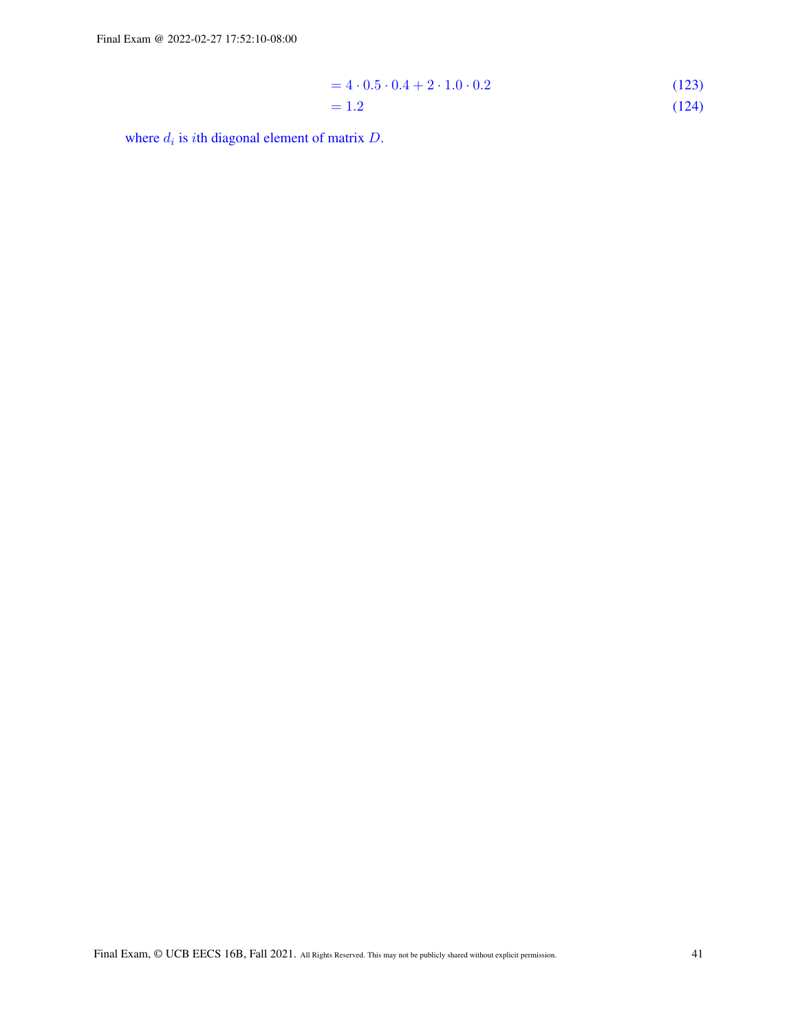$$= 4 \cdot 0.5 \cdot 0.4 + 2 \cdot 1.0 \cdot 0.2 \tag{123}$$

$$= 1.2 \tag{124}$$

where $d_i$ is $i$th diagonal element of matrix $D$.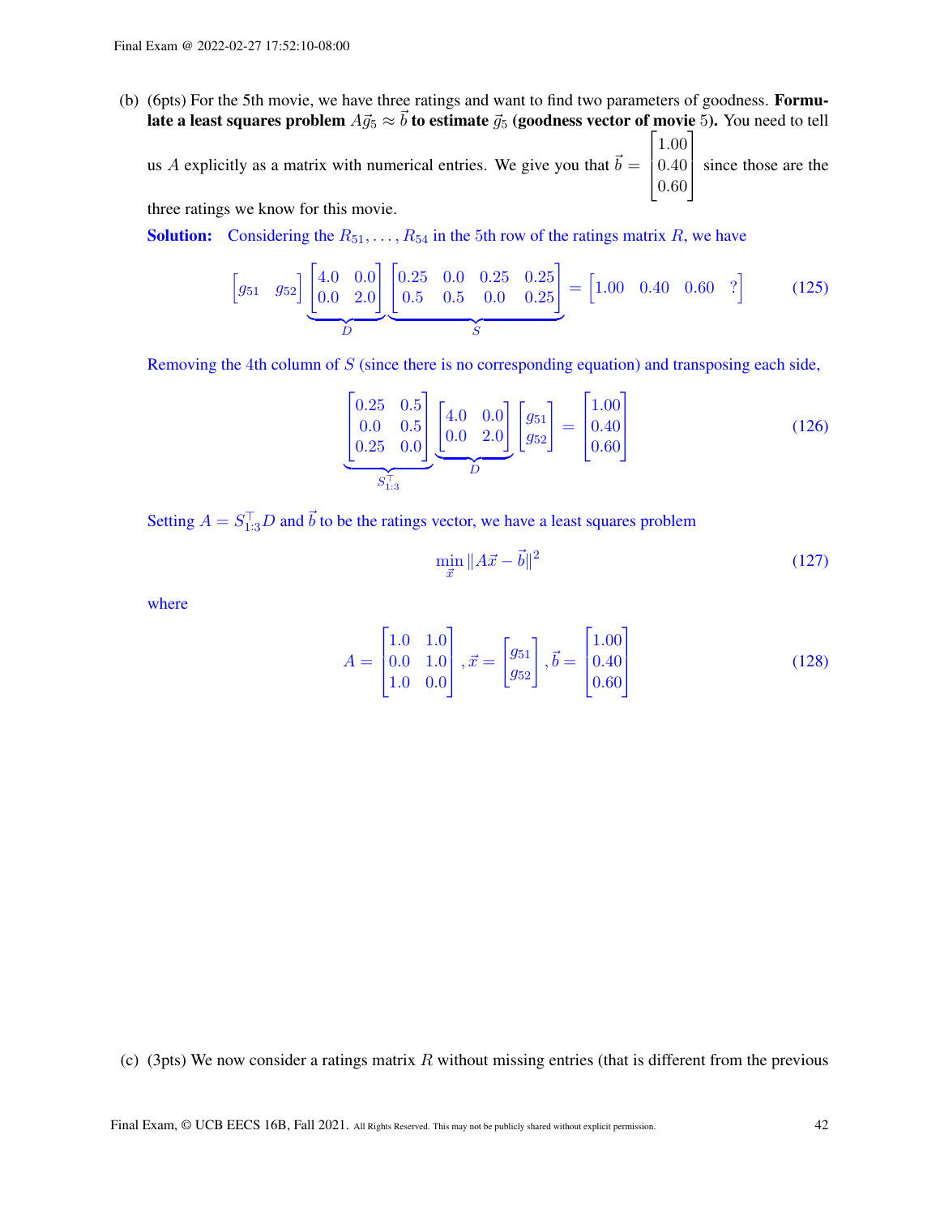(b) (6pts) For the 5th movie, we have three ratings and want to find two parameters of goodness. **Formulate a least squares problem $A\vec{g}_5 \approx \vec{b}$ to estimate $\vec{g}_5$ (goodness vector of movie 5).** You need to tell us $A$ explicitly as a matrix with numerical entries. We give you that $\vec{b} = \begin{bmatrix} 1.00 \\ 0.40 \\ 0.60 \end{bmatrix}$ since those are the three ratings we know for this movie.

**Solution:** Considering the $R_{51}, \ldots, R_{54}$ in the 5th row of the ratings matrix $R$, we have

$$\begin{bmatrix} g_{51} & g_{52} \end{bmatrix} \underbrace{\begin{bmatrix} 4.0 & 0.0 \\ 0.0 & 2.0 \end{bmatrix}}_{D} \underbrace{\begin{bmatrix} 0.25 & 0.0 & 0.25 & 0.25 \\ 0.5 & 0.5 & 0.0 & 0.25 \end{bmatrix}}_{S} = \begin{bmatrix} 1.00 & 0.40 & 0.60 & ? \end{bmatrix} \tag{125}$$

Removing the 4th column of $S$ (since there is no corresponding equation) and transposing each side,

$$\underbrace{\begin{bmatrix} 0.25 & 0.5 \\ 0.0 & 0.5 \\ 0.25 & 0.0 \end{bmatrix}}_{S_{1:3}^{\top}} \underbrace{\begin{bmatrix} 4.0 & 0.0 \\ 0.0 & 2.0 \end{bmatrix}}_{D} \begin{bmatrix} g_{51} \\ g_{52} \end{bmatrix} = \begin{bmatrix} 1.00 \\ 0.40 \\ 0.60 \end{bmatrix} \tag{126}$$

Setting $A = S_{1:3}^{\top} D$ and $\vec{b}$ to be the ratings vector, we have a least squares problem

$$\min_{\vec{x}} \|A\vec{x} - \vec{b}\|^2 \tag{127}$$

where

$$A = \begin{bmatrix} 1.0 & 1.0 \\ 0.0 & 1.0 \\ 1.0 & 0.0 \end{bmatrix}, \vec{x} = \begin{bmatrix} g_{51} \\ g_{52} \end{bmatrix}, \vec{b} = \begin{bmatrix} 1.00 \\ 0.40 \\ 0.60 \end{bmatrix} \tag{128}$$

(c) (3pts) We now consider a ratings matrix $R$ without missing entries (that is different from the previous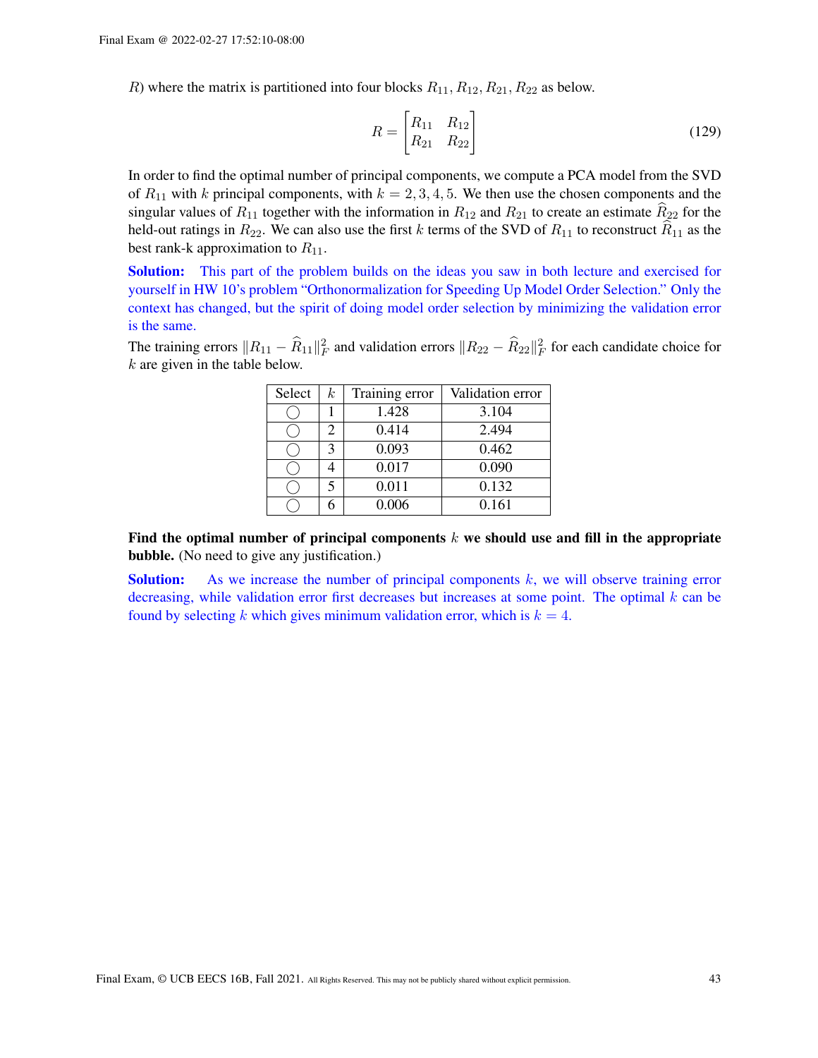$R$) where the matrix is partitioned into four blocks $R_{11}, R_{12}, R_{21}, R_{22}$ as below.

$$R = \begin{bmatrix} R_{11} & R_{12} \\ R_{21} & R_{22} \end{bmatrix} \tag{129}$$

In order to find the optimal number of principal components, we compute a PCA model from the SVD of $R_{11}$ with $k$ principal components, with $k = 2, 3, 4, 5$. We then use the chosen components and the singular values of $R_{11}$ together with the information in $R_{12}$ and $R_{21}$ to create an estimate $\widehat{R}_{22}$ for the held-out ratings in $R_{22}$. We can also use the first $k$ terms of the SVD of $R_{11}$ to reconstruct $\widehat{R}_{11}$ as the best rank-k approximation to $R_{11}$.

**Solution:** This part of the problem builds on the ideas you saw in both lecture and exercised for yourself in HW 10's problem "Orthonormalization for Speeding Up Model Order Selection." Only the context has changed, but the spirit of doing model order selection by minimizing the validation error is the same.

The training errors $\|R_{11} - \widehat{R}_{11}\|_F^2$ and validation errors $\|R_{22} - \widehat{R}_{22}\|_F^2$ for each candidate choice for $k$ are given in the table below.

| Select | $k$ | Training error | Validation error |
|---|---|---|---|
| ◯ | 1 | 1.428 | 3.104 |
| ◯ | 2 | 0.414 | 2.494 |
| ◯ | 3 | 0.093 | 0.462 |
| ◯ | 4 | 0.017 | 0.090 |
| ◯ | 5 | 0.011 | 0.132 |
| ◯ | 6 | 0.006 | 0.161 |

**Find the optimal number of principal components $k$ we should use and fill in the appropriate bubble.** (No need to give any justification.)

**Solution:** As we increase the number of principal components $k$, we will observe training error decreasing, while validation error first decreases but increases at some point. The optimal $k$ can be found by selecting $k$ which gives minimum validation error, which is $k = 4$.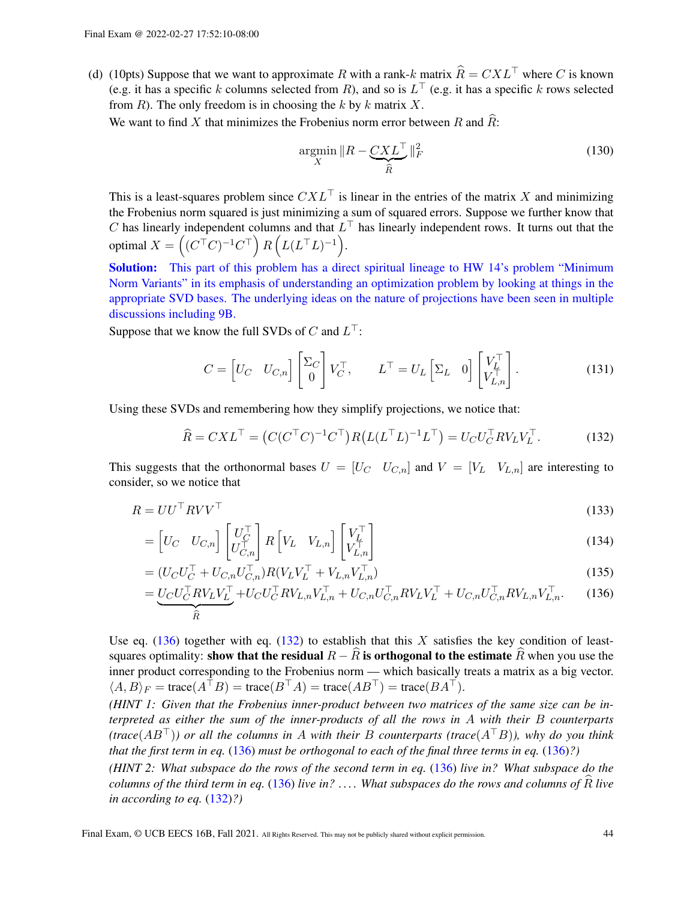(d) (10pts) Suppose that we want to approximate $R$ with a rank-$k$ matrix $\widehat{R} = CXL^\top$ where $C$ is known (e.g. it has a specific $k$ columns selected from $R$), and so is $L^\top$ (e.g. it has a specific $k$ rows selected from $R$). The only freedom is in choosing the $k$ by $k$ matrix $X$.

We want to find $X$ that minimizes the Frobenius norm error between $R$ and $\widehat{R}$:

$$\underset{X}{\operatorname{argmin}} \|R - \underbrace{CXL^\top}_{\widehat{R}}\|_F^2 \tag{130}$$

This is a least-squares problem since $CXL^\top$ is linear in the entries of the matrix $X$ and minimizing the Frobenius norm squared is just minimizing a sum of squared errors. Suppose we further know that $C$ has linearly independent columns and that $L^\top$ has linearly independent rows. It turns out that the optimal $X = \left((C^\top C)^{-1}C^\top\right) R \left(L(L^\top L)^{-1}\right)$.

**Solution:** This part of this problem has a direct spiritual lineage to HW 14's problem "Minimum Norm Variants" in its emphasis of understanding an optimization problem by looking at things in the appropriate SVD bases. The underlying ideas on the nature of projections have been seen in multiple discussions including 9B.

Suppose that we know the full SVDs of $C$ and $L^\top$:

$$C = \begin{bmatrix} U_C & U_{C,n} \end{bmatrix} \begin{bmatrix} \Sigma_C \\ 0 \end{bmatrix} V_C^\top, \qquad L^\top = U_L \begin{bmatrix} \Sigma_L & 0 \end{bmatrix} \begin{bmatrix} V_L^\top \\ V_{L,n}^\top \end{bmatrix}. \tag{131}$$

Using these SVDs and remembering how they simplify projections, we notice that:

$$\widehat{R} = CXL^\top = \left(C(C^\top C)^{-1}C^\top\right)R\left(L(L^\top L)^{-1}L^\top\right) = U_C U_C^\top R V_L V_L^\top. \tag{132}$$

This suggests that the orthonormal bases $U = [U_C \quad U_{C,n}]$ and $V = [V_L \quad V_{L,n}]$ are interesting to consider, so we notice that

$$R = UU^\top RVV^\top \tag{133}$$

$$= \begin{bmatrix} U_C & U_{C,n} \end{bmatrix} \begin{bmatrix} U_C^\top \\ U_{C,n}^\top \end{bmatrix} R \begin{bmatrix} V_L & V_{L,n} \end{bmatrix} \begin{bmatrix} V_L^\top \\ V_{L,n}^\top \end{bmatrix} \tag{134}$$

$$= (U_C U_C^\top + U_{C,n}U_{C,n}^\top)R(V_L V_L^\top + V_{L,n}V_{L,n}^\top) \tag{135}$$

$$= \underbrace{U_C U_C^\top R V_L V_L^\top}_{\widehat{R}} + U_C U_C^\top R V_{L,n} V_{L,n}^\top + U_{C,n}U_{C,n}^\top R V_L V_L^\top + U_{C,n}U_{C,n}^\top R V_{L,n} V_{L,n}^\top. \tag{136}$$

Use eq. (136) together with eq. (132) to establish that this $X$ satisfies the key condition of least-squares optimality: **show that the residual $R - \widehat{R}$ is orthogonal to the estimate $\widehat{R}$** when you use the inner product corresponding to the Frobenius norm — which basically treats a matrix as a big vector. $\langle A, B \rangle_F = \text{trace}(A^\top B) = \text{trace}(B^\top A) = \text{trace}(AB^\top) = \text{trace}(BA^\top)$.

*(HINT 1: Given that the Frobenius inner-product between two matrices of the same size can be interpreted as either the sum of the inner-products of all the rows in $A$ with their $B$ counterparts (trace($AB^\top$)) or all the columns in $A$ with their $B$ counterparts (trace($A^\top B$)), why do you think that the first term in eq. (136) must be orthogonal to each of the final three terms in eq. (136)?)*

*(HINT 2: What subspace do the rows of the second term in eq. (136) live in? What subspace do the columns of the third term in eq. (136) live in? .... What subspaces do the rows and columns of $\widehat{R}$ live in according to eq. (132)?)*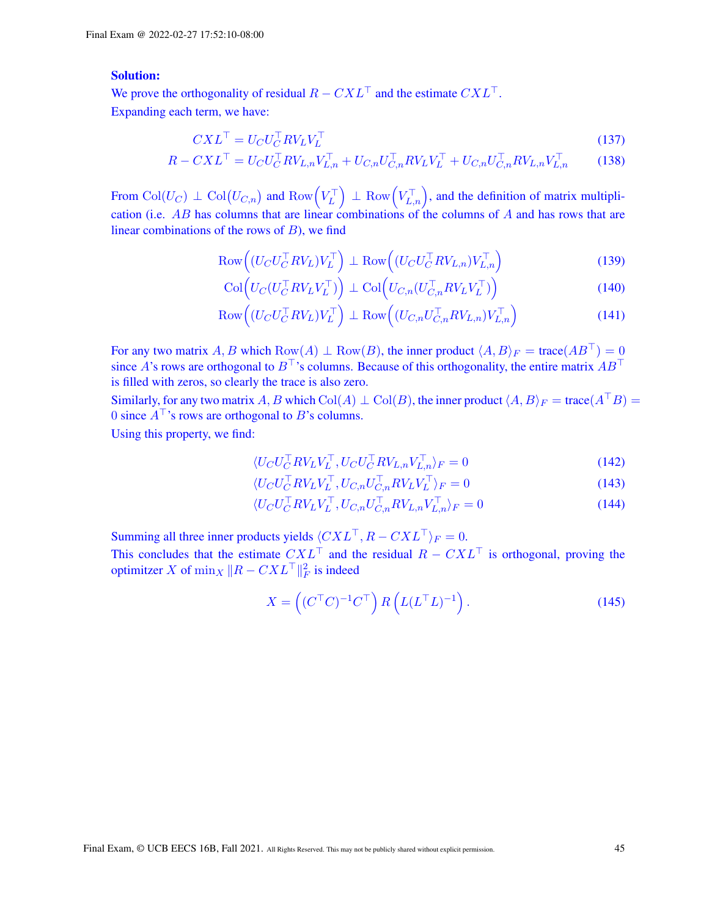**Solution:**

We prove the orthogonality of residual $R - CXL^\top$ and the estimate $CXL^\top$.

Expanding each term, we have:

$$CXL^\top = U_C U_C^\top R V_L V_L^\top \tag{137}$$

$$R - CXL^\top = U_C U_C^\top R V_{L,n} V_{L,n}^\top + U_{C,n} U_{C,n}^\top R V_L V_L^\top + U_{C,n} U_{C,n}^\top R V_{L,n} V_{L,n}^\top \tag{138}$$

From $\mathrm{Col}(U_C) \perp \mathrm{Col}(U_{C,n})$ and $\mathrm{Row}\left(V_L^\top\right) \perp \mathrm{Row}\left(V_{L,n}^\top\right)$, and the definition of matrix multiplication (i.e. $AB$ has columns that are linear combinations of the columns of $A$ and has rows that are linear combinations of the rows of $B$), we find

$$\mathrm{Row}\left((U_C U_C^\top R V_L) V_L^\top\right) \perp \mathrm{Row}\left((U_C U_C^\top R V_{L,n}) V_{L,n}^\top\right) \tag{139}$$

$$\mathrm{Col}\left(U_C (U_C^\top R V_L V_L^\top)\right) \perp \mathrm{Col}\left(U_{C,n} (U_{C,n}^\top R V_L V_L^\top)\right) \tag{140}$$

$$\mathrm{Row}\left((U_C U_C^\top R V_L) V_L^\top\right) \perp \mathrm{Row}\left((U_{C,n} U_{C,n}^\top R V_{L,n}) V_{L,n}^\top\right) \tag{141}$$

For any two matrix $A, B$ which $\mathrm{Row}(A) \perp \mathrm{Row}(B)$, the inner product $\langle A, B \rangle_F = \mathrm{trace}(AB^\top) = 0$ since $A$'s rows are orthogonal to $B^\top$'s columns. Because of this orthogonality, the entire matrix $AB^\top$ is filled with zeros, so clearly the trace is also zero.

Similarly, for any two matrix $A, B$ which $\mathrm{Col}(A) \perp \mathrm{Col}(B)$, the inner product $\langle A, B \rangle_F = \mathrm{trace}(A^\top B) = 0$ since $A^\top$'s rows are orthogonal to $B$'s columns.

Using this property, we find:

$$\langle U_C U_C^\top R V_L V_L^\top, U_C U_C^\top R V_{L,n} V_{L,n}^\top \rangle_F = 0 \tag{142}$$

$$\langle U_C U_C^\top R V_L V_L^\top, U_{C,n} U_{C,n}^\top R V_L V_L^\top \rangle_F = 0 \tag{143}$$

$$\langle U_C U_C^\top R V_L V_L^\top, U_{C,n} U_{C,n}^\top R V_{L,n} V_{L,n}^\top \rangle_F = 0 \tag{144}$$

Summing all three inner products yields $\langle CXL^\top, R - CXL^\top \rangle_F = 0$.

This concludes that the estimate $CXL^\top$ and the residual $R - CXL^\top$ is orthogonal, proving the optimitzer $X$ of $\min_X \|R - CXL^\top\|_F^2$ is indeed

$$X = \left((C^\top C)^{-1} C^\top\right) R \left(L (L^\top L)^{-1}\right). \tag{145}$$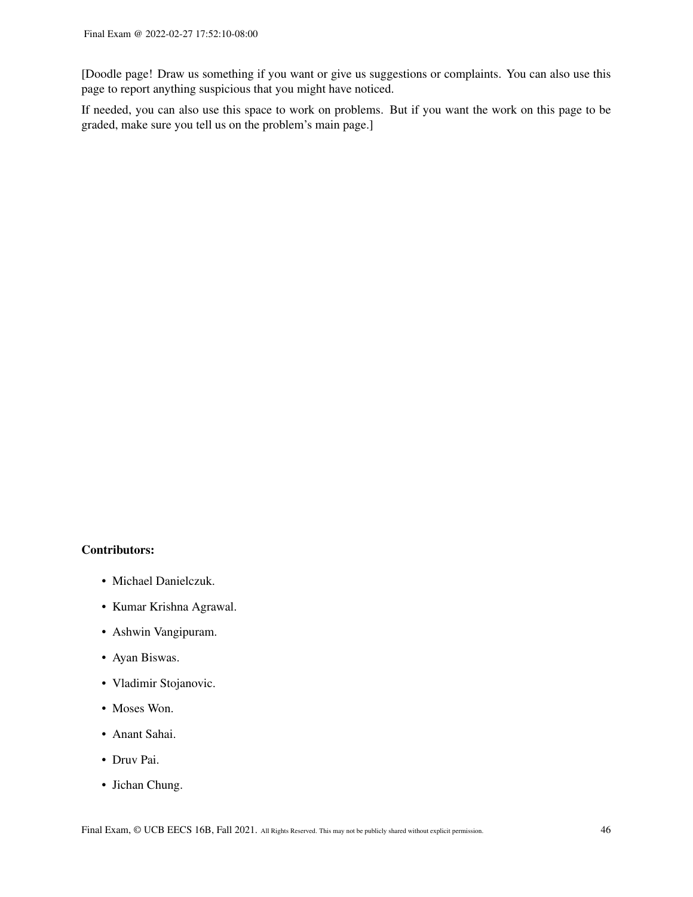[Doodle page! Draw us something if you want or give us suggestions or complaints. You can also use this page to report anything suspicious that you might have noticed.

If needed, you can also use this space to work on problems. But if you want the work on this page to be graded, make sure you tell us on the problem's main page.]

**Contributors:**

- Michael Danielczuk.
- Kumar Krishna Agrawal.
- Ashwin Vangipuram.
- Ayan Biswas.
- Vladimir Stojanovic.
- Moses Won.
- Anant Sahai.
- Druv Pai.
- Jichan Chung.